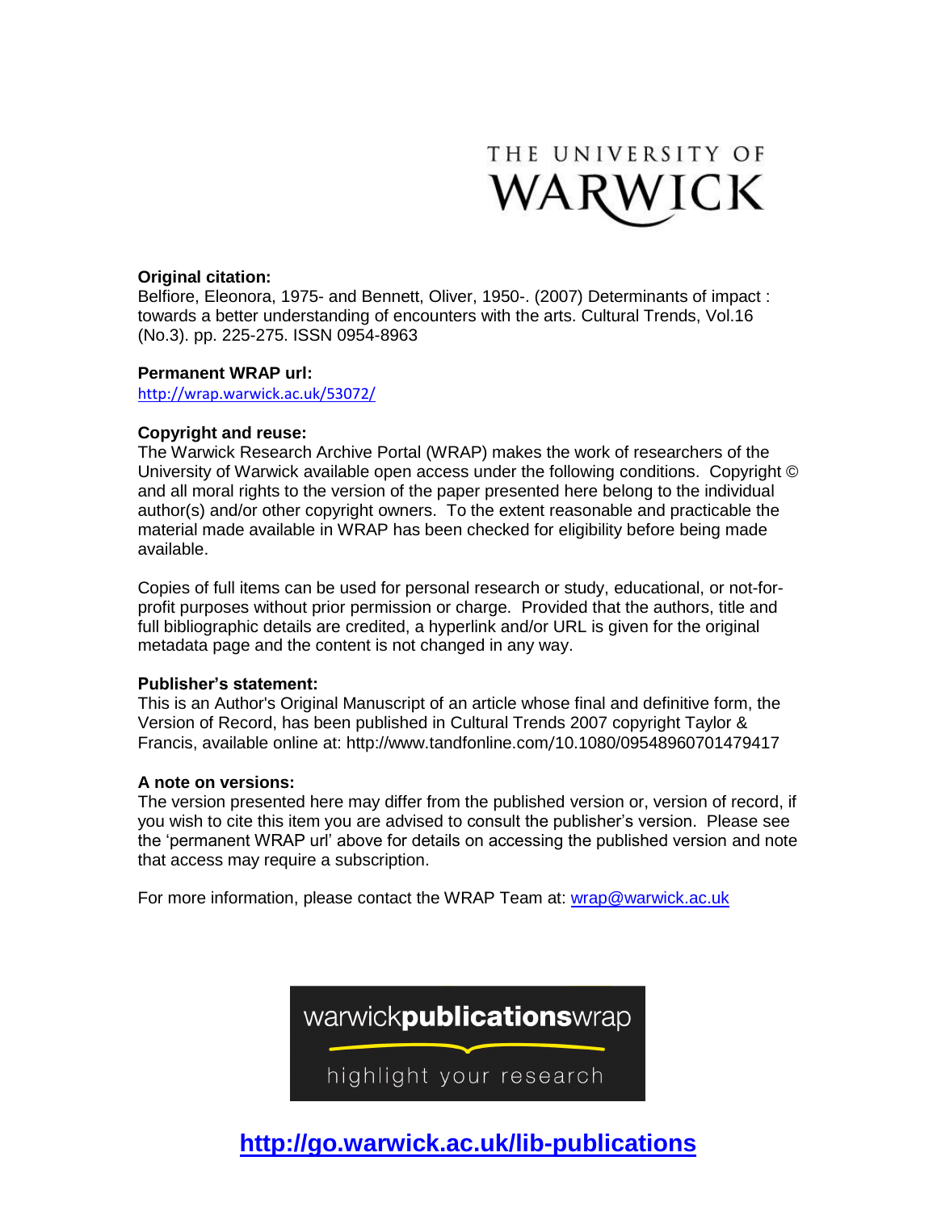THE UNIVERSITY OF WARWICK

**Original citation:**

Belfiore, Eleonora, 1975- and Bennett, Oliver, 1950-. (2007) Determinants of impact : towards a better understanding of encounters with the arts. Cultural Trends, Vol.16 (No.3). pp. 225-275. ISSN 0954-8963

**Permanent WRAP url:**

http://wrap.warwick.ac.uk/53072/

**Copyright and reuse:**

The Warwick Research Archive Portal (WRAP) makes the work of researchers of the University of Warwick available open access under the following conditions. Copyright © and all moral rights to the version of the paper presented here belong to the individual author(s) and/or other copyright owners. To the extent reasonable and practicable the material made available in WRAP has been checked for eligibility before being made available.

Copies of full items can be used for personal research or study, educational, or not-for-profit purposes without prior permission or charge. Provided that the authors, title and full bibliographic details are credited, a hyperlink and/or URL is given for the original metadata page and the content is not changed in any way.

**Publisher's statement:**

This is an Author's Original Manuscript of an article whose final and definitive form, the Version of Record, has been published in Cultural Trends 2007 copyright Taylor & Francis, available online at: http://www.tandfonline.com/10.1080/09548960701479417

**A note on versions:**

The version presented here may differ from the published version or, version of record, if you wish to cite this item you are advised to consult the publisher's version. Please see the 'permanent WRAP url' above for details on accessing the published version and note that access may require a subscription.

For more information, please contact the WRAP Team at: wrap@warwick.ac.uk

warwick**publications**wrap

highlight your research

**http://go.warwick.ac.uk/lib-publications**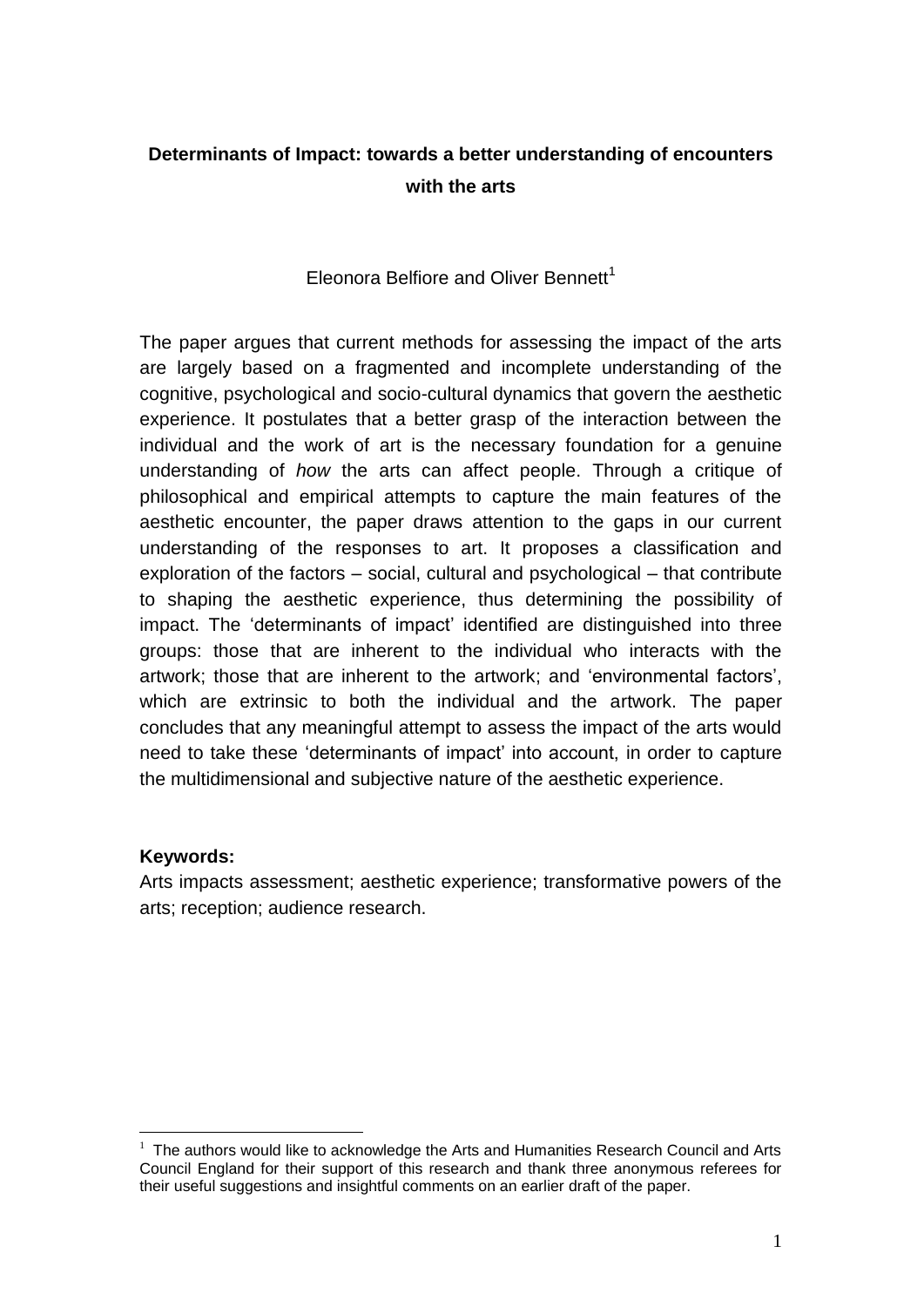**Determinants of Impact: towards a better understanding of encounters with the arts**

Eleonora Belfiore and Oliver Bennett[1]

The paper argues that current methods for assessing the impact of the arts are largely based on a fragmented and incomplete understanding of the cognitive, psychological and socio-cultural dynamics that govern the aesthetic experience. It postulates that a better grasp of the interaction between the individual and the work of art is the necessary foundation for a genuine understanding of *how* the arts can affect people. Through a critique of philosophical and empirical attempts to capture the main features of the aesthetic encounter, the paper draws attention to the gaps in our current understanding of the responses to art. It proposes a classification and exploration of the factors – social, cultural and psychological – that contribute to shaping the aesthetic experience, thus determining the possibility of impact. The 'determinants of impact' identified are distinguished into three groups: those that are inherent to the individual who interacts with the artwork; those that are inherent to the artwork; and 'environmental factors', which are extrinsic to both the individual and the artwork. The paper concludes that any meaningful attempt to assess the impact of the arts would need to take these 'determinants of impact' into account, in order to capture the multidimensional and subjective nature of the aesthetic experience.

**Keywords:**
Arts impacts assessment; aesthetic experience; transformative powers of the arts; reception; audience research.

[1] The authors would like to acknowledge the Arts and Humanities Research Council and Arts Council England for their support of this research and thank three anonymous referees for their useful suggestions and insightful comments on an earlier draft of the paper.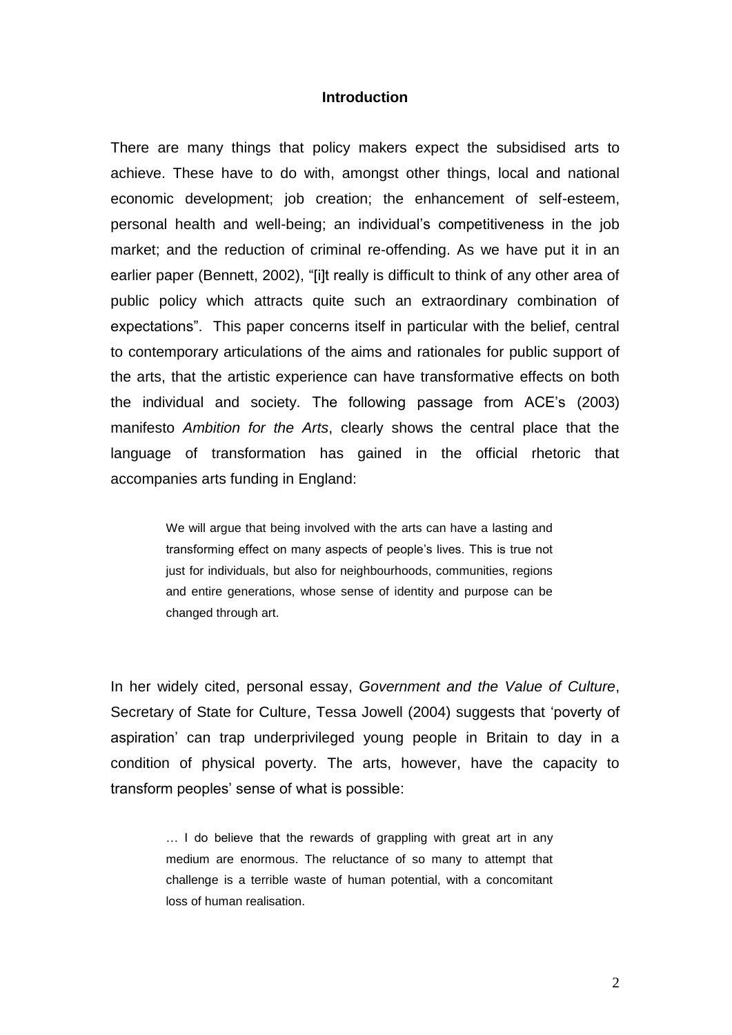## Introduction

There are many things that policy makers expect the subsidised arts to achieve. These have to do with, amongst other things, local and national economic development; job creation; the enhancement of self-esteem, personal health and well-being; an individual's competitiveness in the job market; and the reduction of criminal re-offending. As we have put it in an earlier paper (Bennett, 2002), "[i]t really is difficult to think of any other area of public policy which attracts quite such an extraordinary combination of expectations". This paper concerns itself in particular with the belief, central to contemporary articulations of the aims and rationales for public support of the arts, that the artistic experience can have transformative effects on both the individual and society. The following passage from ACE's (2003) manifesto *Ambition for the Arts*, clearly shows the central place that the language of transformation has gained in the official rhetoric that accompanies arts funding in England:

> We will argue that being involved with the arts can have a lasting and transforming effect on many aspects of people's lives. This is true not just for individuals, but also for neighbourhoods, communities, regions and entire generations, whose sense of identity and purpose can be changed through art.

In her widely cited, personal essay, *Government and the Value of Culture*, Secretary of State for Culture, Tessa Jowell (2004) suggests that 'poverty of aspiration' can trap underprivileged young people in Britain to day in a condition of physical poverty. The arts, however, have the capacity to transform peoples' sense of what is possible:

> … I do believe that the rewards of grappling with great art in any medium are enormous. The reluctance of so many to attempt that challenge is a terrible waste of human potential, with a concomitant loss of human realisation.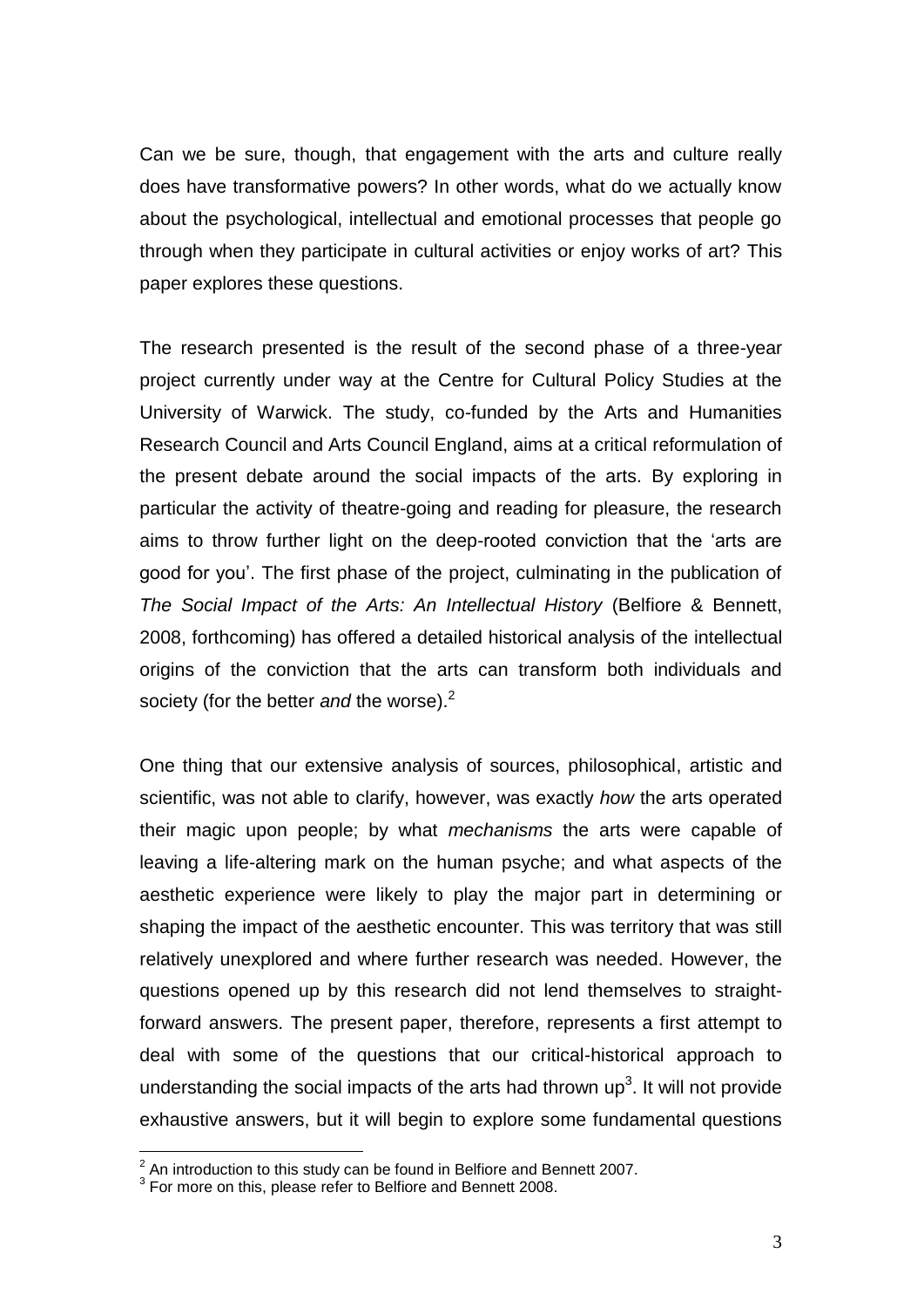Can we be sure, though, that engagement with the arts and culture really does have transformative powers? In other words, what do we actually know about the psychological, intellectual and emotional processes that people go through when they participate in cultural activities or enjoy works of art? This paper explores these questions.

The research presented is the result of the second phase of a three-year project currently under way at the Centre for Cultural Policy Studies at the University of Warwick. The study, co-funded by the Arts and Humanities Research Council and Arts Council England, aims at a critical reformulation of the present debate around the social impacts of the arts. By exploring in particular the activity of theatre-going and reading for pleasure, the research aims to throw further light on the deep-rooted conviction that the 'arts are good for you'. The first phase of the project, culminating in the publication of *The Social Impact of the Arts: An Intellectual History* (Belfiore & Bennett, 2008, forthcoming) has offered a detailed historical analysis of the intellectual origins of the conviction that the arts can transform both individuals and society (for the better *and* the worse).[2]

One thing that our extensive analysis of sources, philosophical, artistic and scientific, was not able to clarify, however, was exactly *how* the arts operated their magic upon people; by what *mechanisms* the arts were capable of leaving a life-altering mark on the human psyche; and what aspects of the aesthetic experience were likely to play the major part in determining or shaping the impact of the aesthetic encounter. This was territory that was still relatively unexplored and where further research was needed. However, the questions opened up by this research did not lend themselves to straight-forward answers. The present paper, therefore, represents a first attempt to deal with some of the questions that our critical-historical approach to understanding the social impacts of the arts had thrown up[3]. It will not provide exhaustive answers, but it will begin to explore some fundamental questions

[2] An introduction to this study can be found in Belfiore and Bennett 2007.

[3] For more on this, please refer to Belfiore and Bennett 2008.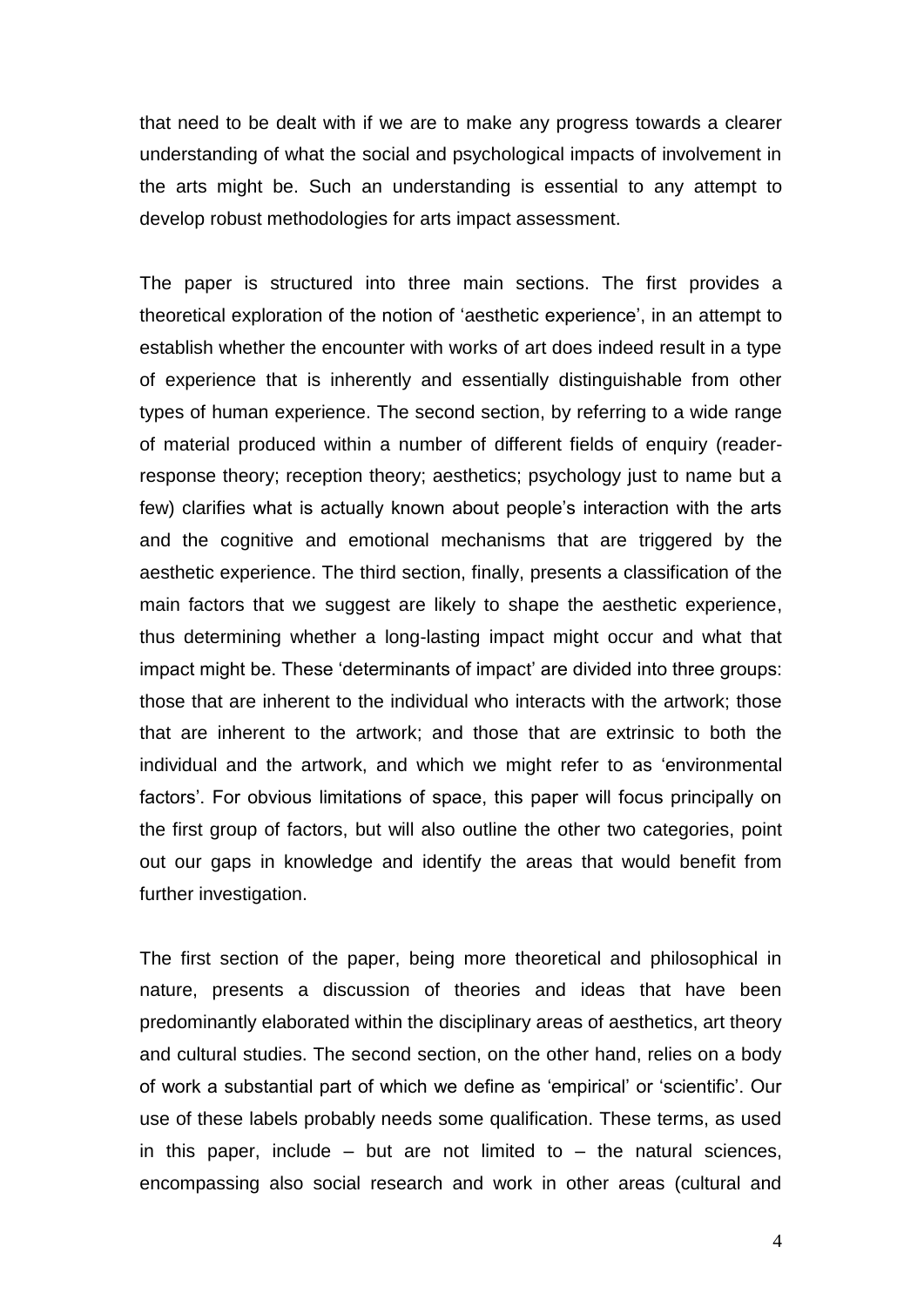that need to be dealt with if we are to make any progress towards a clearer understanding of what the social and psychological impacts of involvement in the arts might be. Such an understanding is essential to any attempt to develop robust methodologies for arts impact assessment.

The paper is structured into three main sections. The first provides a theoretical exploration of the notion of 'aesthetic experience', in an attempt to establish whether the encounter with works of art does indeed result in a type of experience that is inherently and essentially distinguishable from other types of human experience. The second section, by referring to a wide range of material produced within a number of different fields of enquiry (reader-response theory; reception theory; aesthetics; psychology just to name but a few) clarifies what is actually known about people's interaction with the arts and the cognitive and emotional mechanisms that are triggered by the aesthetic experience. The third section, finally, presents a classification of the main factors that we suggest are likely to shape the aesthetic experience, thus determining whether a long-lasting impact might occur and what that impact might be. These 'determinants of impact' are divided into three groups: those that are inherent to the individual who interacts with the artwork; those that are inherent to the artwork; and those that are extrinsic to both the individual and the artwork, and which we might refer to as 'environmental factors'. For obvious limitations of space, this paper will focus principally on the first group of factors, but will also outline the other two categories, point out our gaps in knowledge and identify the areas that would benefit from further investigation.

The first section of the paper, being more theoretical and philosophical in nature, presents a discussion of theories and ideas that have been predominantly elaborated within the disciplinary areas of aesthetics, art theory and cultural studies. The second section, on the other hand, relies on a body of work a substantial part of which we define as 'empirical' or 'scientific'. Our use of these labels probably needs some qualification. These terms, as used in this paper, include – but are not limited to – the natural sciences, encompassing also social research and work in other areas (cultural and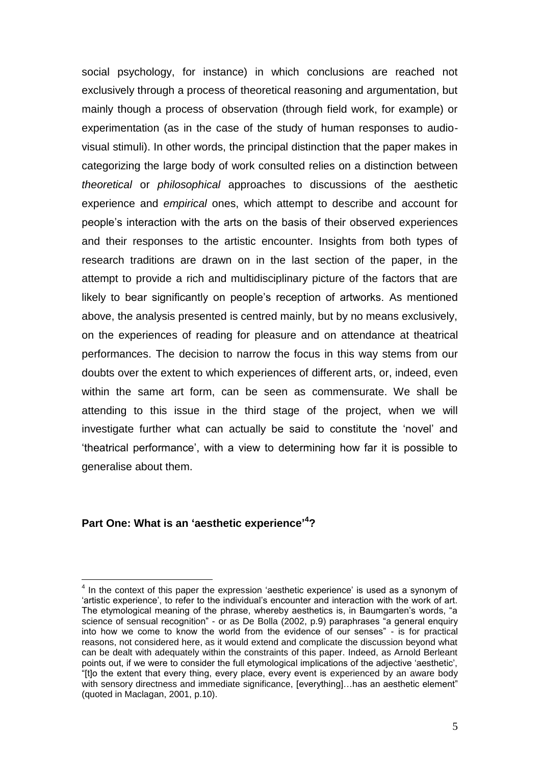social psychology, for instance) in which conclusions are reached not exclusively through a process of theoretical reasoning and argumentation, but mainly though a process of observation (through field work, for example) or experimentation (as in the case of the study of human responses to audio-visual stimuli). In other words, the principal distinction that the paper makes in categorizing the large body of work consulted relies on a distinction between *theoretical* or *philosophical* approaches to discussions of the aesthetic experience and *empirical* ones, which attempt to describe and account for people's interaction with the arts on the basis of their observed experiences and their responses to the artistic encounter. Insights from both types of research traditions are drawn on in the last section of the paper, in the attempt to provide a rich and multidisciplinary picture of the factors that are likely to bear significantly on people's reception of artworks. As mentioned above, the analysis presented is centred mainly, but by no means exclusively, on the experiences of reading for pleasure and on attendance at theatrical performances. The decision to narrow the focus in this way stems from our doubts over the extent to which experiences of different arts, or, indeed, even within the same art form, can be seen as commensurate. We shall be attending to this issue in the third stage of the project, when we will investigate further what can actually be said to constitute the 'novel' and 'theatrical performance', with a view to determining how far it is possible to generalise about them.

## Part One: What is an 'aesthetic experience'[4]?

[4] In the context of this paper the expression 'aesthetic experience' is used as a synonym of 'artistic experience', to refer to the individual's encounter and interaction with the work of art. The etymological meaning of the phrase, whereby aesthetics is, in Baumgarten's words, "a science of sensual recognition" - or as De Bolla (2002, p.9) paraphrases "a general enquiry into how we come to know the world from the evidence of our senses" - is for practical reasons, not considered here, as it would extend and complicate the discussion beyond what can be dealt with adequately within the constraints of this paper. Indeed, as Arnold Berleant points out, if we were to consider the full etymological implications of the adjective 'aesthetic', "[t]o the extent that every thing, every place, every event is experienced by an aware body with sensory directness and immediate significance, [everything]…has an aesthetic element" (quoted in Maclagan, 2001, p.10).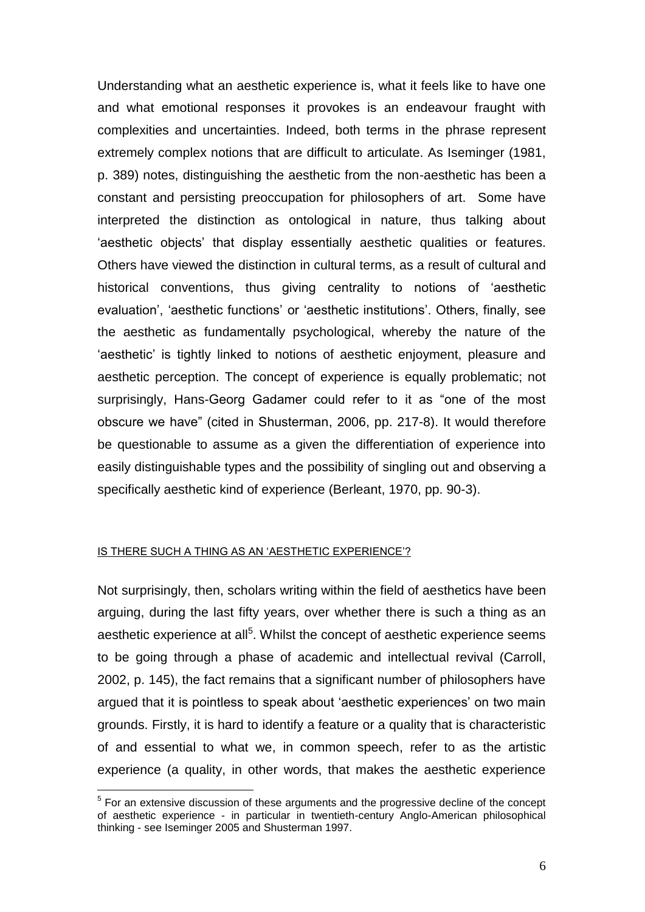Understanding what an aesthetic experience is, what it feels like to have one and what emotional responses it provokes is an endeavour fraught with complexities and uncertainties. Indeed, both terms in the phrase represent extremely complex notions that are difficult to articulate. As Iseminger (1981, p. 389) notes, distinguishing the aesthetic from the non-aesthetic has been a constant and persisting preoccupation for philosophers of art. Some have interpreted the distinction as ontological in nature, thus talking about 'aesthetic objects' that display essentially aesthetic qualities or features. Others have viewed the distinction in cultural terms, as a result of cultural and historical conventions, thus giving centrality to notions of 'aesthetic evaluation', 'aesthetic functions' or 'aesthetic institutions'. Others, finally, see the aesthetic as fundamentally psychological, whereby the nature of the 'aesthetic' is tightly linked to notions of aesthetic enjoyment, pleasure and aesthetic perception. The concept of experience is equally problematic; not surprisingly, Hans-Georg Gadamer could refer to it as "one of the most obscure we have" (cited in Shusterman, 2006, pp. 217-8). It would therefore be questionable to assume as a given the differentiation of experience into easily distinguishable types and the possibility of singling out and observing a specifically aesthetic kind of experience (Berleant, 1970, pp. 90-3).

## IS THERE SUCH A THING AS AN 'AESTHETIC EXPERIENCE'?

Not surprisingly, then, scholars writing within the field of aesthetics have been arguing, during the last fifty years, over whether there is such a thing as an aesthetic experience at all[5]. Whilst the concept of aesthetic experience seems to be going through a phase of academic and intellectual revival (Carroll, 2002, p. 145), the fact remains that a significant number of philosophers have argued that it is pointless to speak about 'aesthetic experiences' on two main grounds. Firstly, it is hard to identify a feature or a quality that is characteristic of and essential to what we, in common speech, refer to as the artistic experience (a quality, in other words, that makes the aesthetic experience

[5] For an extensive discussion of these arguments and the progressive decline of the concept of aesthetic experience - in particular in twentieth-century Anglo-American philosophical thinking - see Iseminger 2005 and Shusterman 1997.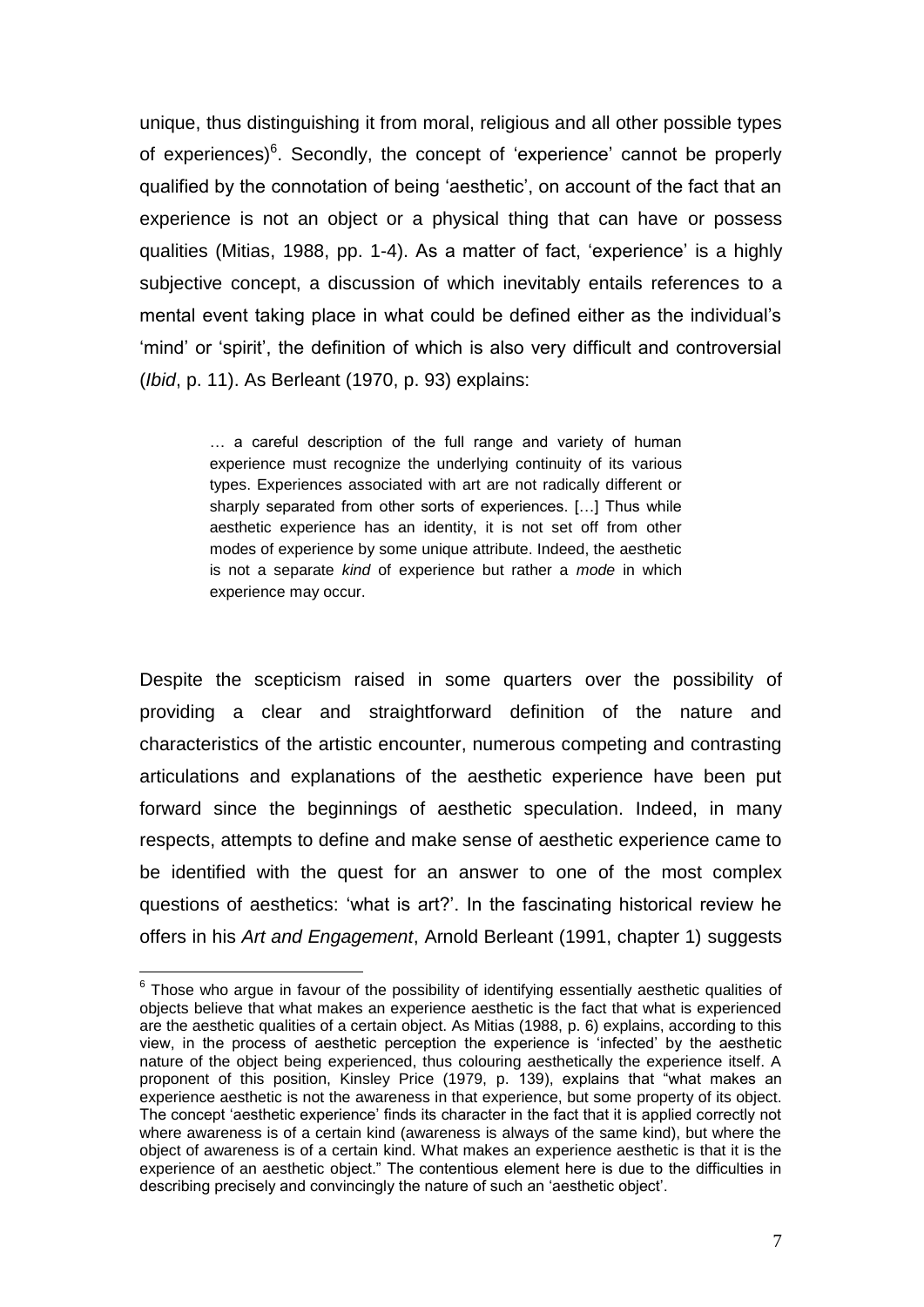unique, thus distinguishing it from moral, religious and all other possible types of experiences)[6]. Secondly, the concept of 'experience' cannot be properly qualified by the connotation of being 'aesthetic', on account of the fact that an experience is not an object or a physical thing that can have or possess qualities (Mitias, 1988, pp. 1-4). As a matter of fact, 'experience' is a highly subjective concept, a discussion of which inevitably entails references to a mental event taking place in what could be defined either as the individual's 'mind' or 'spirit', the definition of which is also very difficult and controversial (*Ibid*, p. 11). As Berleant (1970, p. 93) explains:

> … a careful description of the full range and variety of human experience must recognize the underlying continuity of its various types. Experiences associated with art are not radically different or sharply separated from other sorts of experiences. […] Thus while aesthetic experience has an identity, it is not set off from other modes of experience by some unique attribute. Indeed, the aesthetic is not a separate *kind* of experience but rather a *mode* in which experience may occur.

Despite the scepticism raised in some quarters over the possibility of providing a clear and straightforward definition of the nature and characteristics of the artistic encounter, numerous competing and contrasting articulations and explanations of the aesthetic experience have been put forward since the beginnings of aesthetic speculation. Indeed, in many respects, attempts to define and make sense of aesthetic experience came to be identified with the quest for an answer to one of the most complex questions of aesthetics: 'what is art?'. In the fascinating historical review he offers in his *Art and Engagement*, Arnold Berleant (1991, chapter 1) suggests

[6] Those who argue in favour of the possibility of identifying essentially aesthetic qualities of objects believe that what makes an experience aesthetic is the fact that what is experienced are the aesthetic qualities of a certain object. As Mitias (1988, p. 6) explains, according to this view, in the process of aesthetic perception the experience is 'infected' by the aesthetic nature of the object being experienced, thus colouring aesthetically the experience itself. A proponent of this position, Kinsley Price (1979, p. 139), explains that "what makes an experience aesthetic is not the awareness in that experience, but some property of its object. The concept 'aesthetic experience' finds its character in the fact that it is applied correctly not where awareness is of a certain kind (awareness is always of the same kind), but where the object of awareness is of a certain kind. What makes an experience aesthetic is that it is the experience of an aesthetic object." The contentious element here is due to the difficulties in describing precisely and convincingly the nature of such an 'aesthetic object'.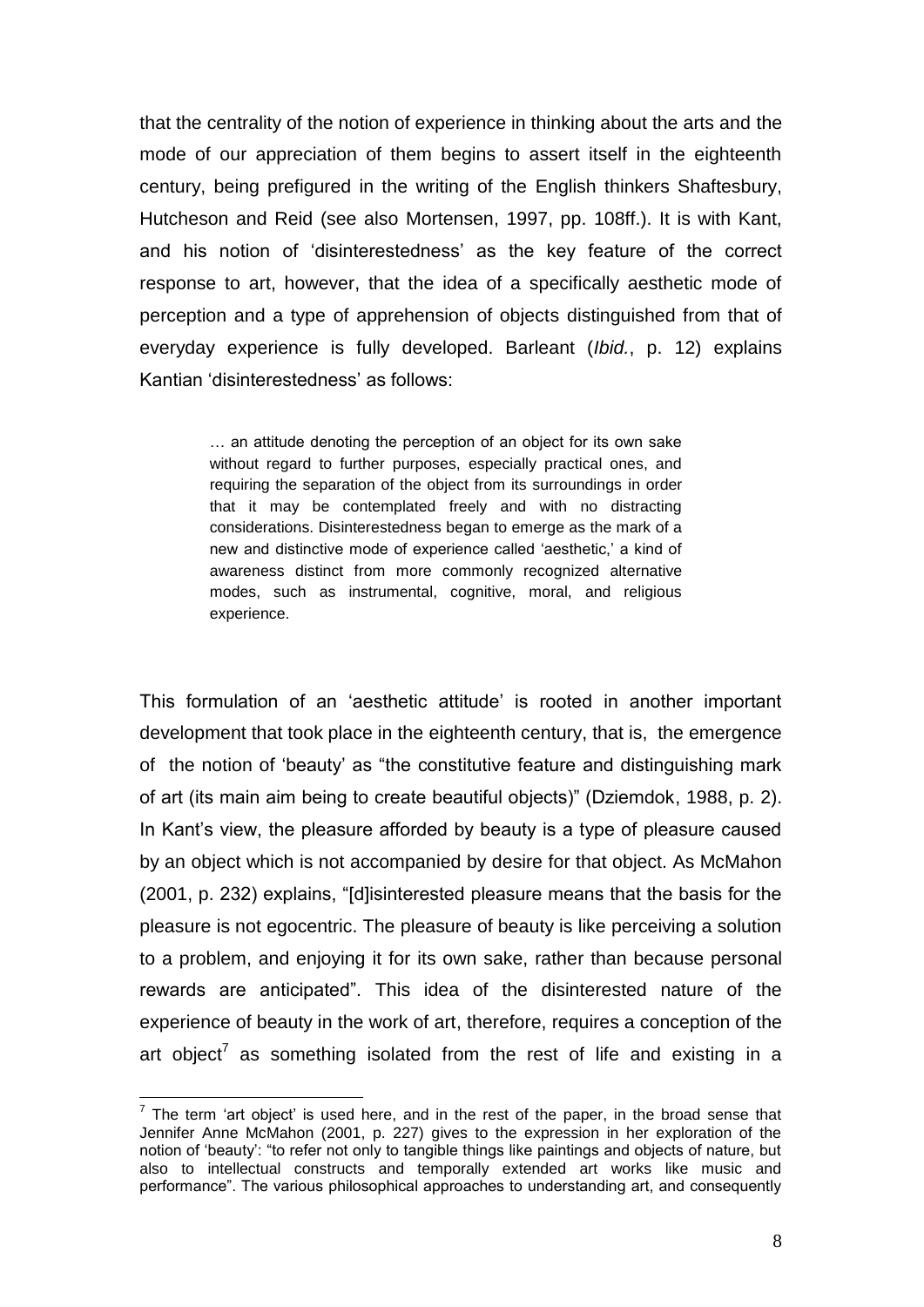that the centrality of the notion of experience in thinking about the arts and the mode of our appreciation of them begins to assert itself in the eighteenth century, being prefigured in the writing of the English thinkers Shaftesbury, Hutcheson and Reid (see also Mortensen, 1997, pp. 108ff.). It is with Kant, and his notion of 'disinterestedness' as the key feature of the correct response to art, however, that the idea of a specifically aesthetic mode of perception and a type of apprehension of objects distinguished from that of everyday experience is fully developed. Barleant (*Ibid.*, p. 12) explains Kantian 'disinterestedness' as follows:

> … an attitude denoting the perception of an object for its own sake without regard to further purposes, especially practical ones, and requiring the separation of the object from its surroundings in order that it may be contemplated freely and with no distracting considerations. Disinterestedness began to emerge as the mark of a new and distinctive mode of experience called 'aesthetic,' a kind of awareness distinct from more commonly recognized alternative modes, such as instrumental, cognitive, moral, and religious experience.

This formulation of an 'aesthetic attitude' is rooted in another important development that took place in the eighteenth century, that is, the emergence of the notion of 'beauty' as "the constitutive feature and distinguishing mark of art (its main aim being to create beautiful objects)" (Dziemdok, 1988, p. 2). In Kant's view, the pleasure afforded by beauty is a type of pleasure caused by an object which is not accompanied by desire for that object. As McMahon (2001, p. 232) explains, "[d]isinterested pleasure means that the basis for the pleasure is not egocentric. The pleasure of beauty is like perceiving a solution to a problem, and enjoying it for its own sake, rather than because personal rewards are anticipated". This idea of the disinterested nature of the experience of beauty in the work of art, therefore, requires a conception of the art object[7] as something isolated from the rest of life and existing in a

[7] The term 'art object' is used here, and in the rest of the paper, in the broad sense that Jennifer Anne McMahon (2001, p. 227) gives to the expression in her exploration of the notion of 'beauty': "to refer not only to tangible things like paintings and objects of nature, but also to intellectual constructs and temporally extended art works like music and performance". The various philosophical approaches to understanding art, and consequently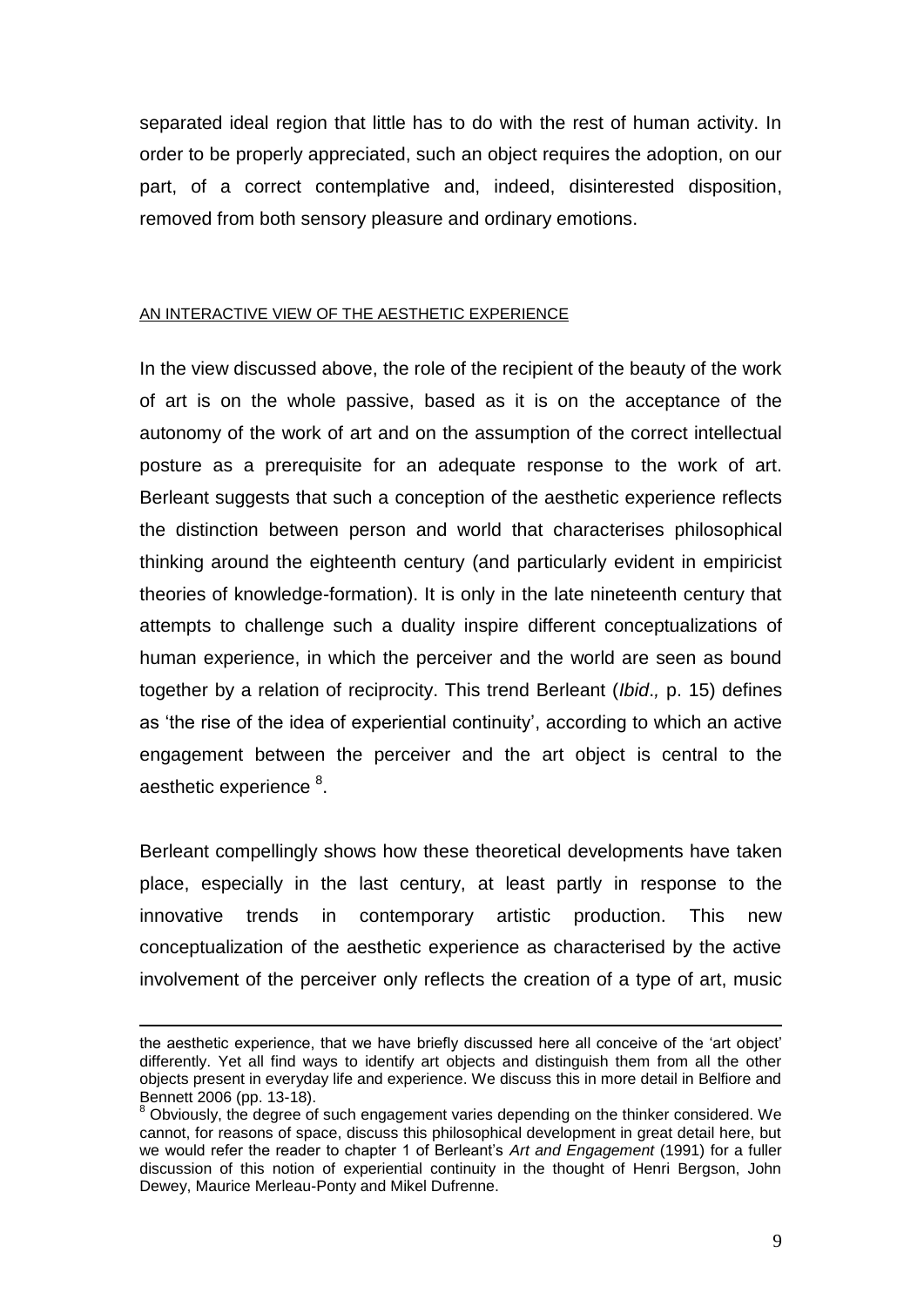separated ideal region that little has to do with the rest of human activity. In order to be properly appreciated, such an object requires the adoption, on our part, of a correct contemplative and, indeed, disinterested disposition, removed from both sensory pleasure and ordinary emotions.

## AN INTERACTIVE VIEW OF THE AESTHETIC EXPERIENCE

In the view discussed above, the role of the recipient of the beauty of the work of art is on the whole passive, based as it is on the acceptance of the autonomy of the work of art and on the assumption of the correct intellectual posture as a prerequisite for an adequate response to the work of art. Berleant suggests that such a conception of the aesthetic experience reflects the distinction between person and world that characterises philosophical thinking around the eighteenth century (and particularly evident in empiricist theories of knowledge-formation). It is only in the late nineteenth century that attempts to challenge such a duality inspire different conceptualizations of human experience, in which the perceiver and the world are seen as bound together by a relation of reciprocity. This trend Berleant (*Ibid*., p. 15) defines as 'the rise of the idea of experiential continuity', according to which an active engagement between the perceiver and the art object is central to the aesthetic experience [8].

Berleant compellingly shows how these theoretical developments have taken place, especially in the last century, at least partly in response to the innovative trends in contemporary artistic production. This new conceptualization of the aesthetic experience as characterised by the active involvement of the perceiver only reflects the creation of a type of art, music

---

the aesthetic experience, that we have briefly discussed here all conceive of the 'art object' differently. Yet all find ways to identify art objects and distinguish them from all the other objects present in everyday life and experience. We discuss this in more detail in Belfiore and Bennett 2006 (pp. 13-18).

[8] Obviously, the degree of such engagement varies depending on the thinker considered. We cannot, for reasons of space, discuss this philosophical development in great detail here, but we would refer the reader to chapter 1 of Berleant's *Art and Engagement* (1991) for a fuller discussion of this notion of experiential continuity in the thought of Henri Bergson, John Dewey, Maurice Merleau-Ponty and Mikel Dufrenne.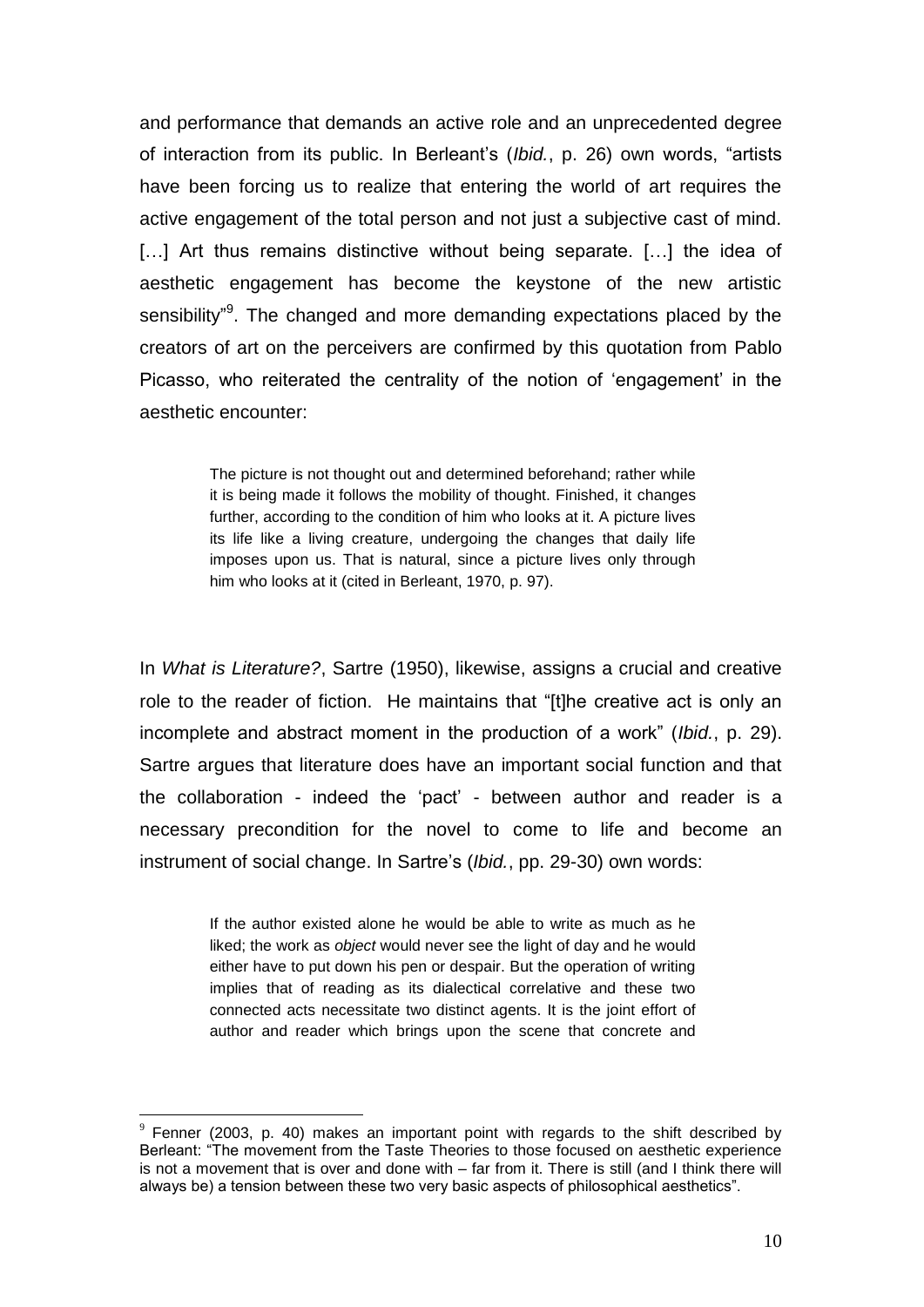and performance that demands an active role and an unprecedented degree of interaction from its public. In Berleant's (*Ibid.*, p. 26) own words, "artists have been forcing us to realize that entering the world of art requires the active engagement of the total person and not just a subjective cast of mind. […] Art thus remains distinctive without being separate. […] the idea of aesthetic engagement has become the keystone of the new artistic sensibility"[9]. The changed and more demanding expectations placed by the creators of art on the perceivers are confirmed by this quotation from Pablo Picasso, who reiterated the centrality of the notion of 'engagement' in the aesthetic encounter:

> The picture is not thought out and determined beforehand; rather while it is being made it follows the mobility of thought. Finished, it changes further, according to the condition of him who looks at it. A picture lives its life like a living creature, undergoing the changes that daily life imposes upon us. That is natural, since a picture lives only through him who looks at it (cited in Berleant, 1970, p. 97).

In *What is Literature?*, Sartre (1950), likewise, assigns a crucial and creative role to the reader of fiction. He maintains that "[t]he creative act is only an incomplete and abstract moment in the production of a work" (*Ibid.*, p. 29). Sartre argues that literature does have an important social function and that the collaboration - indeed the 'pact' - between author and reader is a necessary precondition for the novel to come to life and become an instrument of social change. In Sartre's (*Ibid.*, pp. 29-30) own words:

> If the author existed alone he would be able to write as much as he liked; the work as *object* would never see the light of day and he would either have to put down his pen or despair. But the operation of writing implies that of reading as its dialectical correlative and these two connected acts necessitate two distinct agents. It is the joint effort of author and reader which brings upon the scene that concrete and

[9] Fenner (2003, p. 40) makes an important point with regards to the shift described by Berleant: "The movement from the Taste Theories to those focused on aesthetic experience is not a movement that is over and done with – far from it. There is still (and I think there will always be) a tension between these two very basic aspects of philosophical aesthetics".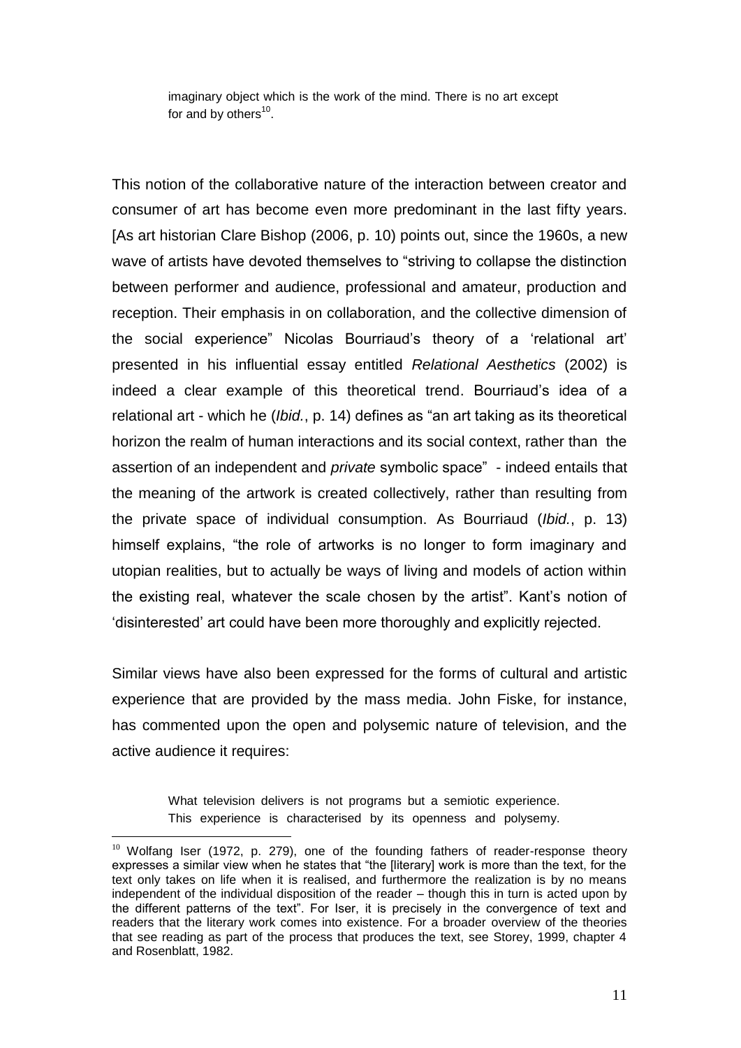> imaginary object which is the work of the mind. There is no art except for and by others[10].

This notion of the collaborative nature of the interaction between creator and consumer of art has become even more predominant in the last fifty years. [As art historian Clare Bishop (2006, p. 10) points out, since the 1960s, a new wave of artists have devoted themselves to "striving to collapse the distinction between performer and audience, professional and amateur, production and reception. Their emphasis in on collaboration, and the collective dimension of the social experience" Nicolas Bourriaud's theory of a 'relational art' presented in his influential essay entitled *Relational Aesthetics* (2002) is indeed a clear example of this theoretical trend. Bourriaud's idea of a relational art - which he (*Ibid.*, p. 14) defines as "an art taking as its theoretical horizon the realm of human interactions and its social context, rather than the assertion of an independent and *private* symbolic space" - indeed entails that the meaning of the artwork is created collectively, rather than resulting from the private space of individual consumption. As Bourriaud (*Ibid.*, p. 13) himself explains, "the role of artworks is no longer to form imaginary and utopian realities, but to actually be ways of living and models of action within the existing real, whatever the scale chosen by the artist". Kant's notion of 'disinterested' art could have been more thoroughly and explicitly rejected.

Similar views have also been expressed for the forms of cultural and artistic experience that are provided by the mass media. John Fiske, for instance, has commented upon the open and polysemic nature of television, and the active audience it requires:

> What television delivers is not programs but a semiotic experience. This experience is characterised by its openness and polysemy.

---

[10] Wolfgang Iser (1972, p. 279), one of the founding fathers of reader-response theory expresses a similar view when he states that "the [literary] work is more than the text, for the text only takes on life when it is realised, and furthermore the realization is by no means independent of the individual disposition of the reader – though this in turn is acted upon by the different patterns of the text". For Iser, it is precisely in the convergence of text and readers that the literary work comes into existence. For a broader overview of the theories that see reading as part of the process that produces the text, see Storey, 1999, chapter 4 and Rosenblatt, 1982.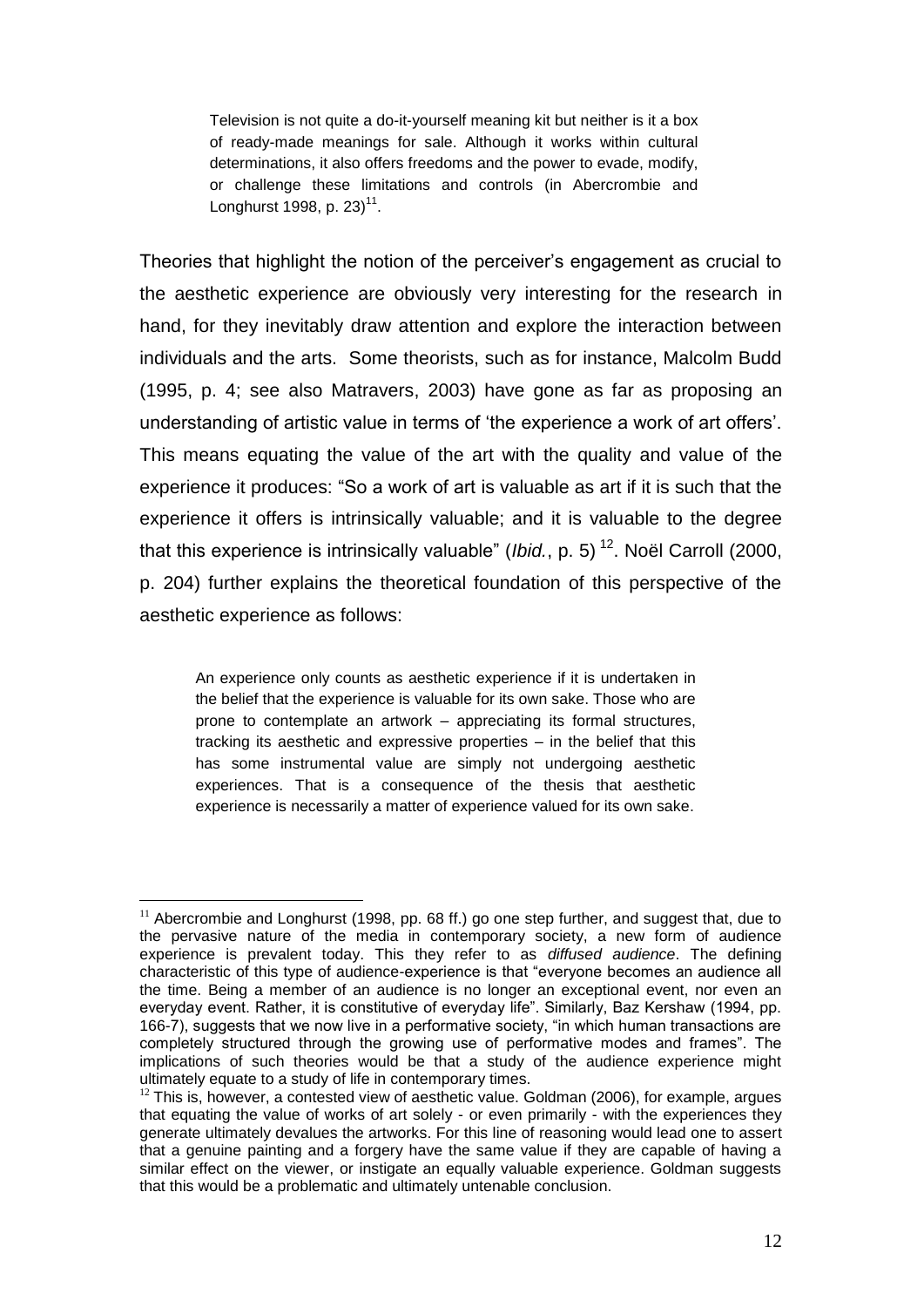> Television is not quite a do-it-yourself meaning kit but neither is it a box of ready-made meanings for sale. Although it works within cultural determinations, it also offers freedoms and the power to evade, modify, or challenge these limitations and controls (in Abercrombie and Longhurst 1998, p. 23)[11].

Theories that highlight the notion of the perceiver's engagement as crucial to the aesthetic experience are obviously very interesting for the research in hand, for they inevitably draw attention and explore the interaction between individuals and the arts. Some theorists, such as for instance, Malcolm Budd (1995, p. 4; see also Matravers, 2003) have gone as far as proposing an understanding of artistic value in terms of 'the experience a work of art offers'. This means equating the value of the art with the quality and value of the experience it produces: "So a work of art is valuable as art if it is such that the experience it offers is intrinsically valuable; and it is valuable to the degree that this experience is intrinsically valuable" (*Ibid.*, p. 5)[12]. Noël Carroll (2000, p. 204) further explains the theoretical foundation of this perspective of the aesthetic experience as follows:

> An experience only counts as aesthetic experience if it is undertaken in the belief that the experience is valuable for its own sake. Those who are prone to contemplate an artwork – appreciating its formal structures, tracking its aesthetic and expressive properties – in the belief that this has some instrumental value are simply not undergoing aesthetic experiences. That is a consequence of the thesis that aesthetic experience is necessarily a matter of experience valued for its own sake.

---

[11] Abercrombie and Longhurst (1998, pp. 68 ff.) go one step further, and suggest that, due to the pervasive nature of the media in contemporary society, a new form of audience experience is prevalent today. This they refer to as *diffused audience*. The defining characteristic of this type of audience-experience is that "everyone becomes an audience all the time. Being a member of an audience is no longer an exceptional event, nor even an everyday event. Rather, it is constitutive of everyday life". Similarly, Baz Kershaw (1994, pp. 166-7), suggests that we now live in a performative society, "in which human transactions are completely structured through the growing use of performative modes and frames". The implications of such theories would be that a study of the audience experience might ultimately equate to a study of life in contemporary times.

[12] This is, however, a contested view of aesthetic value. Goldman (2006), for example, argues that equating the value of works of art solely - or even primarily - with the experiences they generate ultimately devalues the artworks. For this line of reasoning would lead one to assert that a genuine painting and a forgery have the same value if they are capable of having a similar effect on the viewer, or instigate an equally valuable experience. Goldman suggests that this would be a problematic and ultimately untenable conclusion.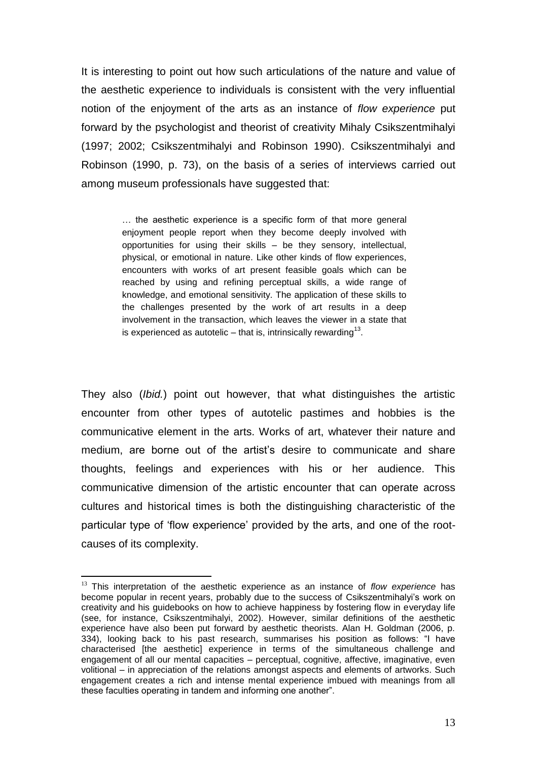It is interesting to point out how such articulations of the nature and value of the aesthetic experience to individuals is consistent with the very influential notion of the enjoyment of the arts as an instance of *flow experience* put forward by the psychologist and theorist of creativity Mihaly Csikszentmihalyi (1997; 2002; Csikszentmihalyi and Robinson 1990). Csikszentmihalyi and Robinson (1990, p. 73), on the basis of a series of interviews carried out among museum professionals have suggested that:

> … the aesthetic experience is a specific form of that more general enjoyment people report when they become deeply involved with opportunities for using their skills – be they sensory, intellectual, physical, or emotional in nature. Like other kinds of flow experiences, encounters with works of art present feasible goals which can be reached by using and refining perceptual skills, a wide range of knowledge, and emotional sensitivity. The application of these skills to the challenges presented by the work of art results in a deep involvement in the transaction, which leaves the viewer in a state that is experienced as autotelic – that is, intrinsically rewarding[13].

They also (*Ibid.*) point out however, that what distinguishes the artistic encounter from other types of autotelic pastimes and hobbies is the communicative element in the arts. Works of art, whatever their nature and medium, are borne out of the artist's desire to communicate and share thoughts, feelings and experiences with his or her audience. This communicative dimension of the artistic encounter that can operate across cultures and historical times is both the distinguishing characteristic of the particular type of 'flow experience' provided by the arts, and one of the root-causes of its complexity.

[13] This interpretation of the aesthetic experience as an instance of *flow experience* has become popular in recent years, probably due to the success of Csikszentmihalyi's work on creativity and his guidebooks on how to achieve happiness by fostering flow in everyday life (see, for instance, Csikszentmihalyi, 2002). However, similar definitions of the aesthetic experience have also been put forward by aesthetic theorists. Alan H. Goldman (2006, p. 334), looking back to his past research, summarises his position as follows: "I have characterised [the aesthetic] experience in terms of the simultaneous challenge and engagement of all our mental capacities – perceptual, cognitive, affective, imaginative, even volitional – in appreciation of the relations amongst aspects and elements of artworks. Such engagement creates a rich and intense mental experience imbued with meanings from all these faculties operating in tandem and informing one another".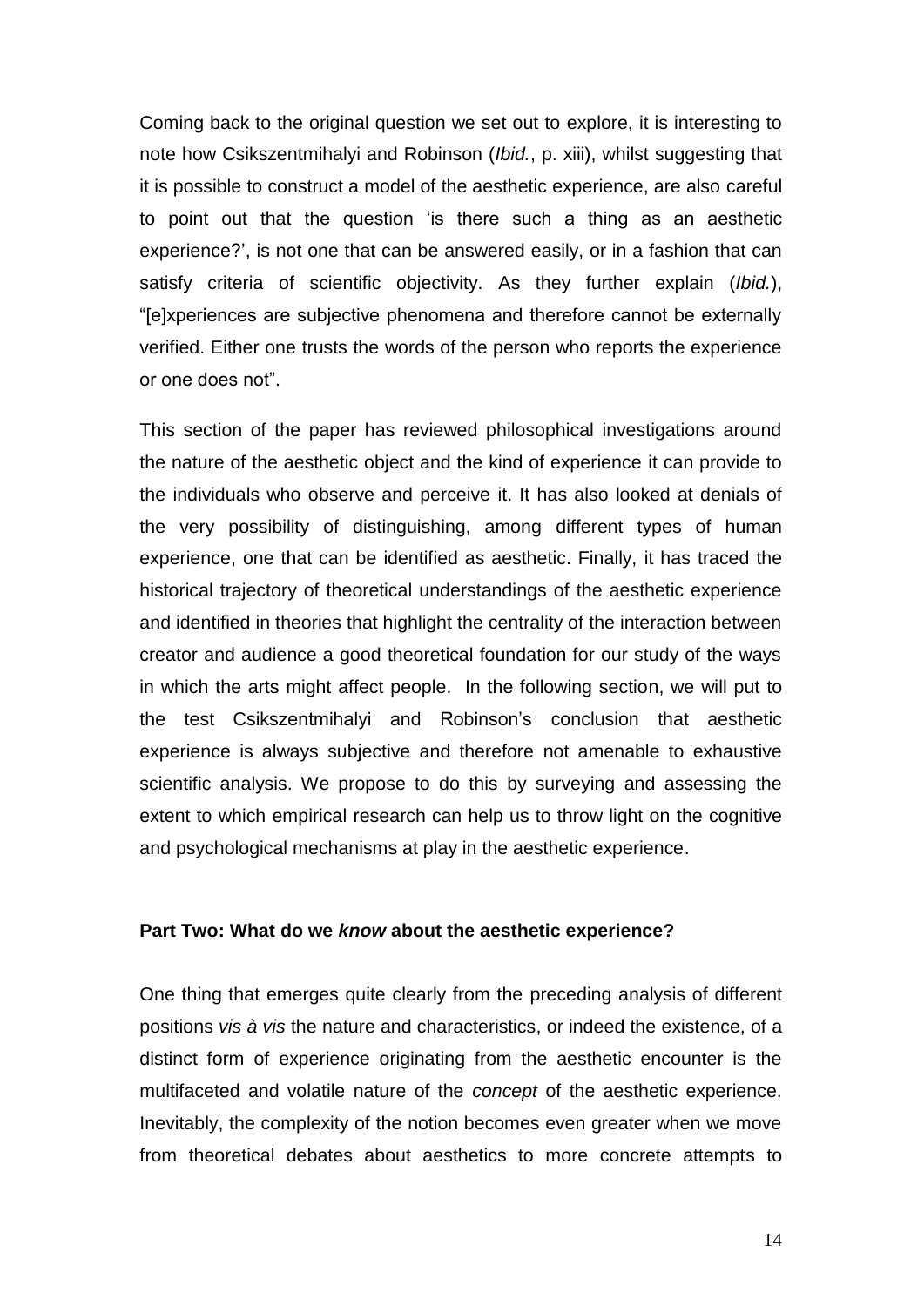Coming back to the original question we set out to explore, it is interesting to note how Csikszentmihalyi and Robinson (*Ibid.*, p. xiii), whilst suggesting that it is possible to construct a model of the aesthetic experience, are also careful to point out that the question 'is there such a thing as an aesthetic experience?', is not one that can be answered easily, or in a fashion that can satisfy criteria of scientific objectivity. As they further explain (*Ibid.*), "[e]xperiences are subjective phenomena and therefore cannot be externally verified. Either one trusts the words of the person who reports the experience or one does not".

This section of the paper has reviewed philosophical investigations around the nature of the aesthetic object and the kind of experience it can provide to the individuals who observe and perceive it. It has also looked at denials of the very possibility of distinguishing, among different types of human experience, one that can be identified as aesthetic. Finally, it has traced the historical trajectory of theoretical understandings of the aesthetic experience and identified in theories that highlight the centrality of the interaction between creator and audience a good theoretical foundation for our study of the ways in which the arts might affect people. In the following section, we will put to the test Csikszentmihalyi and Robinson's conclusion that aesthetic experience is always subjective and therefore not amenable to exhaustive scientific analysis. We propose to do this by surveying and assessing the extent to which empirical research can help us to throw light on the cognitive and psychological mechanisms at play in the aesthetic experience.

## Part Two: What do we *know* about the aesthetic experience?

One thing that emerges quite clearly from the preceding analysis of different positions *vis à vis* the nature and characteristics, or indeed the existence, of a distinct form of experience originating from the aesthetic encounter is the multifaceted and volatile nature of the *concept* of the aesthetic experience. Inevitably, the complexity of the notion becomes even greater when we move from theoretical debates about aesthetics to more concrete attempts to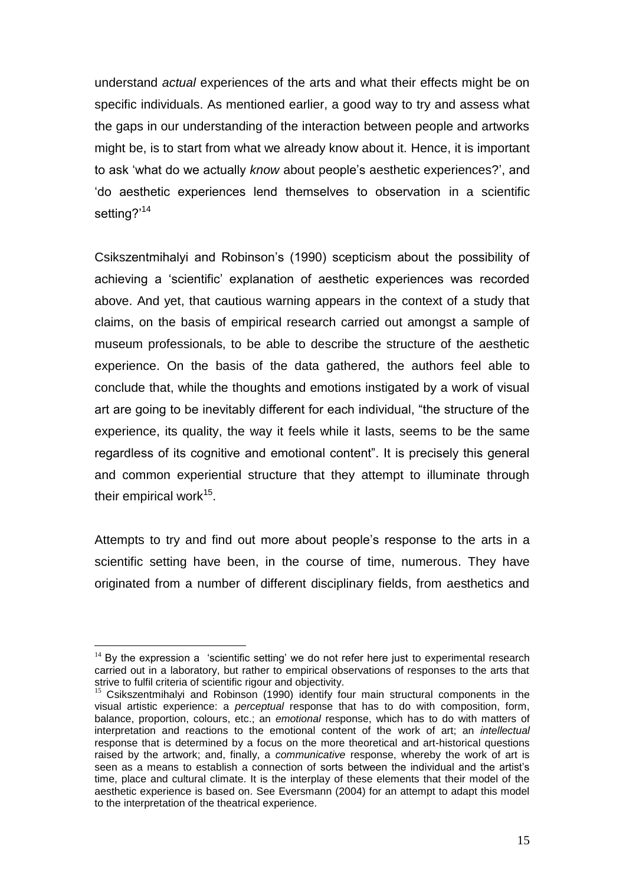understand *actual* experiences of the arts and what their effects might be on specific individuals. As mentioned earlier, a good way to try and assess what the gaps in our understanding of the interaction between people and artworks might be, is to start from what we already know about it. Hence, it is important to ask 'what do we actually *know* about people's aesthetic experiences?', and 'do aesthetic experiences lend themselves to observation in a scientific setting?'[14]

Csikszentmihalyi and Robinson's (1990) scepticism about the possibility of achieving a 'scientific' explanation of aesthetic experiences was recorded above. And yet, that cautious warning appears in the context of a study that claims, on the basis of empirical research carried out amongst a sample of museum professionals, to be able to describe the structure of the aesthetic experience. On the basis of the data gathered, the authors feel able to conclude that, while the thoughts and emotions instigated by a work of visual art are going to be inevitably different for each individual, "the structure of the experience, its quality, the way it feels while it lasts, seems to be the same regardless of its cognitive and emotional content". It is precisely this general and common experiential structure that they attempt to illuminate through their empirical work[15].

Attempts to try and find out more about people's response to the arts in a scientific setting have been, in the course of time, numerous. They have originated from a number of different disciplinary fields, from aesthetics and

---

[14] By the expression a 'scientific setting' we do not refer here just to experimental research carried out in a laboratory, but rather to empirical observations of responses to the arts that strive to fulfil criteria of scientific rigour and objectivity.

[15] Csikszentmihalyi and Robinson (1990) identify four main structural components in the visual artistic experience: a *perceptual* response that has to do with composition, form, balance, proportion, colours, etc.; an *emotional* response, which has to do with matters of interpretation and reactions to the emotional content of the work of art; an *intellectual* response that is determined by a focus on the more theoretical and art-historical questions raised by the artwork; and, finally, a *communicative* response, whereby the work of art is seen as a means to establish a connection of sorts between the individual and the artist's time, place and cultural climate. It is the interplay of these elements that their model of the aesthetic experience is based on. See Eversmann (2004) for an attempt to adapt this model to the interpretation of the theatrical experience.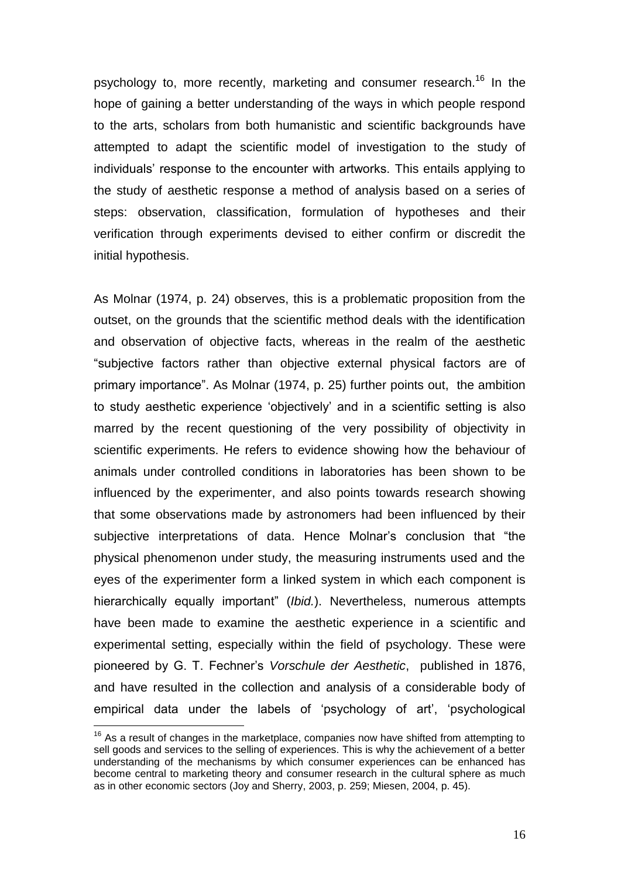psychology to, more recently, marketing and consumer research.[16] In the hope of gaining a better understanding of the ways in which people respond to the arts, scholars from both humanistic and scientific backgrounds have attempted to adapt the scientific model of investigation to the study of individuals' response to the encounter with artworks. This entails applying to the study of aesthetic response a method of analysis based on a series of steps: observation, classification, formulation of hypotheses and their verification through experiments devised to either confirm or discredit the initial hypothesis.

As Molnar (1974, p. 24) observes, this is a problematic proposition from the outset, on the grounds that the scientific method deals with the identification and observation of objective facts, whereas in the realm of the aesthetic "subjective factors rather than objective external physical factors are of primary importance". As Molnar (1974, p. 25) further points out, the ambition to study aesthetic experience 'objectively' and in a scientific setting is also marred by the recent questioning of the very possibility of objectivity in scientific experiments. He refers to evidence showing how the behaviour of animals under controlled conditions in laboratories has been shown to be influenced by the experimenter, and also points towards research showing that some observations made by astronomers had been influenced by their subjective interpretations of data. Hence Molnar's conclusion that "the physical phenomenon under study, the measuring instruments used and the eyes of the experimenter form a linked system in which each component is hierarchically equally important" (*Ibid.*). Nevertheless, numerous attempts have been made to examine the aesthetic experience in a scientific and experimental setting, especially within the field of psychology. These were pioneered by G. T. Fechner's *Vorschule der Aesthetic*, published in 1876, and have resulted in the collection and analysis of a considerable body of empirical data under the labels of 'psychology of art', 'psychological

[16] As a result of changes in the marketplace, companies now have shifted from attempting to sell goods and services to the selling of experiences. This is why the achievement of a better understanding of the mechanisms by which consumer experiences can be enhanced has become central to marketing theory and consumer research in the cultural sphere as much as in other economic sectors (Joy and Sherry, 2003, p. 259; Miesen, 2004, p. 45).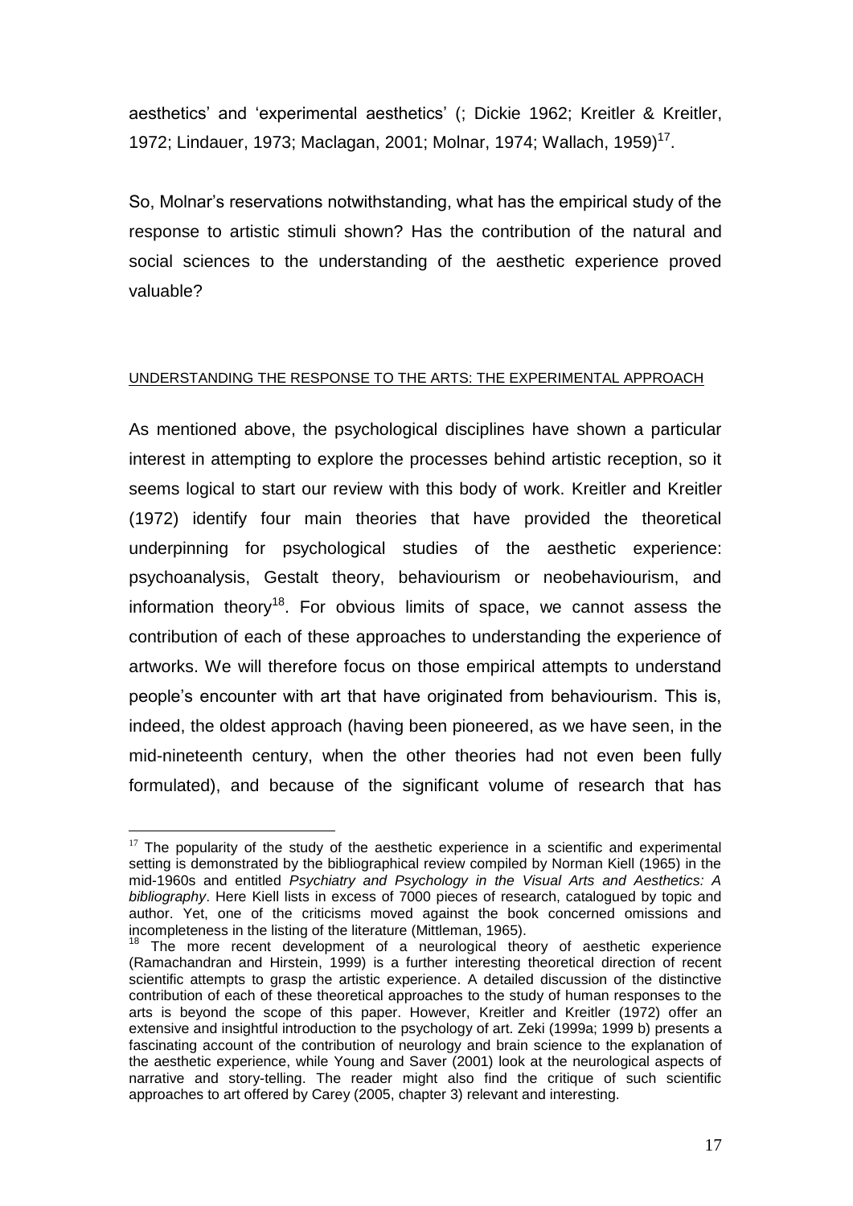aesthetics' and 'experimental aesthetics' (; Dickie 1962; Kreitler & Kreitler, 1972; Lindauer, 1973; Maclagan, 2001; Molnar, 1974; Wallach, 1959)[17].

So, Molnar's reservations notwithstanding, what has the empirical study of the response to artistic stimuli shown? Has the contribution of the natural and social sciences to the understanding of the aesthetic experience proved valuable?

## UNDERSTANDING THE RESPONSE TO THE ARTS: THE EXPERIMENTAL APPROACH

As mentioned above, the psychological disciplines have shown a particular interest in attempting to explore the processes behind artistic reception, so it seems logical to start our review with this body of work. Kreitler and Kreitler (1972) identify four main theories that have provided the theoretical underpinning for psychological studies of the aesthetic experience: psychoanalysis, Gestalt theory, behaviourism or neobehaviourism, and information theory[18]. For obvious limits of space, we cannot assess the contribution of each of these approaches to understanding the experience of artworks. We will therefore focus on those empirical attempts to understand people's encounter with art that have originated from behaviourism. This is, indeed, the oldest approach (having been pioneered, as we have seen, in the mid-nineteenth century, when the other theories had not even been fully formulated), and because of the significant volume of research that has

[17] The popularity of the study of the aesthetic experience in a scientific and experimental setting is demonstrated by the bibliographical review compiled by Norman Kiell (1965) in the mid-1960s and entitled *Psychiatry and Psychology in the Visual Arts and Aesthetics: A bibliography*. Here Kiell lists in excess of 7000 pieces of research, catalogued by topic and author. Yet, one of the criticisms moved against the book concerned omissions and incompleteness in the listing of the literature (Mittleman, 1965).

[18] The more recent development of a neurological theory of aesthetic experience (Ramachandran and Hirstein, 1999) is a further interesting theoretical direction of recent scientific attempts to grasp the artistic experience. A detailed discussion of the distinctive contribution of each of these theoretical approaches to the study of human responses to the arts is beyond the scope of this paper. However, Kreitler and Kreitler (1972) offer an extensive and insightful introduction to the psychology of art. Zeki (1999a; 1999 b) presents a fascinating account of the contribution of neurology and brain science to the explanation of the aesthetic experience, while Young and Saver (2001) look at the neurological aspects of narrative and story-telling. The reader might also find the critique of such scientific approaches to art offered by Carey (2005, chapter 3) relevant and interesting.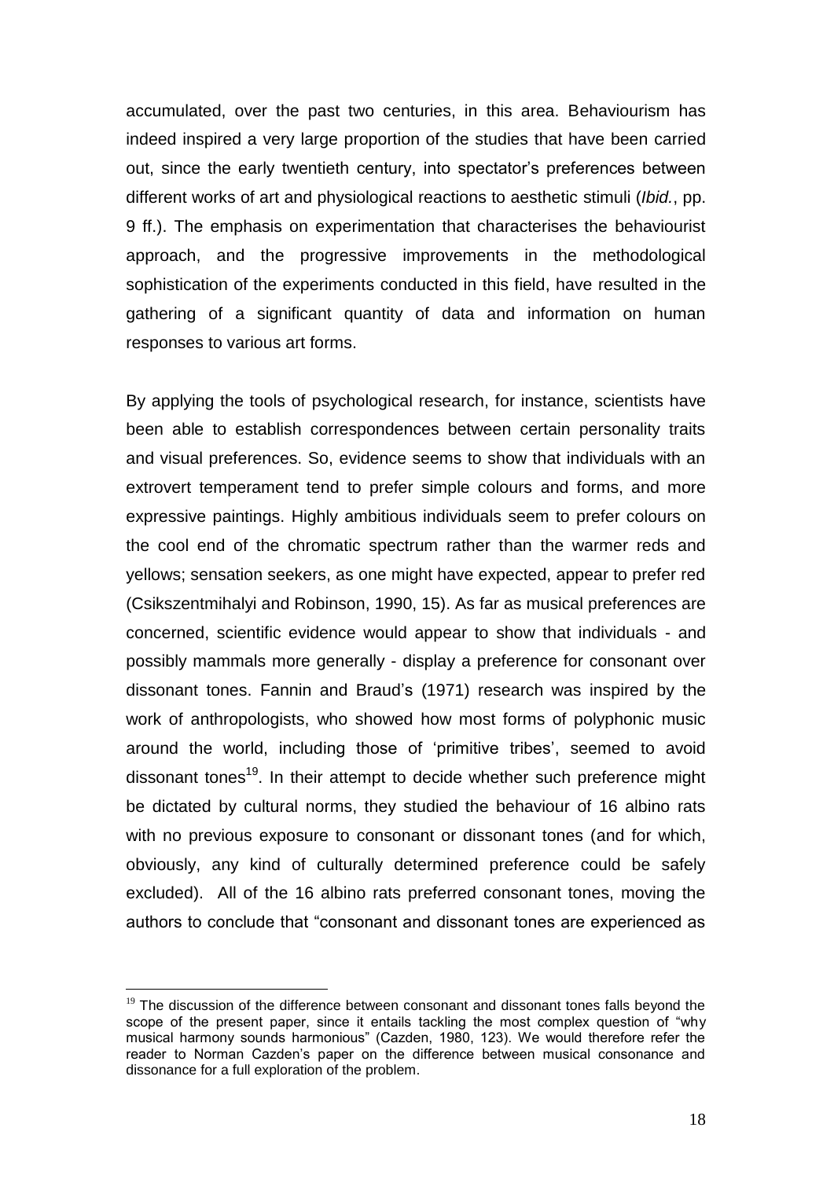accumulated, over the past two centuries, in this area. Behaviourism has indeed inspired a very large proportion of the studies that have been carried out, since the early twentieth century, into spectator's preferences between different works of art and physiological reactions to aesthetic stimuli (*Ibid.*, pp. 9 ff.). The emphasis on experimentation that characterises the behaviourist approach, and the progressive improvements in the methodological sophistication of the experiments conducted in this field, have resulted in the gathering of a significant quantity of data and information on human responses to various art forms.

By applying the tools of psychological research, for instance, scientists have been able to establish correspondences between certain personality traits and visual preferences. So, evidence seems to show that individuals with an extrovert temperament tend to prefer simple colours and forms, and more expressive paintings. Highly ambitious individuals seem to prefer colours on the cool end of the chromatic spectrum rather than the warmer reds and yellows; sensation seekers, as one might have expected, appear to prefer red (Csikszentmihalyi and Robinson, 1990, 15). As far as musical preferences are concerned, scientific evidence would appear to show that individuals - and possibly mammals more generally - display a preference for consonant over dissonant tones. Fannin and Braud's (1971) research was inspired by the work of anthropologists, who showed how most forms of polyphonic music around the world, including those of 'primitive tribes', seemed to avoid dissonant tones[19]. In their attempt to decide whether such preference might be dictated by cultural norms, they studied the behaviour of 16 albino rats with no previous exposure to consonant or dissonant tones (and for which, obviously, any kind of culturally determined preference could be safely excluded). All of the 16 albino rats preferred consonant tones, moving the authors to conclude that "consonant and dissonant tones are experienced as

[19] The discussion of the difference between consonant and dissonant tones falls beyond the scope of the present paper, since it entails tackling the most complex question of "why musical harmony sounds harmonious" (Cazden, 1980, 123). We would therefore refer the reader to Norman Cazden's paper on the difference between musical consonance and dissonance for a full exploration of the problem.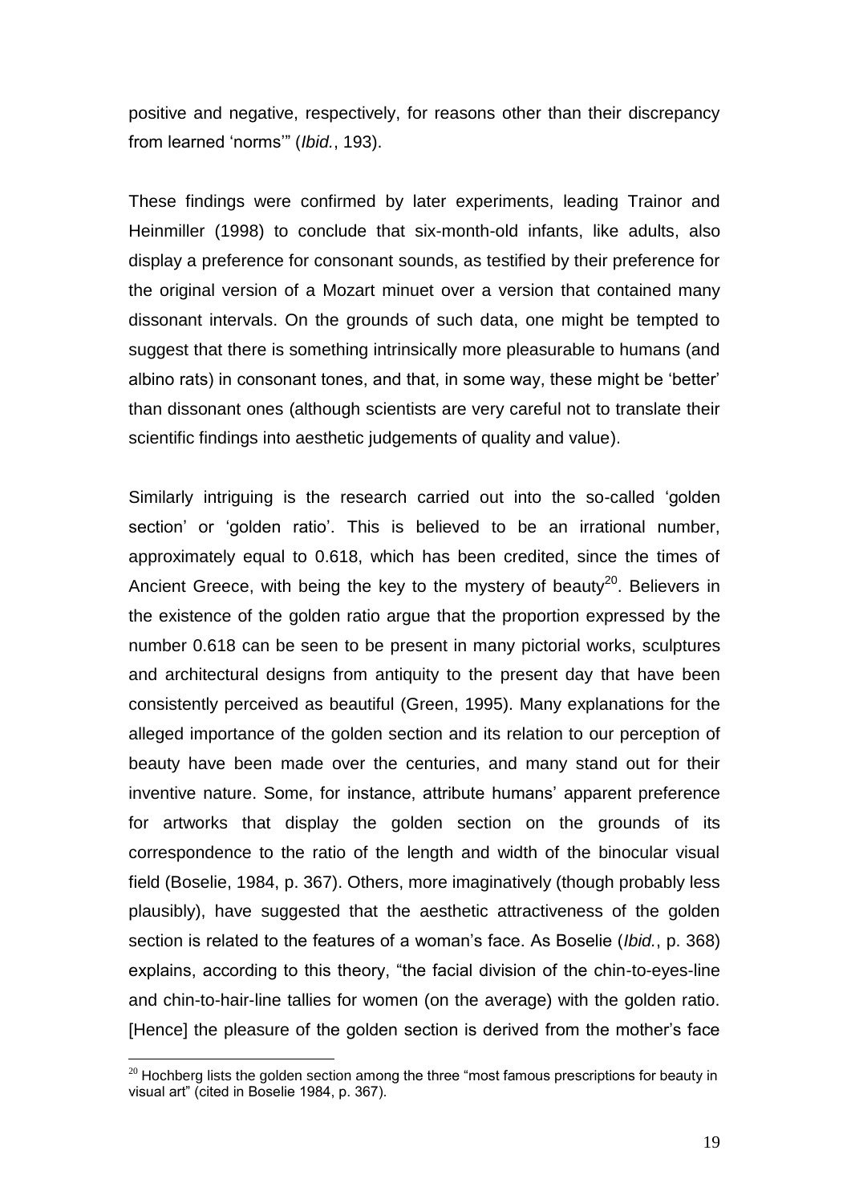positive and negative, respectively, for reasons other than their discrepancy from learned 'norms'" (*Ibid.*, 193).

These findings were confirmed by later experiments, leading Trainor and Heinmiller (1998) to conclude that six-month-old infants, like adults, also display a preference for consonant sounds, as testified by their preference for the original version of a Mozart minuet over a version that contained many dissonant intervals. On the grounds of such data, one might be tempted to suggest that there is something intrinsically more pleasurable to humans (and albino rats) in consonant tones, and that, in some way, these might be 'better' than dissonant ones (although scientists are very careful not to translate their scientific findings into aesthetic judgements of quality and value).

Similarly intriguing is the research carried out into the so-called 'golden section' or 'golden ratio'. This is believed to be an irrational number, approximately equal to 0.618, which has been credited, since the times of Ancient Greece, with being the key to the mystery of beauty[20]. Believers in the existence of the golden ratio argue that the proportion expressed by the number 0.618 can be seen to be present in many pictorial works, sculptures and architectural designs from antiquity to the present day that have been consistently perceived as beautiful (Green, 1995). Many explanations for the alleged importance of the golden section and its relation to our perception of beauty have been made over the centuries, and many stand out for their inventive nature. Some, for instance, attribute humans' apparent preference for artworks that display the golden section on the grounds of its correspondence to the ratio of the length and width of the binocular visual field (Boselie, 1984, p. 367). Others, more imaginatively (though probably less plausibly), have suggested that the aesthetic attractiveness of the golden section is related to the features of a woman's face. As Boselie (*Ibid.*, p. 368) explains, according to this theory, "the facial division of the chin-to-eyes-line and chin-to-hair-line tallies for women (on the average) with the golden ratio. [Hence] the pleasure of the golden section is derived from the mother's face

[20] Hochberg lists the golden section among the three "most famous prescriptions for beauty in visual art" (cited in Boselie 1984, p. 367).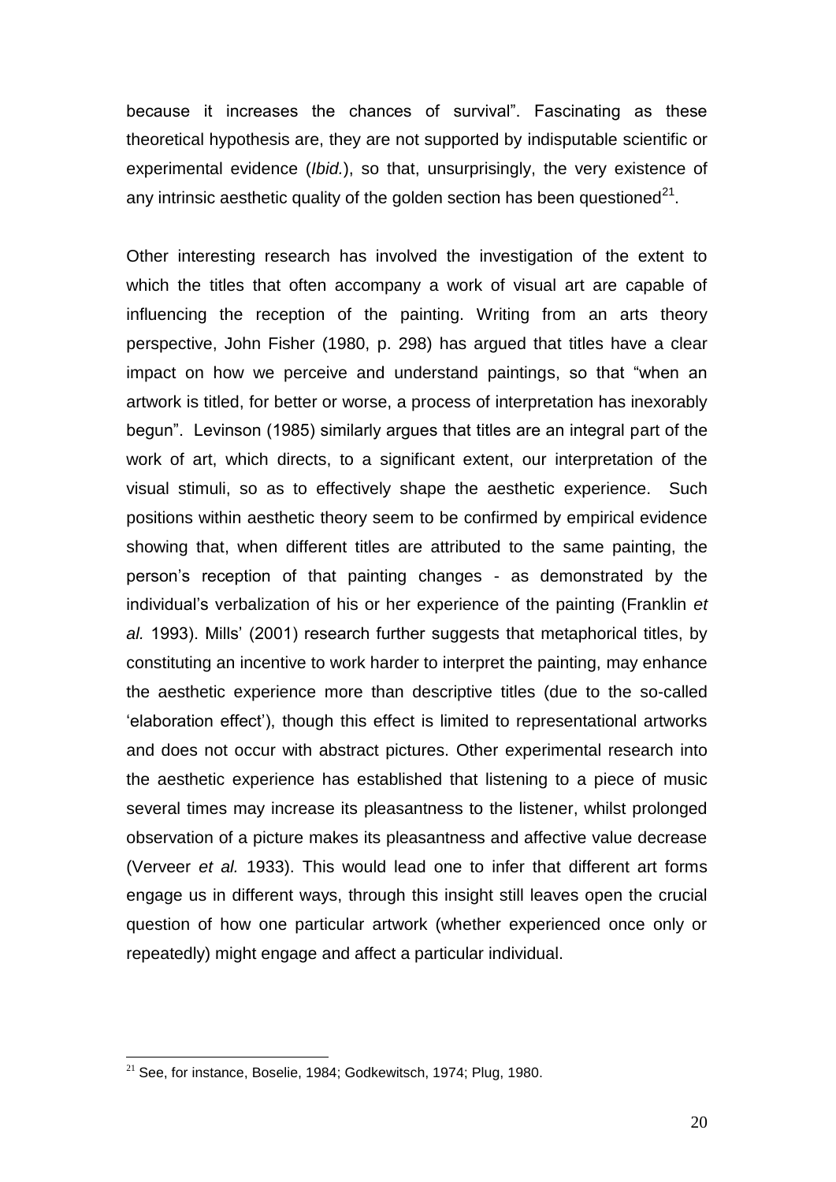because it increases the chances of survival". Fascinating as these theoretical hypothesis are, they are not supported by indisputable scientific or experimental evidence (*Ibid.*), so that, unsurprisingly, the very existence of any intrinsic aesthetic quality of the golden section has been questioned[21].

Other interesting research has involved the investigation of the extent to which the titles that often accompany a work of visual art are capable of influencing the reception of the painting. Writing from an arts theory perspective, John Fisher (1980, p. 298) has argued that titles have a clear impact on how we perceive and understand paintings, so that "when an artwork is titled, for better or worse, a process of interpretation has inexorably begun". Levinson (1985) similarly argues that titles are an integral part of the work of art, which directs, to a significant extent, our interpretation of the visual stimuli, so as to effectively shape the aesthetic experience. Such positions within aesthetic theory seem to be confirmed by empirical evidence showing that, when different titles are attributed to the same painting, the person's reception of that painting changes - as demonstrated by the individual's verbalization of his or her experience of the painting (Franklin *et al.* 1993). Mills' (2001) research further suggests that metaphorical titles, by constituting an incentive to work harder to interpret the painting, may enhance the aesthetic experience more than descriptive titles (due to the so-called 'elaboration effect'), though this effect is limited to representational artworks and does not occur with abstract pictures. Other experimental research into the aesthetic experience has established that listening to a piece of music several times may increase its pleasantness to the listener, whilst prolonged observation of a picture makes its pleasantness and affective value decrease (Verveer *et al.* 1933). This would lead one to infer that different art forms engage us in different ways, through this insight still leaves open the crucial question of how one particular artwork (whether experienced once only or repeatedly) might engage and affect a particular individual.

[21] See, for instance, Boselie, 1984; Godkewitsch, 1974; Plug, 1980.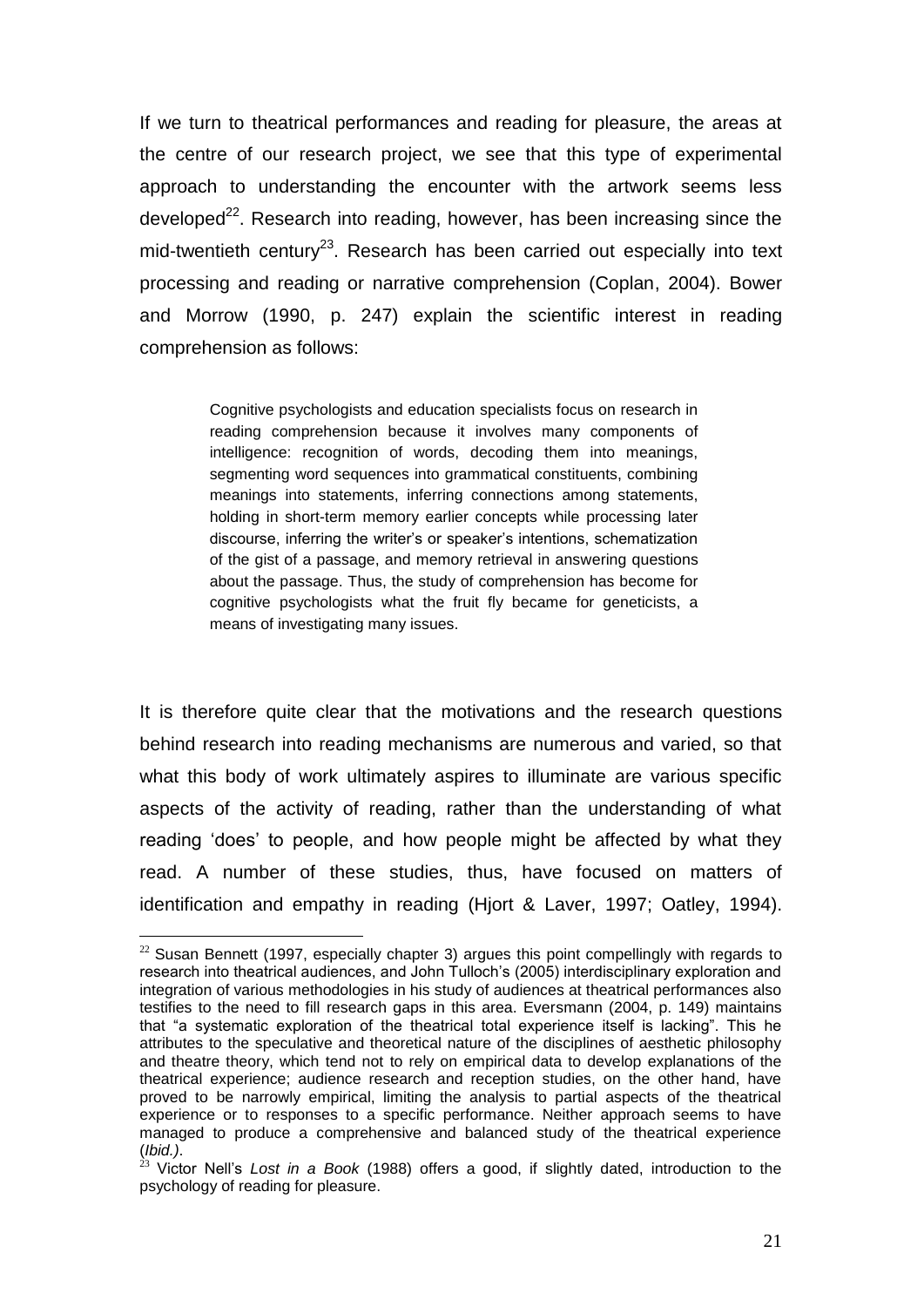If we turn to theatrical performances and reading for pleasure, the areas at the centre of our research project, we see that this type of experimental approach to understanding the encounter with the artwork seems less developed[22]. Research into reading, however, has been increasing since the mid-twentieth century[23]. Research has been carried out especially into text processing and reading or narrative comprehension (Coplan, 2004). Bower and Morrow (1990, p. 247) explain the scientific interest in reading comprehension as follows:

> Cognitive psychologists and education specialists focus on research in reading comprehension because it involves many components of intelligence: recognition of words, decoding them into meanings, segmenting word sequences into grammatical constituents, combining meanings into statements, inferring connections among statements, holding in short-term memory earlier concepts while processing later discourse, inferring the writer's or speaker's intentions, schematization of the gist of a passage, and memory retrieval in answering questions about the passage. Thus, the study of comprehension has become for cognitive psychologists what the fruit fly became for geneticists, a means of investigating many issues.

It is therefore quite clear that the motivations and the research questions behind research into reading mechanisms are numerous and varied, so that what this body of work ultimately aspires to illuminate are various specific aspects of the activity of reading, rather than the understanding of what reading 'does' to people, and how people might be affected by what they read. A number of these studies, thus, have focused on matters of identification and empathy in reading (Hjort & Laver, 1997; Oatley, 1994).

[22] Susan Bennett (1997, especially chapter 3) argues this point compellingly with regards to research into theatrical audiences, and John Tulloch's (2005) interdisciplinary exploration and integration of various methodologies in his study of audiences at theatrical performances also testifies to the need to fill research gaps in this area. Eversmann (2004, p. 149) maintains that "a systematic exploration of the theatrical total experience itself is lacking". This he attributes to the speculative and theoretical nature of the disciplines of aesthetic philosophy and theatre theory, which tend not to rely on empirical data to develop explanations of the theatrical experience; audience research and reception studies, on the other hand, have proved to be narrowly empirical, limiting the analysis to partial aspects of the theatrical experience or to responses to a specific performance. Neither approach seems to have managed to produce a comprehensive and balanced study of the theatrical experience (*Ibid.)*.

[23] Victor Nell's *Lost in a Book* (1988) offers a good, if slightly dated, introduction to the psychology of reading for pleasure.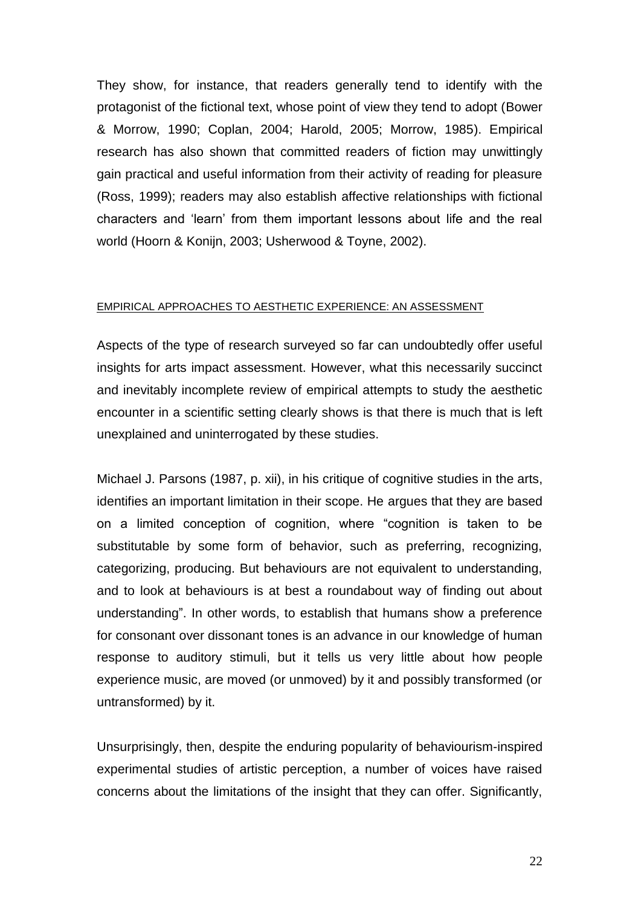They show, for instance, that readers generally tend to identify with the protagonist of the fictional text, whose point of view they tend to adopt (Bower & Morrow, 1990; Coplan, 2004; Harold, 2005; Morrow, 1985). Empirical research has also shown that committed readers of fiction may unwittingly gain practical and useful information from their activity of reading for pleasure (Ross, 1999); readers may also establish affective relationships with fictional characters and 'learn' from them important lessons about life and the real world (Hoorn & Konijn, 2003; Usherwood & Toyne, 2002).

## EMPIRICAL APPROACHES TO AESTHETIC EXPERIENCE: AN ASSESSMENT

Aspects of the type of research surveyed so far can undoubtedly offer useful insights for arts impact assessment. However, what this necessarily succinct and inevitably incomplete review of empirical attempts to study the aesthetic encounter in a scientific setting clearly shows is that there is much that is left unexplained and uninterrogated by these studies.

Michael J. Parsons (1987, p. xii), in his critique of cognitive studies in the arts, identifies an important limitation in their scope. He argues that they are based on a limited conception of cognition, where "cognition is taken to be substitutable by some form of behavior, such as preferring, recognizing, categorizing, producing. But behaviours are not equivalent to understanding, and to look at behaviours is at best a roundabout way of finding out about understanding". In other words, to establish that humans show a preference for consonant over dissonant tones is an advance in our knowledge of human response to auditory stimuli, but it tells us very little about how people experience music, are moved (or unmoved) by it and possibly transformed (or untransformed) by it.

Unsurprisingly, then, despite the enduring popularity of behaviourism-inspired experimental studies of artistic perception, a number of voices have raised concerns about the limitations of the insight that they can offer. Significantly,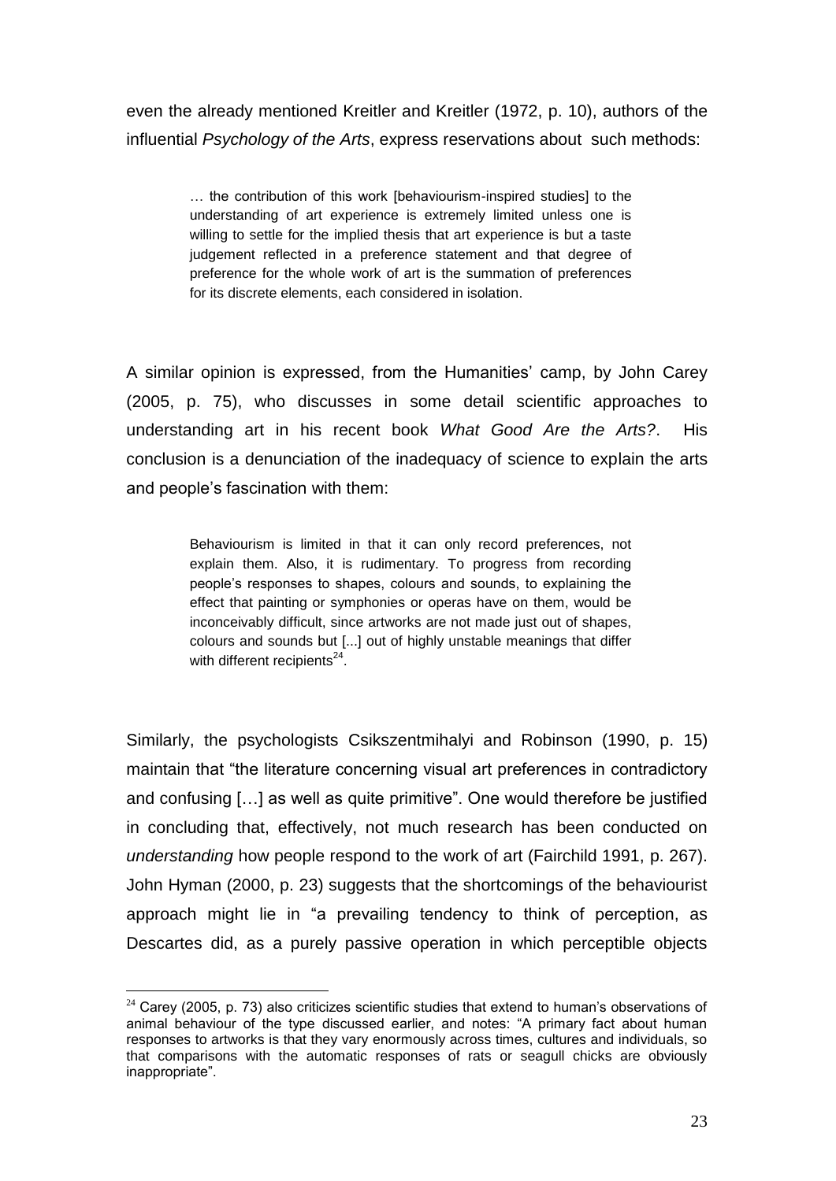even the already mentioned Kreitler and Kreitler (1972, p. 10), authors of the influential *Psychology of the Arts*, express reservations about such methods:

> … the contribution of this work [behaviourism-inspired studies] to the understanding of art experience is extremely limited unless one is willing to settle for the implied thesis that art experience is but a taste judgement reflected in a preference statement and that degree of preference for the whole work of art is the summation of preferences for its discrete elements, each considered in isolation.

A similar opinion is expressed, from the Humanities' camp, by John Carey (2005, p. 75), who discusses in some detail scientific approaches to understanding art in his recent book *What Good Are the Arts?*. His conclusion is a denunciation of the inadequacy of science to explain the arts and people's fascination with them:

> Behaviourism is limited in that it can only record preferences, not explain them. Also, it is rudimentary. To progress from recording people's responses to shapes, colours and sounds, to explaining the effect that painting or symphonies or operas have on them, would be inconceivably difficult, since artworks are not made just out of shapes, colours and sounds but [...] out of highly unstable meanings that differ with different recipients[24].

Similarly, the psychologists Csikszentmihalyi and Robinson (1990, p. 15) maintain that "the literature concerning visual art preferences in contradictory and confusing […] as well as quite primitive". One would therefore be justified in concluding that, effectively, not much research has been conducted on *understanding* how people respond to the work of art (Fairchild 1991, p. 267). John Hyman (2000, p. 23) suggests that the shortcomings of the behaviourist approach might lie in "a prevailing tendency to think of perception, as Descartes did, as a purely passive operation in which perceptible objects

[24] Carey (2005, p. 73) also criticizes scientific studies that extend to human's observations of animal behaviour of the type discussed earlier, and notes: "A primary fact about human responses to artworks is that they vary enormously across times, cultures and individuals, so that comparisons with the automatic responses of rats or seagull chicks are obviously inappropriate".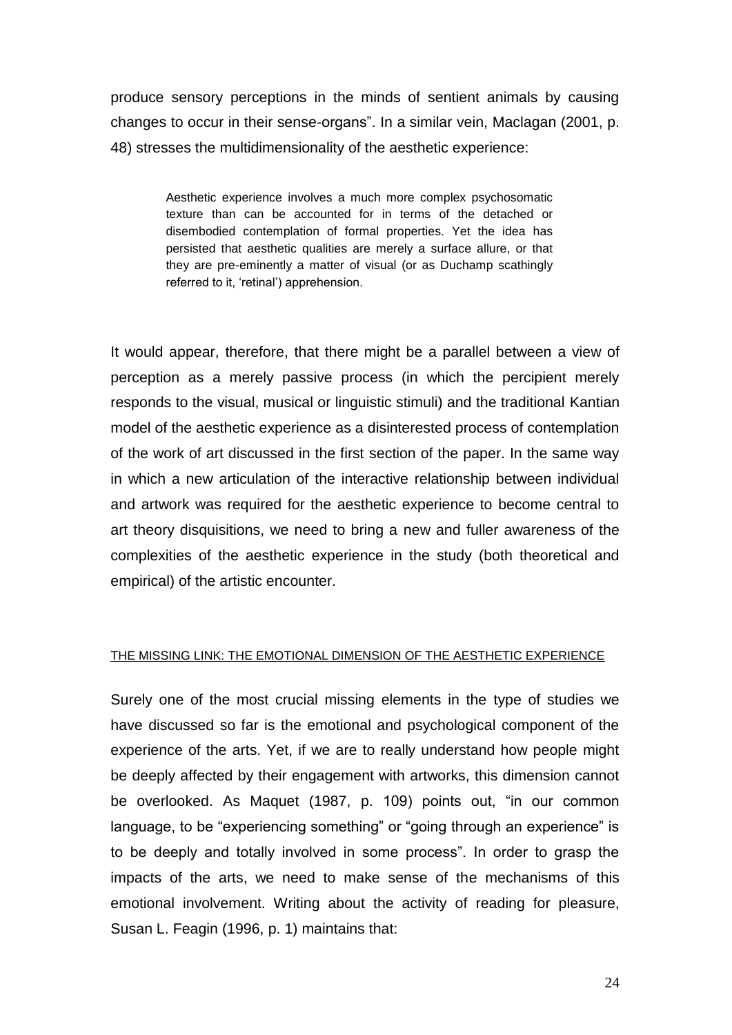produce sensory perceptions in the minds of sentient animals by causing changes to occur in their sense-organs". In a similar vein, Maclagan (2001, p. 48) stresses the multidimensionality of the aesthetic experience:

> Aesthetic experience involves a much more complex psychosomatic texture than can be accounted for in terms of the detached or disembodied contemplation of formal properties. Yet the idea has persisted that aesthetic qualities are merely a surface allure, or that they are pre-eminently a matter of visual (or as Duchamp scathingly referred to it, 'retinal') apprehension.

It would appear, therefore, that there might be a parallel between a view of perception as a merely passive process (in which the percipient merely responds to the visual, musical or linguistic stimuli) and the traditional Kantian model of the aesthetic experience as a disinterested process of contemplation of the work of art discussed in the first section of the paper. In the same way in which a new articulation of the interactive relationship between individual and artwork was required for the aesthetic experience to become central to art theory disquisitions, we need to bring a new and fuller awareness of the complexities of the aesthetic experience in the study (both theoretical and empirical) of the artistic encounter.

## THE MISSING LINK: THE EMOTIONAL DIMENSION OF THE AESTHETIC EXPERIENCE

Surely one of the most crucial missing elements in the type of studies we have discussed so far is the emotional and psychological component of the experience of the arts. Yet, if we are to really understand how people might be deeply affected by their engagement with artworks, this dimension cannot be overlooked. As Maquet (1987, p. 109) points out, "in our common language, to be "experiencing something" or "going through an experience" is to be deeply and totally involved in some process". In order to grasp the impacts of the arts, we need to make sense of the mechanisms of this emotional involvement. Writing about the activity of reading for pleasure, Susan L. Feagin (1996, p. 1) maintains that: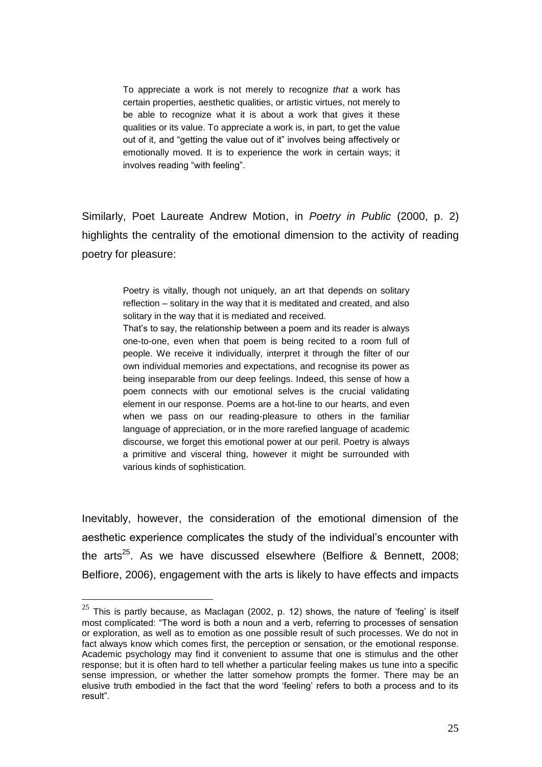> To appreciate a work is not merely to recognize *that* a work has certain properties, aesthetic qualities, or artistic virtues, not merely to be able to recognize what it is about a work that gives it these qualities or its value. To appreciate a work is, in part, to get the value out of it, and "getting the value out of it" involves being affectively or emotionally moved. It is to experience the work in certain ways; it involves reading "with feeling".

Similarly, Poet Laureate Andrew Motion, in *Poetry in Public* (2000, p. 2) highlights the centrality of the emotional dimension to the activity of reading poetry for pleasure:

> Poetry is vitally, though not uniquely, an art that depends on solitary reflection – solitary in the way that it is meditated and created, and also solitary in the way that it is mediated and received.
>
> That's to say, the relationship between a poem and its reader is always one-to-one, even when that poem is being recited to a room full of people. We receive it individually, interpret it through the filter of our own individual memories and expectations, and recognise its power as being inseparable from our deep feelings. Indeed, this sense of how a poem connects with our emotional selves is the crucial validating element in our response. Poems are a hot-line to our hearts, and even when we pass on our reading-pleasure to others in the familiar language of appreciation, or in the more rarefied language of academic discourse, we forget this emotional power at our peril. Poetry is always a primitive and visceral thing, however it might be surrounded with various kinds of sophistication.

Inevitably, however, the consideration of the emotional dimension of the aesthetic experience complicates the study of the individual's encounter with the arts[25]. As we have discussed elsewhere (Belfiore & Bennett, 2008; Belfiore, 2006), engagement with the arts is likely to have effects and impacts

[25] This is partly because, as Maclagan (2002, p. 12) shows, the nature of 'feeling' is itself most complicated: "The word is both a noun and a verb, referring to processes of sensation or exploration, as well as to emotion as one possible result of such processes. We do not in fact always know which comes first, the perception or sensation, or the emotional response. Academic psychology may find it convenient to assume that one is stimulus and the other response; but it is often hard to tell whether a particular feeling makes us tune into a specific sense impression, or whether the latter somehow prompts the former. There may be an elusive truth embodied in the fact that the word 'feeling' refers to both a process and to its result".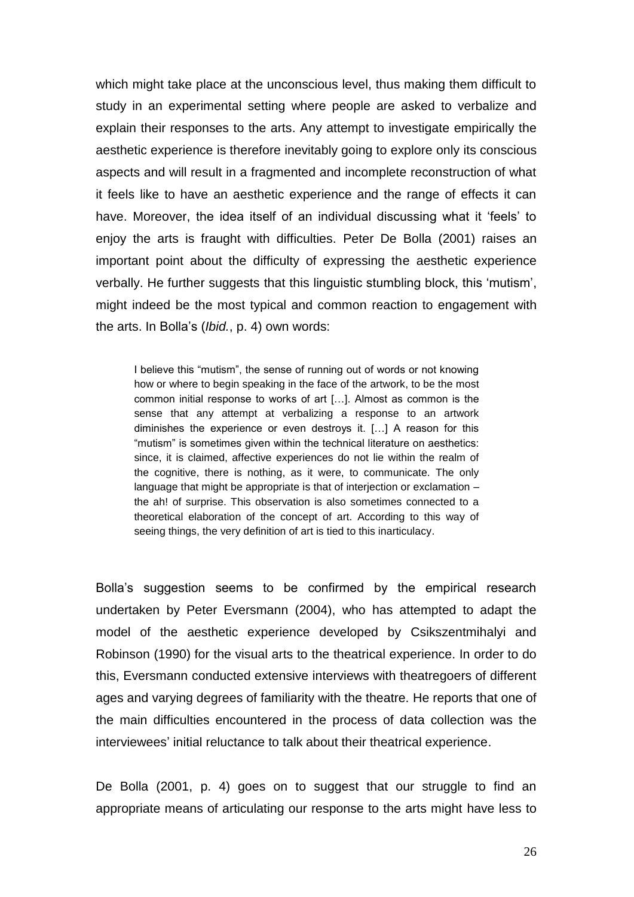which might take place at the unconscious level, thus making them difficult to study in an experimental setting where people are asked to verbalize and explain their responses to the arts. Any attempt to investigate empirically the aesthetic experience is therefore inevitably going to explore only its conscious aspects and will result in a fragmented and incomplete reconstruction of what it feels like to have an aesthetic experience and the range of effects it can have. Moreover, the idea itself of an individual discussing what it 'feels' to enjoy the arts is fraught with difficulties. Peter De Bolla (2001) raises an important point about the difficulty of expressing the aesthetic experience verbally. He further suggests that this linguistic stumbling block, this 'mutism', might indeed be the most typical and common reaction to engagement with the arts. In Bolla's (*Ibid.*, p. 4) own words:

> I believe this "mutism", the sense of running out of words or not knowing how or where to begin speaking in the face of the artwork, to be the most common initial response to works of art […]. Almost as common is the sense that any attempt at verbalizing a response to an artwork diminishes the experience or even destroys it. […] A reason for this "mutism" is sometimes given within the technical literature on aesthetics: since, it is claimed, affective experiences do not lie within the realm of the cognitive, there is nothing, as it were, to communicate. The only language that might be appropriate is that of interjection or exclamation – the ah! of surprise. This observation is also sometimes connected to a theoretical elaboration of the concept of art. According to this way of seeing things, the very definition of art is tied to this inarticulacy.

Bolla's suggestion seems to be confirmed by the empirical research undertaken by Peter Eversmann (2004), who has attempted to adapt the model of the aesthetic experience developed by Csikszentmihalyi and Robinson (1990) for the visual arts to the theatrical experience. In order to do this, Eversmann conducted extensive interviews with theatregoers of different ages and varying degrees of familiarity with the theatre. He reports that one of the main difficulties encountered in the process of data collection was the interviewees' initial reluctance to talk about their theatrical experience.

De Bolla (2001, p. 4) goes on to suggest that our struggle to find an appropriate means of articulating our response to the arts might have less to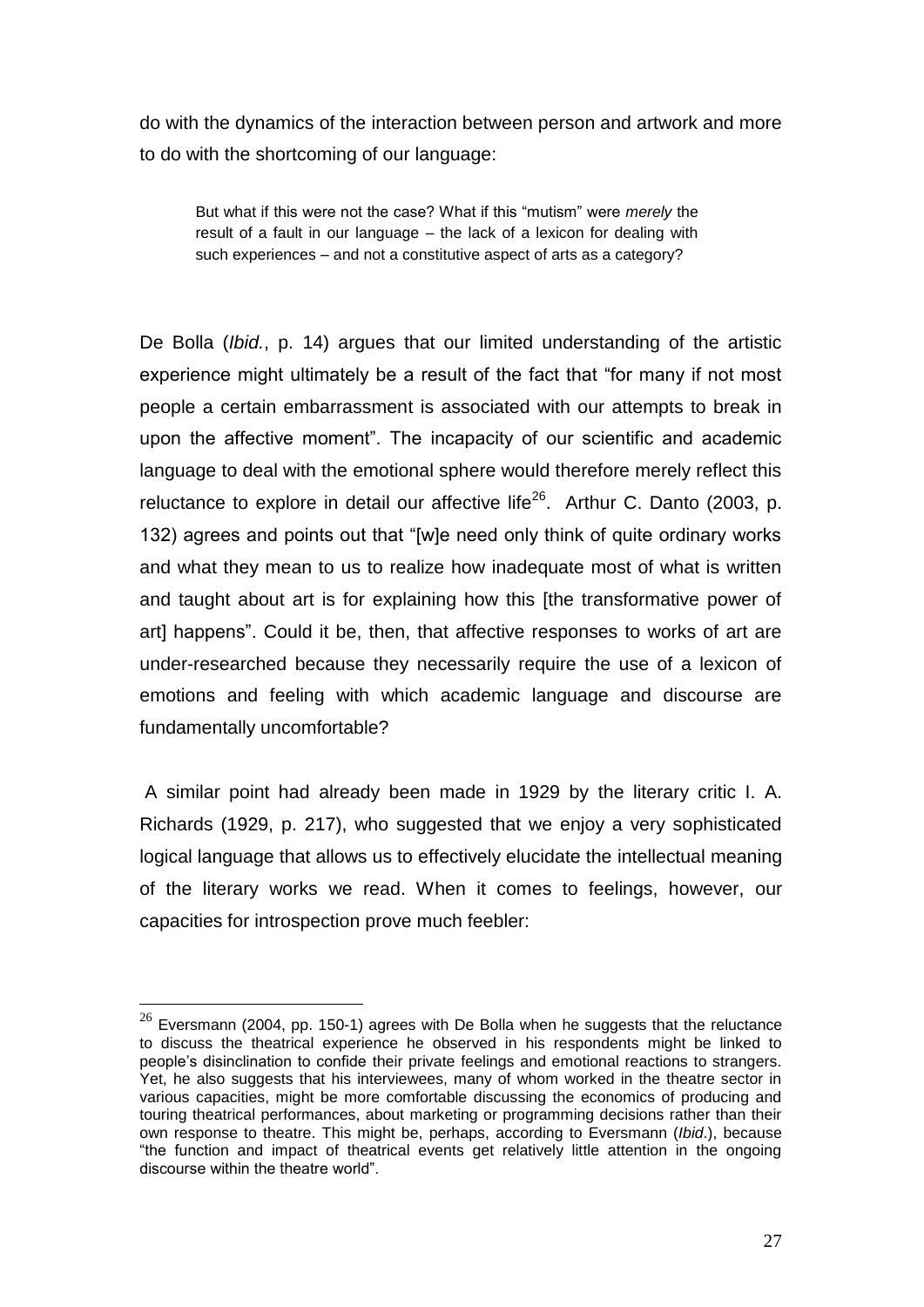do with the dynamics of the interaction between person and artwork and more to do with the shortcoming of our language:

> But what if this were not the case? What if this "mutism" were *merely* the result of a fault in our language – the lack of a lexicon for dealing with such experiences – and not a constitutive aspect of arts as a category?

De Bolla (*Ibid.*, p. 14) argues that our limited understanding of the artistic experience might ultimately be a result of the fact that "for many if not most people a certain embarrassment is associated with our attempts to break in upon the affective moment". The incapacity of our scientific and academic language to deal with the emotional sphere would therefore merely reflect this reluctance to explore in detail our affective life[26]. Arthur C. Danto (2003, p. 132) agrees and points out that "[w]e need only think of quite ordinary works and what they mean to us to realize how inadequate most of what is written and taught about art is for explaining how this [the transformative power of art] happens". Could it be, then, that affective responses to works of art are under-researched because they necessarily require the use of a lexicon of emotions and feeling with which academic language and discourse are fundamentally uncomfortable?

A similar point had already been made in 1929 by the literary critic I. A. Richards (1929, p. 217), who suggested that we enjoy a very sophisticated logical language that allows us to effectively elucidate the intellectual meaning of the literary works we read. When it comes to feelings, however, our capacities for introspection prove much feebler:

---

[26] Eversmann (2004, pp. 150-1) agrees with De Bolla when he suggests that the reluctance to discuss the theatrical experience he observed in his respondents might be linked to people's disinclination to confide their private feelings and emotional reactions to strangers. Yet, he also suggests that his interviewees, many of whom worked in the theatre sector in various capacities, might be more comfortable discussing the economics of producing and touring theatrical performances, about marketing or programming decisions rather than their own response to theatre. This might be, perhaps, according to Eversmann (*Ibid*.), because "the function and impact of theatrical events get relatively little attention in the ongoing discourse within the theatre world".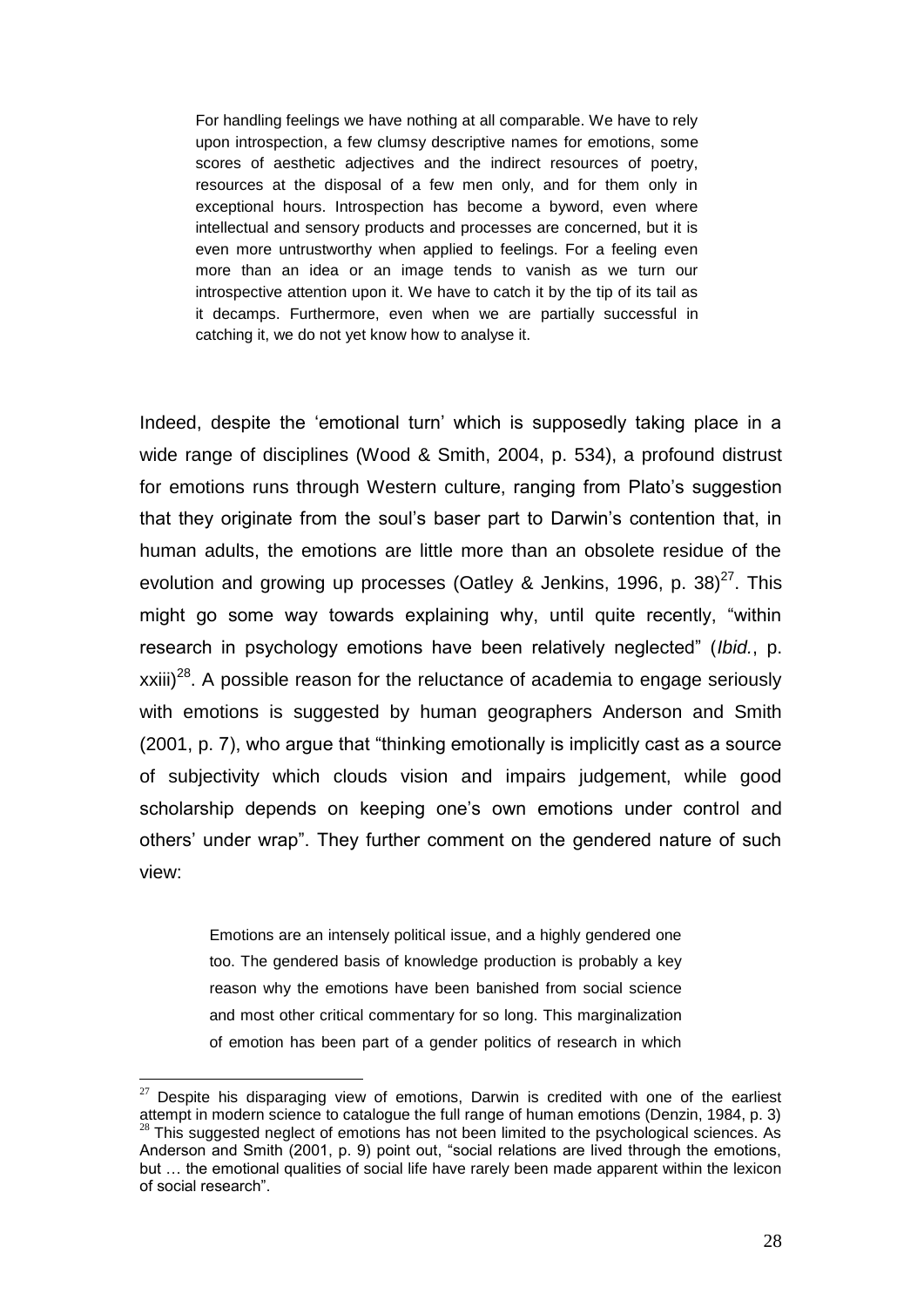> For handling feelings we have nothing at all comparable. We have to rely upon introspection, a few clumsy descriptive names for emotions, some scores of aesthetic adjectives and the indirect resources of poetry, resources at the disposal of a few men only, and for them only in exceptional hours. Introspection has become a byword, even where intellectual and sensory products and processes are concerned, but it is even more untrustworthy when applied to feelings. For a feeling even more than an idea or an image tends to vanish as we turn our introspective attention upon it. We have to catch it by the tip of its tail as it decamps. Furthermore, even when we are partially successful in catching it, we do not yet know how to analyse it.

Indeed, despite the 'emotional turn' which is supposedly taking place in a wide range of disciplines (Wood & Smith, 2004, p. 534), a profound distrust for emotions runs through Western culture, ranging from Plato's suggestion that they originate from the soul's baser part to Darwin's contention that, in human adults, the emotions are little more than an obsolete residue of the evolution and growing up processes (Oatley & Jenkins, 1996, p. 38)[27]. This might go some way towards explaining why, until quite recently, "within research in psychology emotions have been relatively neglected" (*Ibid.*, p. xxiii)[28]. A possible reason for the reluctance of academia to engage seriously with emotions is suggested by human geographers Anderson and Smith (2001, p. 7), who argue that "thinking emotionally is implicitly cast as a source of subjectivity which clouds vision and impairs judgement, while good scholarship depends on keeping one's own emotions under control and others' under wrap". They further comment on the gendered nature of such view:

> Emotions are an intensely political issue, and a highly gendered one too. The gendered basis of knowledge production is probably a key reason why the emotions have been banished from social science and most other critical commentary for so long. This marginalization of emotion has been part of a gender politics of research in which

---

[27] Despite his disparaging view of emotions, Darwin is credited with one of the earliest attempt in modern science to catalogue the full range of human emotions (Denzin, 1984, p. 3)

[28] This suggested neglect of emotions has not been limited to the psychological sciences. As Anderson and Smith (2001, p. 9) point out, "social relations are lived through the emotions, but … the emotional qualities of social life have rarely been made apparent within the lexicon of social research".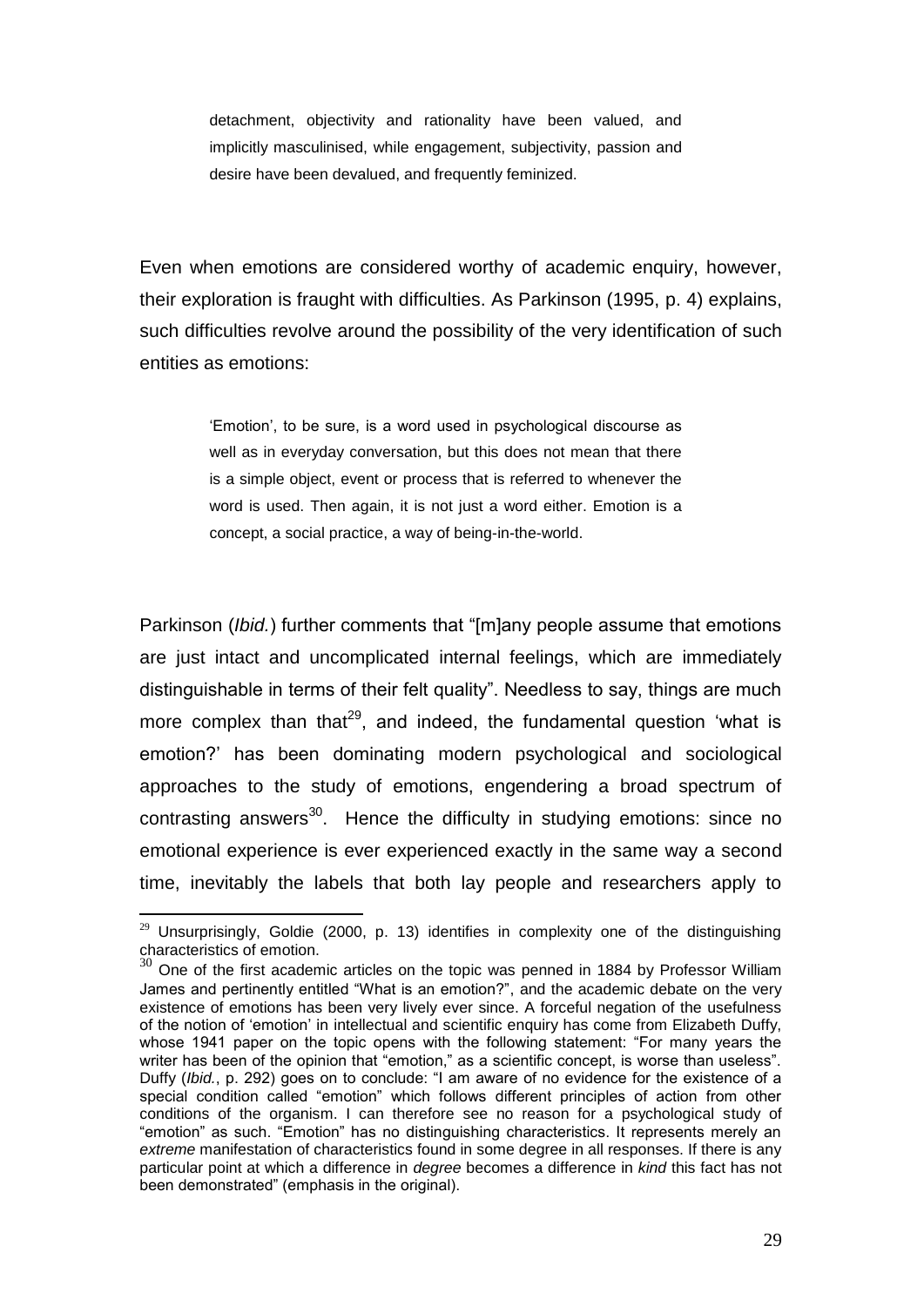> detachment, objectivity and rationality have been valued, and implicitly masculinised, while engagement, subjectivity, passion and desire have been devalued, and frequently feminized.

Even when emotions are considered worthy of academic enquiry, however, their exploration is fraught with difficulties. As Parkinson (1995, p. 4) explains, such difficulties revolve around the possibility of the very identification of such entities as emotions:

> 'Emotion', to be sure, is a word used in psychological discourse as well as in everyday conversation, but this does not mean that there is a simple object, event or process that is referred to whenever the word is used. Then again, it is not just a word either. Emotion is a concept, a social practice, a way of being-in-the-world.

Parkinson (*Ibid.*) further comments that "[m]any people assume that emotions are just intact and uncomplicated internal feelings, which are immediately distinguishable in terms of their felt quality". Needless to say, things are much more complex than that[29], and indeed, the fundamental question 'what is emotion?' has been dominating modern psychological and sociological approaches to the study of emotions, engendering a broad spectrum of contrasting answers[30]. Hence the difficulty in studying emotions: since no emotional experience is ever experienced exactly in the same way a second time, inevitably the labels that both lay people and researchers apply to

---

[29] Unsurprisingly, Goldie (2000, p. 13) identifies in complexity one of the distinguishing characteristics of emotion.

[30] One of the first academic articles on the topic was penned in 1884 by Professor William James and pertinently entitled "What is an emotion?", and the academic debate on the very existence of emotions has been very lively ever since. A forceful negation of the usefulness of the notion of 'emotion' in intellectual and scientific enquiry has come from Elizabeth Duffy, whose 1941 paper on the topic opens with the following statement: "For many years the writer has been of the opinion that "emotion," as a scientific concept, is worse than useless". Duffy (*Ibid.*, p. 292) goes on to conclude: "I am aware of no evidence for the existence of a special condition called "emotion" which follows different principles of action from other conditions of the organism. I can therefore see no reason for a psychological study of "emotion" as such. "Emotion" has no distinguishing characteristics. It represents merely an *extreme* manifestation of characteristics found in some degree in all responses. If there is any particular point at which a difference in *degree* becomes a difference in *kind* this fact has not been demonstrated" (emphasis in the original).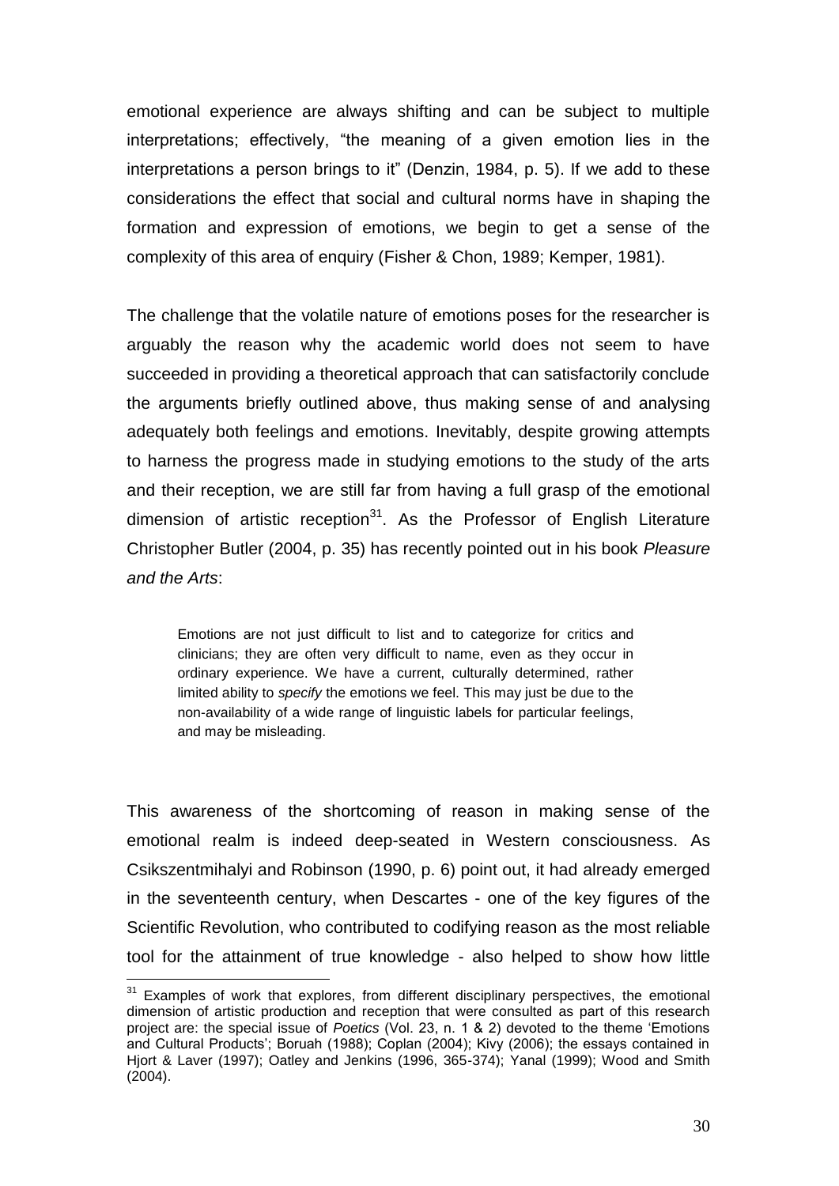emotional experience are always shifting and can be subject to multiple interpretations; effectively, "the meaning of a given emotion lies in the interpretations a person brings to it" (Denzin, 1984, p. 5). If we add to these considerations the effect that social and cultural norms have in shaping the formation and expression of emotions, we begin to get a sense of the complexity of this area of enquiry (Fisher & Chon, 1989; Kemper, 1981).

The challenge that the volatile nature of emotions poses for the researcher is arguably the reason why the academic world does not seem to have succeeded in providing a theoretical approach that can satisfactorily conclude the arguments briefly outlined above, thus making sense of and analysing adequately both feelings and emotions. Inevitably, despite growing attempts to harness the progress made in studying emotions to the study of the arts and their reception, we are still far from having a full grasp of the emotional dimension of artistic reception[31]. As the Professor of English Literature Christopher Butler (2004, p. 35) has recently pointed out in his book *Pleasure and the Arts*:

> Emotions are not just difficult to list and to categorize for critics and clinicians; they are often very difficult to name, even as they occur in ordinary experience. We have a current, culturally determined, rather limited ability to *specify* the emotions we feel. This may just be due to the non-availability of a wide range of linguistic labels for particular feelings, and may be misleading.

This awareness of the shortcoming of reason in making sense of the emotional realm is indeed deep-seated in Western consciousness. As Csikszentmihalyi and Robinson (1990, p. 6) point out, it had already emerged in the seventeenth century, when Descartes - one of the key figures of the Scientific Revolution, who contributed to codifying reason as the most reliable tool for the attainment of true knowledge - also helped to show how little

[31] Examples of work that explores, from different disciplinary perspectives, the emotional dimension of artistic production and reception that were consulted as part of this research project are: the special issue of *Poetics* (Vol. 23, n. 1 & 2) devoted to the theme 'Emotions and Cultural Products'; Boruah (1988); Coplan (2004); Kivy (2006); the essays contained in Hjort & Laver (1997); Oatley and Jenkins (1996, 365-374); Yanal (1999); Wood and Smith (2004).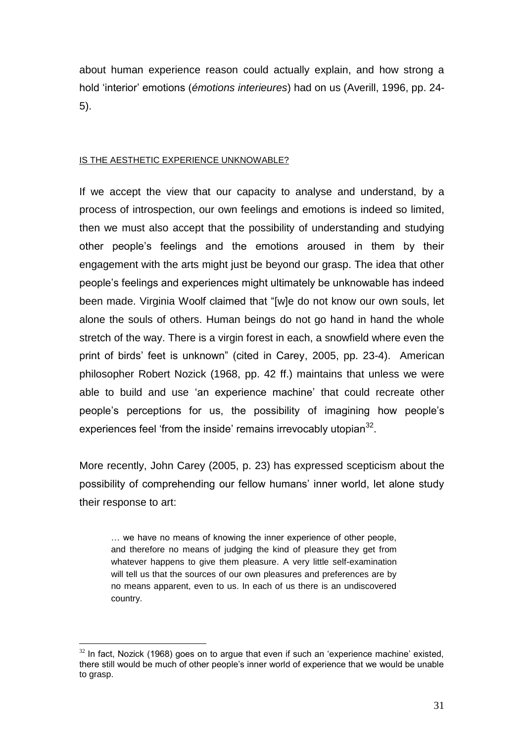about human experience reason could actually explain, and how strong a hold 'interior' emotions (*émotions interieures*) had on us (Averill, 1996, pp. 24-5).

## IS THE AESTHETIC EXPERIENCE UNKNOWABLE?

If we accept the view that our capacity to analyse and understand, by a process of introspection, our own feelings and emotions is indeed so limited, then we must also accept that the possibility of understanding and studying other people's feelings and the emotions aroused in them by their engagement with the arts might just be beyond our grasp. The idea that other people's feelings and experiences might ultimately be unknowable has indeed been made. Virginia Woolf claimed that "[w]e do not know our own souls, let alone the souls of others. Human beings do not go hand in hand the whole stretch of the way. There is a virgin forest in each, a snowfield where even the print of birds' feet is unknown" (cited in Carey, 2005, pp. 23-4). American philosopher Robert Nozick (1968, pp. 42 ff.) maintains that unless we were able to build and use 'an experience machine' that could recreate other people's perceptions for us, the possibility of imagining how people's experiences feel 'from the inside' remains irrevocably utopian[32].

More recently, John Carey (2005, p. 23) has expressed scepticism about the possibility of comprehending our fellow humans' inner world, let alone study their response to art:

> … we have no means of knowing the inner experience of other people, and therefore no means of judging the kind of pleasure they get from whatever happens to give them pleasure. A very little self-examination will tell us that the sources of our own pleasures and preferences are by no means apparent, even to us. In each of us there is an undiscovered country.

---

[32] In fact, Nozick (1968) goes on to argue that even if such an 'experience machine' existed, there still would be much of other people's inner world of experience that we would be unable to grasp.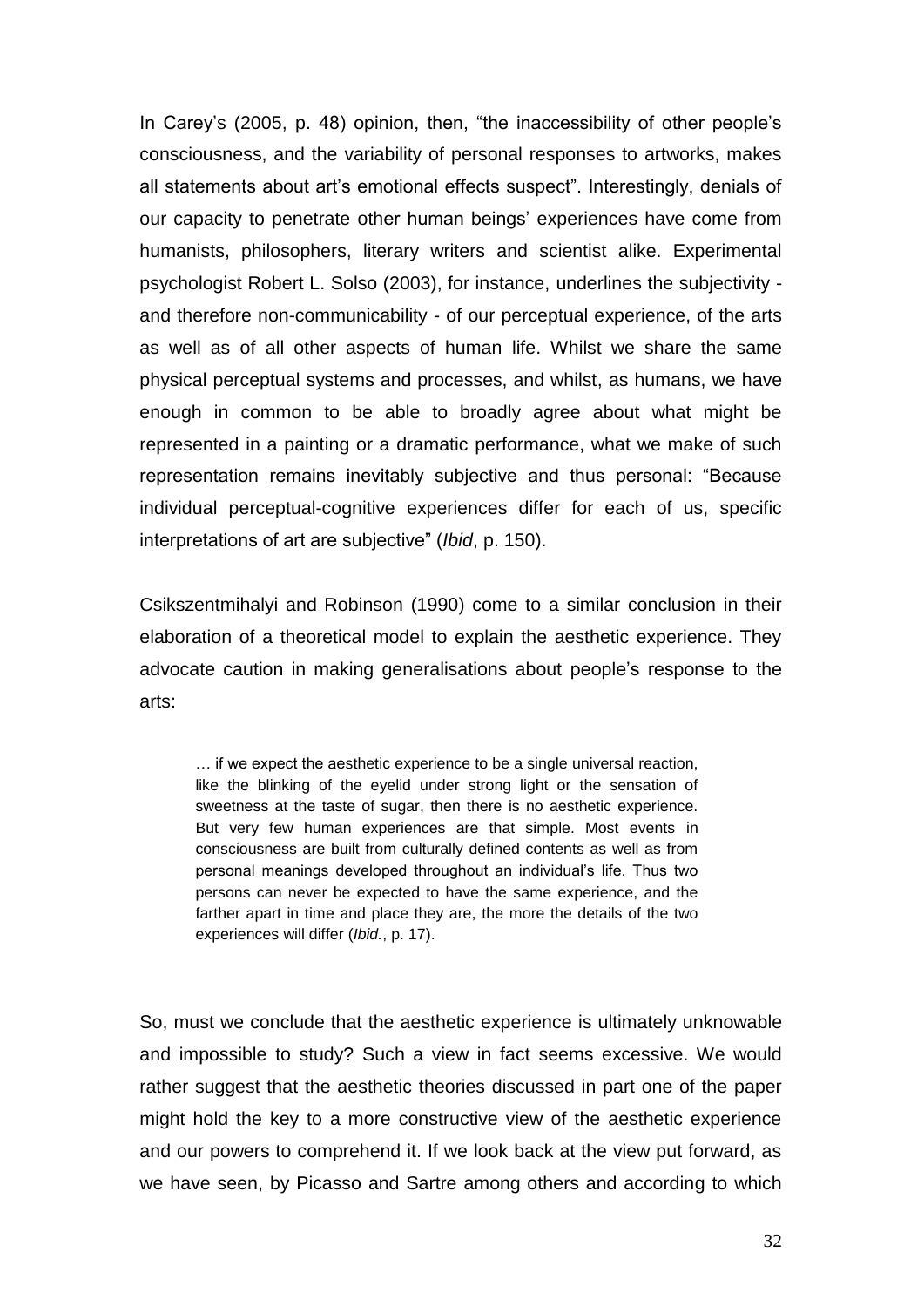In Carey's (2005, p. 48) opinion, then, "the inaccessibility of other people's consciousness, and the variability of personal responses to artworks, makes all statements about art's emotional effects suspect". Interestingly, denials of our capacity to penetrate other human beings' experiences have come from humanists, philosophers, literary writers and scientist alike. Experimental psychologist Robert L. Solso (2003), for instance, underlines the subjectivity - and therefore non-communicability - of our perceptual experience, of the arts as well as of all other aspects of human life. Whilst we share the same physical perceptual systems and processes, and whilst, as humans, we have enough in common to be able to broadly agree about what might be represented in a painting or a dramatic performance, what we make of such representation remains inevitably subjective and thus personal: "Because individual perceptual-cognitive experiences differ for each of us, specific interpretations of art are subjective" (*Ibid*, p. 150).

Csikszentmihalyi and Robinson (1990) come to a similar conclusion in their elaboration of a theoretical model to explain the aesthetic experience. They advocate caution in making generalisations about people's response to the arts:

> … if we expect the aesthetic experience to be a single universal reaction, like the blinking of the eyelid under strong light or the sensation of sweetness at the taste of sugar, then there is no aesthetic experience. But very few human experiences are that simple. Most events in consciousness are built from culturally defined contents as well as from personal meanings developed throughout an individual's life. Thus two persons can never be expected to have the same experience, and the farther apart in time and place they are, the more the details of the two experiences will differ (*Ibid.*, p. 17).

So, must we conclude that the aesthetic experience is ultimately unknowable and impossible to study? Such a view in fact seems excessive. We would rather suggest that the aesthetic theories discussed in part one of the paper might hold the key to a more constructive view of the aesthetic experience and our powers to comprehend it. If we look back at the view put forward, as we have seen, by Picasso and Sartre among others and according to which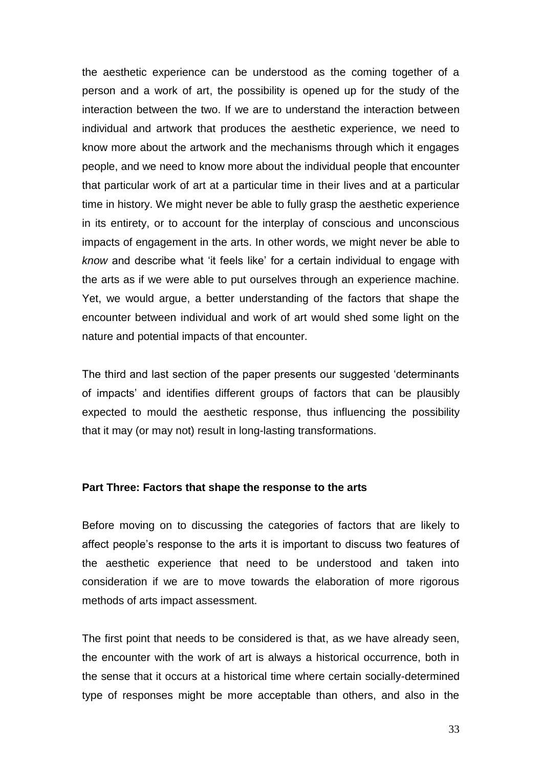the aesthetic experience can be understood as the coming together of a person and a work of art, the possibility is opened up for the study of the interaction between the two. If we are to understand the interaction between individual and artwork that produces the aesthetic experience, we need to know more about the artwork and the mechanisms through which it engages people, and we need to know more about the individual people that encounter that particular work of art at a particular time in their lives and at a particular time in history. We might never be able to fully grasp the aesthetic experience in its entirety, or to account for the interplay of conscious and unconscious impacts of engagement in the arts. In other words, we might never be able to *know* and describe what 'it feels like' for a certain individual to engage with the arts as if we were able to put ourselves through an experience machine. Yet, we would argue, a better understanding of the factors that shape the encounter between individual and work of art would shed some light on the nature and potential impacts of that encounter.

The third and last section of the paper presents our suggested 'determinants of impacts' and identifies different groups of factors that can be plausibly expected to mould the aesthetic response, thus influencing the possibility that it may (or may not) result in long-lasting transformations.

## Part Three: Factors that shape the response to the arts

Before moving on to discussing the categories of factors that are likely to affect people's response to the arts it is important to discuss two features of the aesthetic experience that need to be understood and taken into consideration if we are to move towards the elaboration of more rigorous methods of arts impact assessment.

The first point that needs to be considered is that, as we have already seen, the encounter with the work of art is always a historical occurrence, both in the sense that it occurs at a historical time where certain socially-determined type of responses might be more acceptable than others, and also in the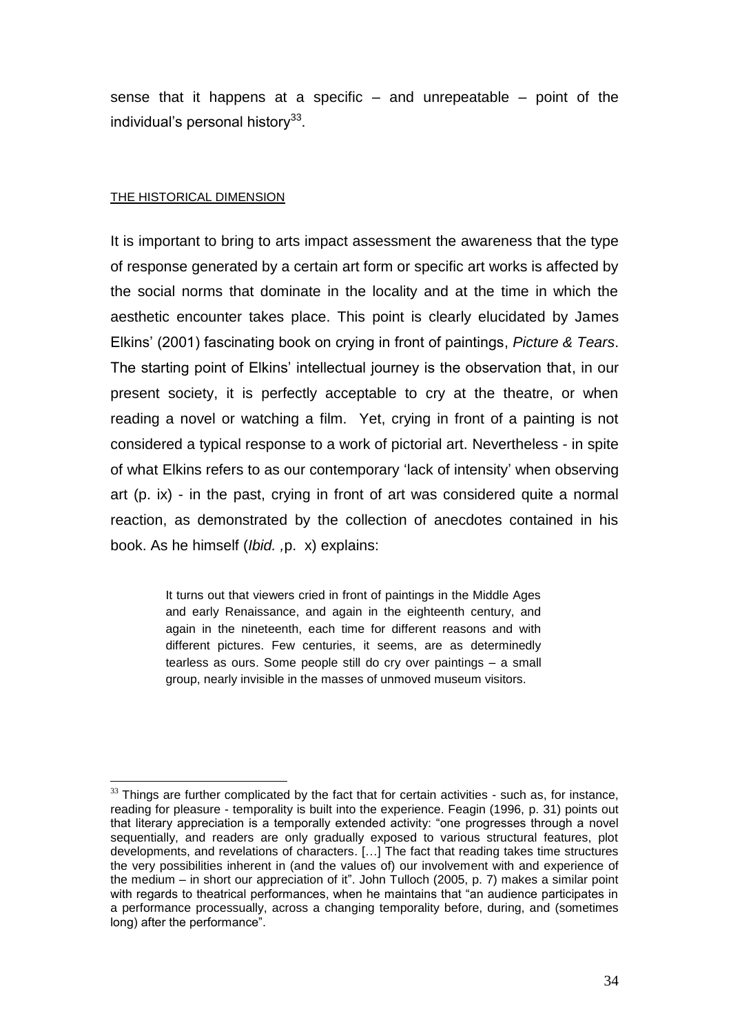sense that it happens at a specific – and unrepeatable – point of the individual's personal history[33].

THE HISTORICAL DIMENSION

It is important to bring to arts impact assessment the awareness that the type of response generated by a certain art form or specific art works is affected by the social norms that dominate in the locality and at the time in which the aesthetic encounter takes place. This point is clearly elucidated by James Elkins' (2001) fascinating book on crying in front of paintings, *Picture & Tears*. The starting point of Elkins' intellectual journey is the observation that, in our present society, it is perfectly acceptable to cry at the theatre, or when reading a novel or watching a film. Yet, crying in front of a painting is not considered a typical response to a work of pictorial art. Nevertheless - in spite of what Elkins refers to as our contemporary 'lack of intensity' when observing art (p. ix) - in the past, crying in front of art was considered quite a normal reaction, as demonstrated by the collection of anecdotes contained in his book. As he himself (*Ibid.* ,p. x) explains:

> It turns out that viewers cried in front of paintings in the Middle Ages and early Renaissance, and again in the eighteenth century, and again in the nineteenth, each time for different reasons and with different pictures. Few centuries, it seems, are as determinedly tearless as ours. Some people still do cry over paintings – a small group, nearly invisible in the masses of unmoved museum visitors.

---

[33] Things are further complicated by the fact that for certain activities - such as, for instance, reading for pleasure - temporality is built into the experience. Feagin (1996, p. 31) points out that literary appreciation is a temporally extended activity: "one progresses through a novel sequentially, and readers are only gradually exposed to various structural features, plot developments, and revelations of characters. […] The fact that reading takes time structures the very possibilities inherent in (and the values of) our involvement with and experience of the medium – in short our appreciation of it". John Tulloch (2005, p. 7) makes a similar point with regards to theatrical performances, when he maintains that "an audience participates in a performance processually, across a changing temporality before, during, and (sometimes long) after the performance".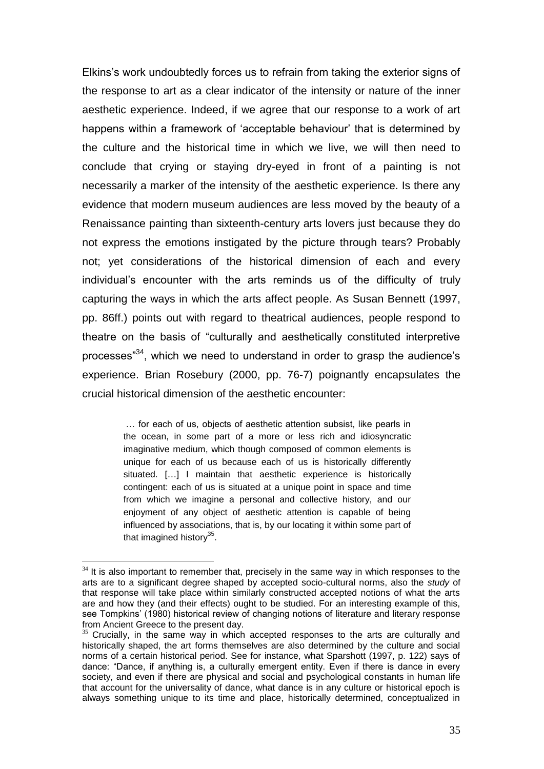Elkins's work undoubtedly forces us to refrain from taking the exterior signs of the response to art as a clear indicator of the intensity or nature of the inner aesthetic experience. Indeed, if we agree that our response to a work of art happens within a framework of 'acceptable behaviour' that is determined by the culture and the historical time in which we live, we will then need to conclude that crying or staying dry-eyed in front of a painting is not necessarily a marker of the intensity of the aesthetic experience. Is there any evidence that modern museum audiences are less moved by the beauty of a Renaissance painting than sixteenth-century arts lovers just because they do not express the emotions instigated by the picture through tears? Probably not; yet considerations of the historical dimension of each and every individual's encounter with the arts reminds us of the difficulty of truly capturing the ways in which the arts affect people. As Susan Bennett (1997, pp. 86ff.) points out with regard to theatrical audiences, people respond to theatre on the basis of "culturally and aesthetically constituted interpretive processes"[34], which we need to understand in order to grasp the audience's experience. Brian Rosebury (2000, pp. 76-7) poignantly encapsulates the crucial historical dimension of the aesthetic encounter:

> … for each of us, objects of aesthetic attention subsist, like pearls in the ocean, in some part of a more or less rich and idiosyncratic imaginative medium, which though composed of common elements is unique for each of us because each of us is historically differently situated. […] I maintain that aesthetic experience is historically contingent: each of us is situated at a unique point in space and time from which we imagine a personal and collective history, and our enjoyment of any object of aesthetic attention is capable of being influenced by associations, that is, by our locating it within some part of that imagined history[35].

[34] It is also important to remember that, precisely in the same way in which responses to the arts are to a significant degree shaped by accepted socio-cultural norms, also the *study* of that response will take place within similarly constructed accepted notions of what the arts are and how they (and their effects) ought to be studied. For an interesting example of this, see Tompkins' (1980) historical review of changing notions of literature and literary response from Ancient Greece to the present day.

[35] Crucially, in the same way in which accepted responses to the arts are culturally and historically shaped, the art forms themselves are also determined by the culture and social norms of a certain historical period. See for instance, what Sparshott (1997, p. 122) says of dance: "Dance, if anything is, a culturally emergent entity. Even if there is dance in every society, and even if there are physical and social and psychological constants in human life that account for the universality of dance, what dance is in any culture or historical epoch is always something unique to its time and place, historically determined, conceptualized in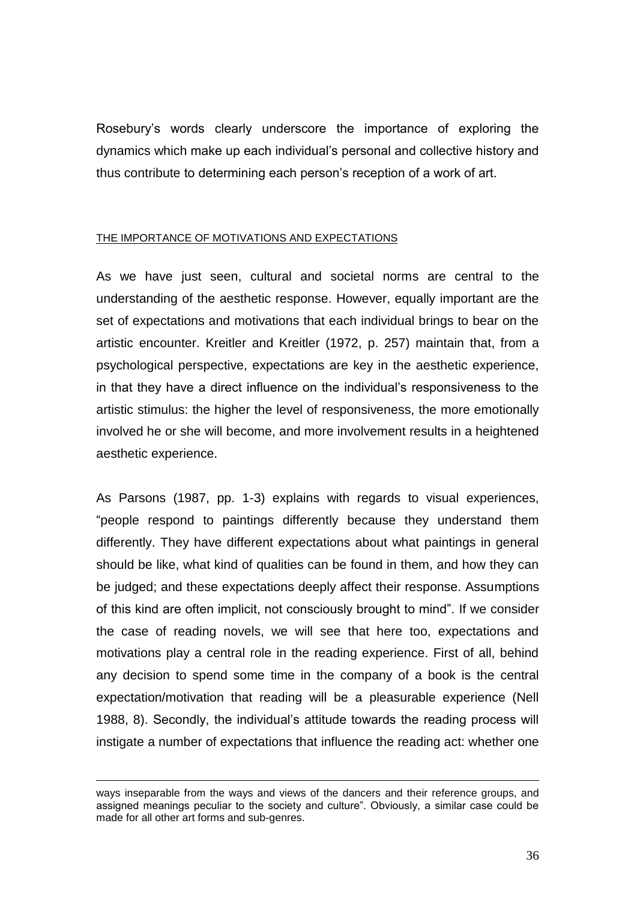Rosebury's words clearly underscore the importance of exploring the dynamics which make up each individual's personal and collective history and thus contribute to determining each person's reception of a work of art.

## THE IMPORTANCE OF MOTIVATIONS AND EXPECTATIONS

As we have just seen, cultural and societal norms are central to the understanding of the aesthetic response. However, equally important are the set of expectations and motivations that each individual brings to bear on the artistic encounter. Kreitler and Kreitler (1972, p. 257) maintain that, from a psychological perspective, expectations are key in the aesthetic experience, in that they have a direct influence on the individual's responsiveness to the artistic stimulus: the higher the level of responsiveness, the more emotionally involved he or she will become, and more involvement results in a heightened aesthetic experience.

As Parsons (1987, pp. 1-3) explains with regards to visual experiences, "people respond to paintings differently because they understand them differently. They have different expectations about what paintings in general should be like, what kind of qualities can be found in them, and how they can be judged; and these expectations deeply affect their response. Assumptions of this kind are often implicit, not consciously brought to mind". If we consider the case of reading novels, we will see that here too, expectations and motivations play a central role in the reading experience. First of all, behind any decision to spend some time in the company of a book is the central expectation/motivation that reading will be a pleasurable experience (Nell 1988, 8). Secondly, the individual's attitude towards the reading process will instigate a number of expectations that influence the reading act: whether one

---

ways inseparable from the ways and views of the dancers and their reference groups, and assigned meanings peculiar to the society and culture". Obviously, a similar case could be made for all other art forms and sub-genres.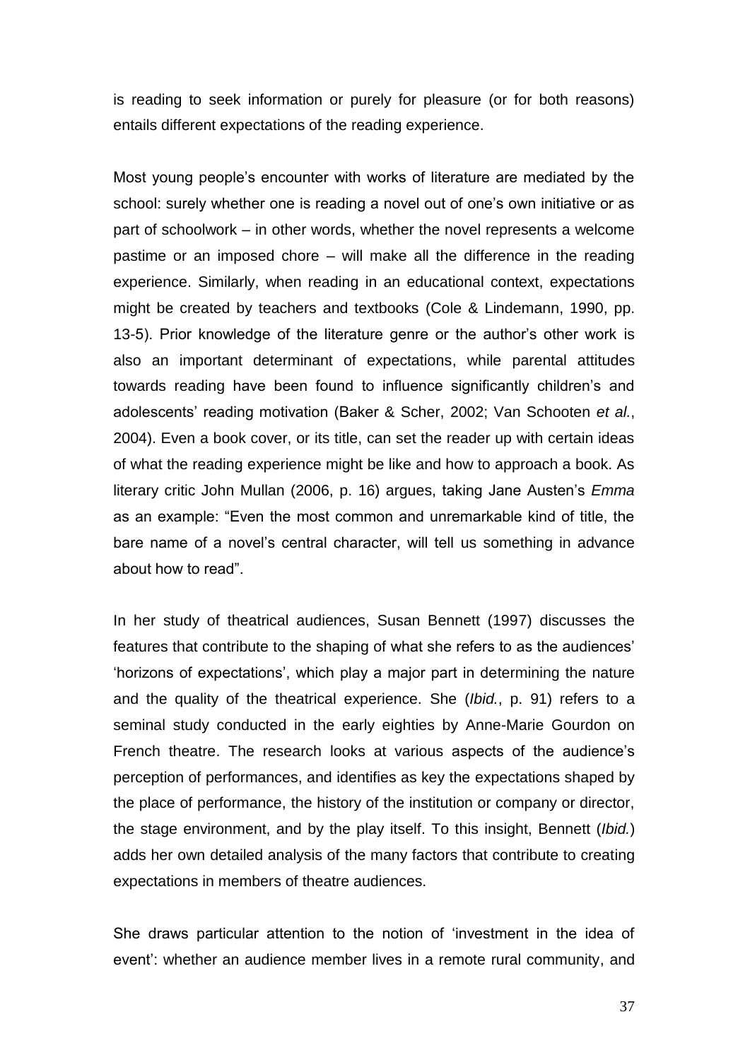is reading to seek information or purely for pleasure (or for both reasons) entails different expectations of the reading experience.

Most young people's encounter with works of literature are mediated by the school: surely whether one is reading a novel out of one's own initiative or as part of schoolwork – in other words, whether the novel represents a welcome pastime or an imposed chore – will make all the difference in the reading experience. Similarly, when reading in an educational context, expectations might be created by teachers and textbooks (Cole & Lindemann, 1990, pp. 13-5). Prior knowledge of the literature genre or the author's other work is also an important determinant of expectations, while parental attitudes towards reading have been found to influence significantly children's and adolescents' reading motivation (Baker & Scher, 2002; Van Schooten *et al.*, 2004). Even a book cover, or its title, can set the reader up with certain ideas of what the reading experience might be like and how to approach a book. As literary critic John Mullan (2006, p. 16) argues, taking Jane Austen's *Emma* as an example: "Even the most common and unremarkable kind of title, the bare name of a novel's central character, will tell us something in advance about how to read".

In her study of theatrical audiences, Susan Bennett (1997) discusses the features that contribute to the shaping of what she refers to as the audiences' 'horizons of expectations', which play a major part in determining the nature and the quality of the theatrical experience. She (*Ibid.*, p. 91) refers to a seminal study conducted in the early eighties by Anne-Marie Gourdon on French theatre. The research looks at various aspects of the audience's perception of performances, and identifies as key the expectations shaped by the place of performance, the history of the institution or company or director, the stage environment, and by the play itself. To this insight, Bennett (*Ibid.*) adds her own detailed analysis of the many factors that contribute to creating expectations in members of theatre audiences.

She draws particular attention to the notion of 'investment in the idea of event': whether an audience member lives in a remote rural community, and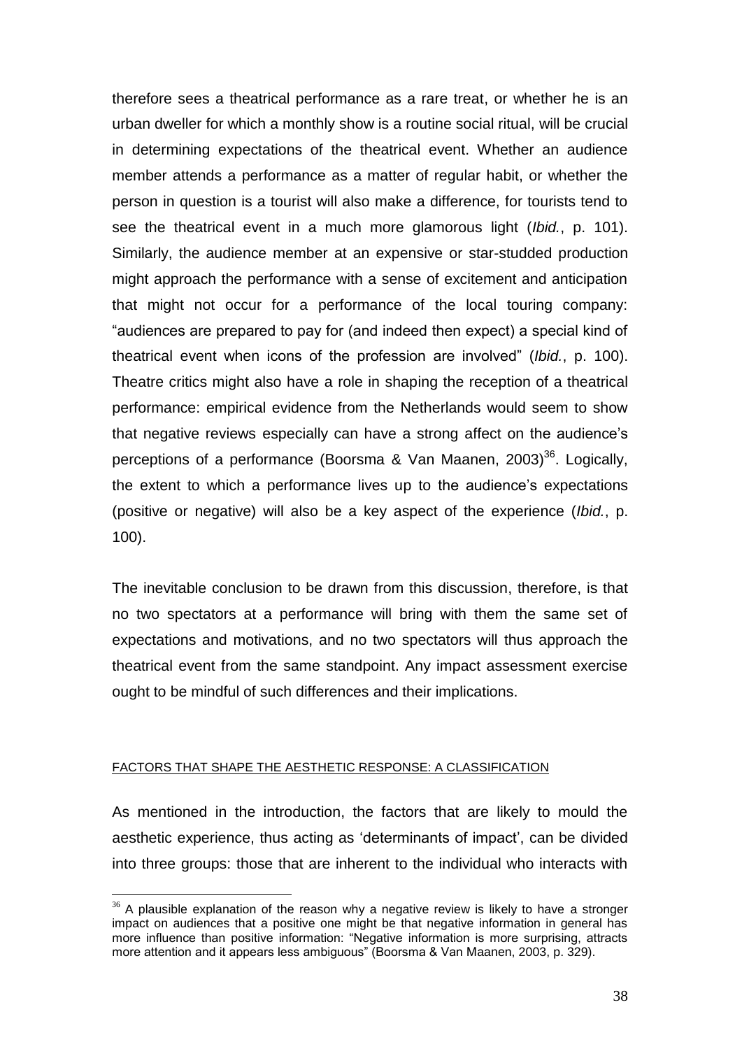therefore sees a theatrical performance as a rare treat, or whether he is an urban dweller for which a monthly show is a routine social ritual, will be crucial in determining expectations of the theatrical event. Whether an audience member attends a performance as a matter of regular habit, or whether the person in question is a tourist will also make a difference, for tourists tend to see the theatrical event in a much more glamorous light (*Ibid.*, p. 101). Similarly, the audience member at an expensive or star-studded production might approach the performance with a sense of excitement and anticipation that might not occur for a performance of the local touring company: "audiences are prepared to pay for (and indeed then expect) a special kind of theatrical event when icons of the profession are involved" (*Ibid.*, p. 100). Theatre critics might also have a role in shaping the reception of a theatrical performance: empirical evidence from the Netherlands would seem to show that negative reviews especially can have a strong affect on the audience's perceptions of a performance (Boorsma & Van Maanen, 2003)[36]. Logically, the extent to which a performance lives up to the audience's expectations (positive or negative) will also be a key aspect of the experience (*Ibid.*, p. 100).

The inevitable conclusion to be drawn from this discussion, therefore, is that no two spectators at a performance will bring with them the same set of expectations and motivations, and no two spectators will thus approach the theatrical event from the same standpoint. Any impact assessment exercise ought to be mindful of such differences and their implications.

## FACTORS THAT SHAPE THE AESTHETIC RESPONSE: A CLASSIFICATION

As mentioned in the introduction, the factors that are likely to mould the aesthetic experience, thus acting as 'determinants of impact', can be divided into three groups: those that are inherent to the individual who interacts with

---

[36] A plausible explanation of the reason why a negative review is likely to have a stronger impact on audiences that a positive one might be that negative information in general has more influence than positive information: "Negative information is more surprising, attracts more attention and it appears less ambiguous" (Boorsma & Van Maanen, 2003, p. 329).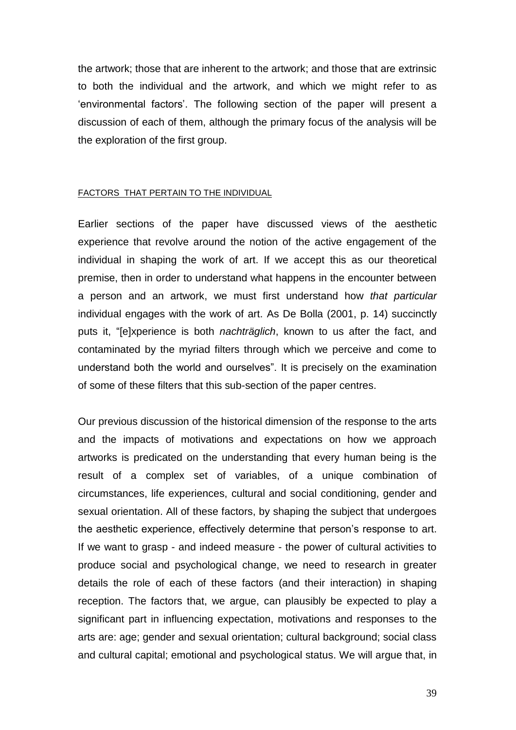the artwork; those that are inherent to the artwork; and those that are extrinsic to both the individual and the artwork, and which we might refer to as 'environmental factors'. The following section of the paper will present a discussion of each of them, although the primary focus of the analysis will be the exploration of the first group.

## FACTORS THAT PERTAIN TO THE INDIVIDUAL

Earlier sections of the paper have discussed views of the aesthetic experience that revolve around the notion of the active engagement of the individual in shaping the work of art. If we accept this as our theoretical premise, then in order to understand what happens in the encounter between a person and an artwork, we must first understand how *that particular* individual engages with the work of art. As De Bolla (2001, p. 14) succinctly puts it, "[e]xperience is both *nachträglich*, known to us after the fact, and contaminated by the myriad filters through which we perceive and come to understand both the world and ourselves". It is precisely on the examination of some of these filters that this sub-section of the paper centres.

Our previous discussion of the historical dimension of the response to the arts and the impacts of motivations and expectations on how we approach artworks is predicated on the understanding that every human being is the result of a complex set of variables, of a unique combination of circumstances, life experiences, cultural and social conditioning, gender and sexual orientation. All of these factors, by shaping the subject that undergoes the aesthetic experience, effectively determine that person's response to art. If we want to grasp - and indeed measure - the power of cultural activities to produce social and psychological change, we need to research in greater details the role of each of these factors (and their interaction) in shaping reception. The factors that, we argue, can plausibly be expected to play a significant part in influencing expectation, motivations and responses to the arts are: age; gender and sexual orientation; cultural background; social class and cultural capital; emotional and psychological status. We will argue that, in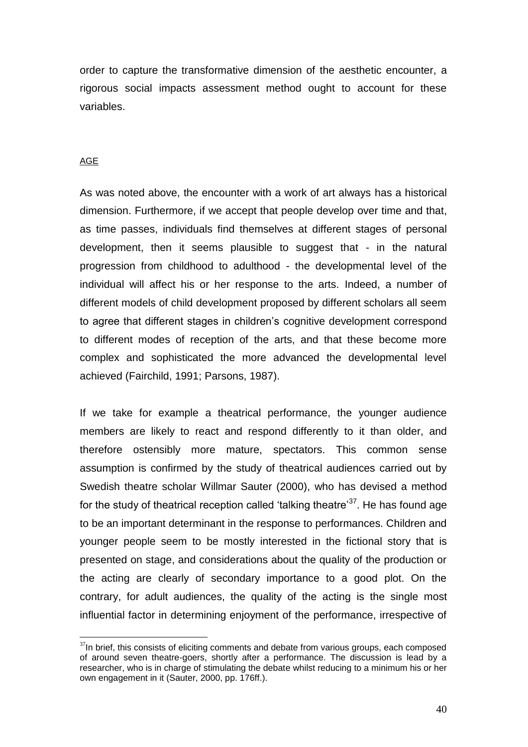order to capture the transformative dimension of the aesthetic encounter, a rigorous social impacts assessment method ought to account for these variables.

### AGE

As was noted above, the encounter with a work of art always has a historical dimension. Furthermore, if we accept that people develop over time and that, as time passes, individuals find themselves at different stages of personal development, then it seems plausible to suggest that - in the natural progression from childhood to adulthood - the developmental level of the individual will affect his or her response to the arts. Indeed, a number of different models of child development proposed by different scholars all seem to agree that different stages in children's cognitive development correspond to different modes of reception of the arts, and that these become more complex and sophisticated the more advanced the developmental level achieved (Fairchild, 1991; Parsons, 1987).

If we take for example a theatrical performance, the younger audience members are likely to react and respond differently to it than older, and therefore ostensibly more mature, spectators. This common sense assumption is confirmed by the study of theatrical audiences carried out by Swedish theatre scholar Willmar Sauter (2000), who has devised a method for the study of theatrical reception called 'talking theatre'[37]. He has found age to be an important determinant in the response to performances. Children and younger people seem to be mostly interested in the fictional story that is presented on stage, and considerations about the quality of the production or the acting are clearly of secondary importance to a good plot. On the contrary, for adult audiences, the quality of the acting is the single most influential factor in determining enjoyment of the performance, irrespective of

[37] In brief, this consists of eliciting comments and debate from various groups, each composed of around seven theatre-goers, shortly after a performance. The discussion is lead by a researcher, who is in charge of stimulating the debate whilst reducing to a minimum his or her own engagement in it (Sauter, 2000, pp. 176ff.).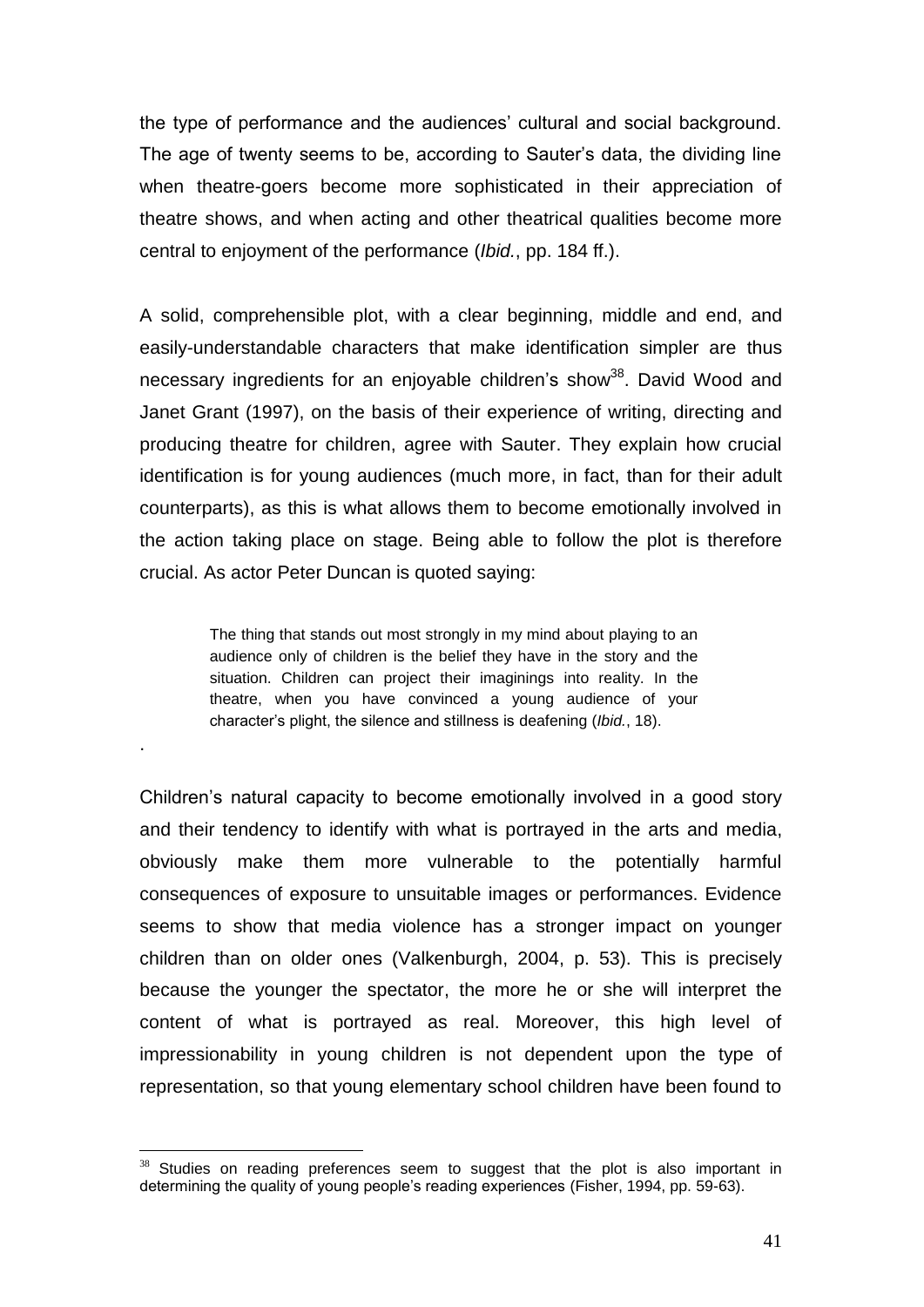the type of performance and the audiences' cultural and social background. The age of twenty seems to be, according to Sauter's data, the dividing line when theatre-goers become more sophisticated in their appreciation of theatre shows, and when acting and other theatrical qualities become more central to enjoyment of the performance (*Ibid.*, pp. 184 ff.).

A solid, comprehensible plot, with a clear beginning, middle and end, and easily-understandable characters that make identification simpler are thus necessary ingredients for an enjoyable children's show[38]. David Wood and Janet Grant (1997), on the basis of their experience of writing, directing and producing theatre for children, agree with Sauter. They explain how crucial identification is for young audiences (much more, in fact, than for their adult counterparts), as this is what allows them to become emotionally involved in the action taking place on stage. Being able to follow the plot is therefore crucial. As actor Peter Duncan is quoted saying:

> The thing that stands out most strongly in my mind about playing to an audience only of children is the belief they have in the story and the situation. Children can project their imaginings into reality. In the theatre, when you have convinced a young audience of your character's plight, the silence and stillness is deafening (*Ibid.*, 18).

.

Children's natural capacity to become emotionally involved in a good story and their tendency to identify with what is portrayed in the arts and media, obviously make them more vulnerable to the potentially harmful consequences of exposure to unsuitable images or performances. Evidence seems to show that media violence has a stronger impact on younger children than on older ones (Valkenburgh, 2004, p. 53). This is precisely because the younger the spectator, the more he or she will interpret the content of what is portrayed as real. Moreover, this high level of impressionability in young children is not dependent upon the type of representation, so that young elementary school children have been found to

[38] Studies on reading preferences seem to suggest that the plot is also important in determining the quality of young people's reading experiences (Fisher, 1994, pp. 59-63).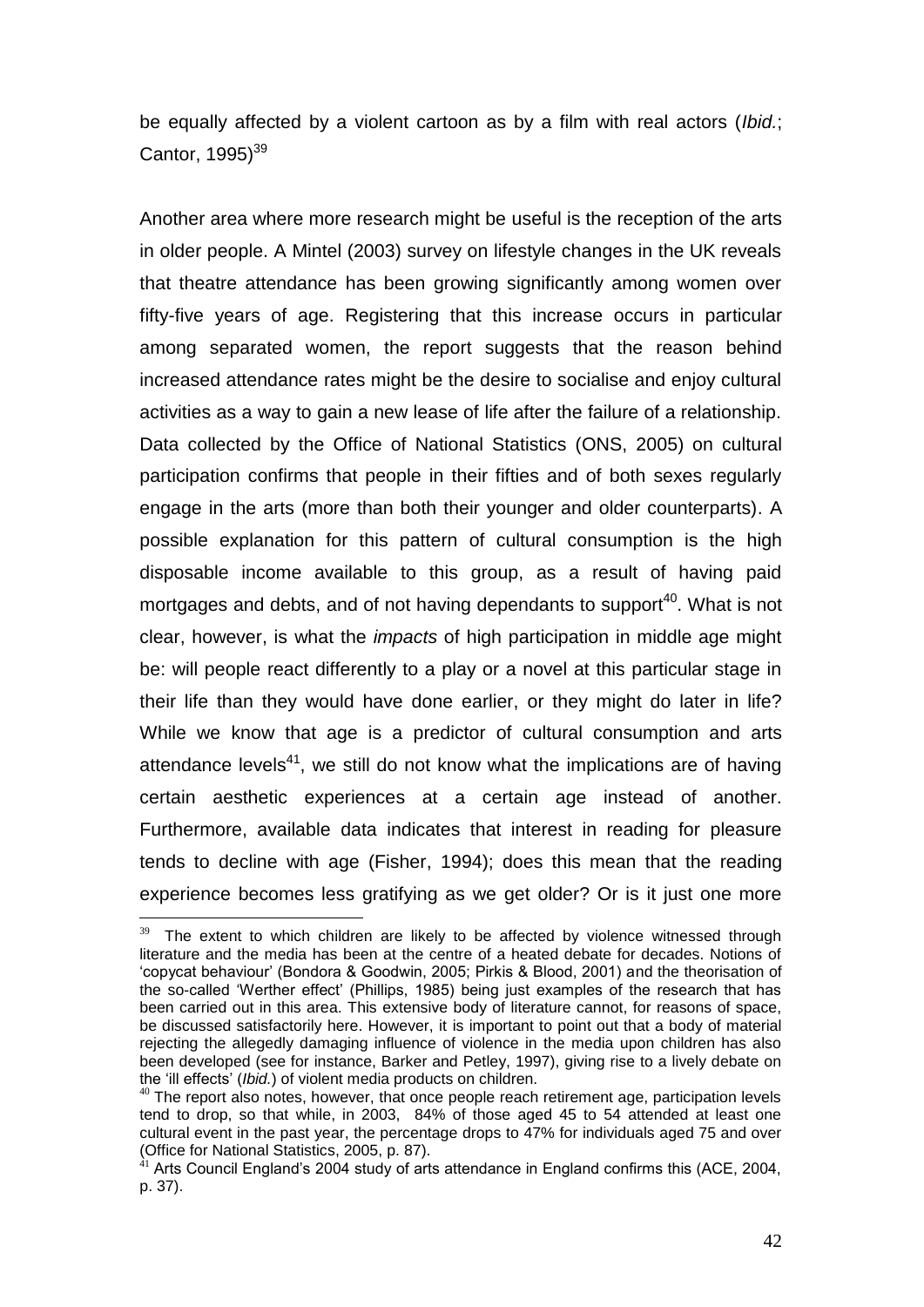be equally affected by a violent cartoon as by a film with real actors (*Ibid.*; Cantor, 1995)[39]

Another area where more research might be useful is the reception of the arts in older people. A Mintel (2003) survey on lifestyle changes in the UK reveals that theatre attendance has been growing significantly among women over fifty-five years of age. Registering that this increase occurs in particular among separated women, the report suggests that the reason behind increased attendance rates might be the desire to socialise and enjoy cultural activities as a way to gain a new lease of life after the failure of a relationship. Data collected by the Office of National Statistics (ONS, 2005) on cultural participation confirms that people in their fifties and of both sexes regularly engage in the arts (more than both their younger and older counterparts). A possible explanation for this pattern of cultural consumption is the high disposable income available to this group, as a result of having paid mortgages and debts, and of not having dependants to support[40]. What is not clear, however, is what the *impacts* of high participation in middle age might be: will people react differently to a play or a novel at this particular stage in their life than they would have done earlier, or they might do later in life? While we know that age is a predictor of cultural consumption and arts attendance levels[41], we still do not know what the implications are of having certain aesthetic experiences at a certain age instead of another. Furthermore, available data indicates that interest in reading for pleasure tends to decline with age (Fisher, 1994); does this mean that the reading experience becomes less gratifying as we get older? Or is it just one more

---

[39] The extent to which children are likely to be affected by violence witnessed through literature and the media has been at the centre of a heated debate for decades. Notions of 'copycat behaviour' (Bondora & Goodwin, 2005; Pirkis & Blood, 2001) and the theorisation of the so-called 'Werther effect' (Phillips, 1985) being just examples of the research that has been carried out in this area. This extensive body of literature cannot, for reasons of space, be discussed satisfactorily here. However, it is important to point out that a body of material rejecting the allegedly damaging influence of violence in the media upon children has also been developed (see for instance, Barker and Petley, 1997), giving rise to a lively debate on the 'ill effects' (*Ibid.*) of violent media products on children.

[40] The report also notes, however, that once people reach retirement age, participation levels tend to drop, so that while, in 2003, 84% of those aged 45 to 54 attended at least one cultural event in the past year, the percentage drops to 47% for individuals aged 75 and over (Office for National Statistics, 2005, p. 87).

[41] Arts Council England's 2004 study of arts attendance in England confirms this (ACE, 2004, p. 37).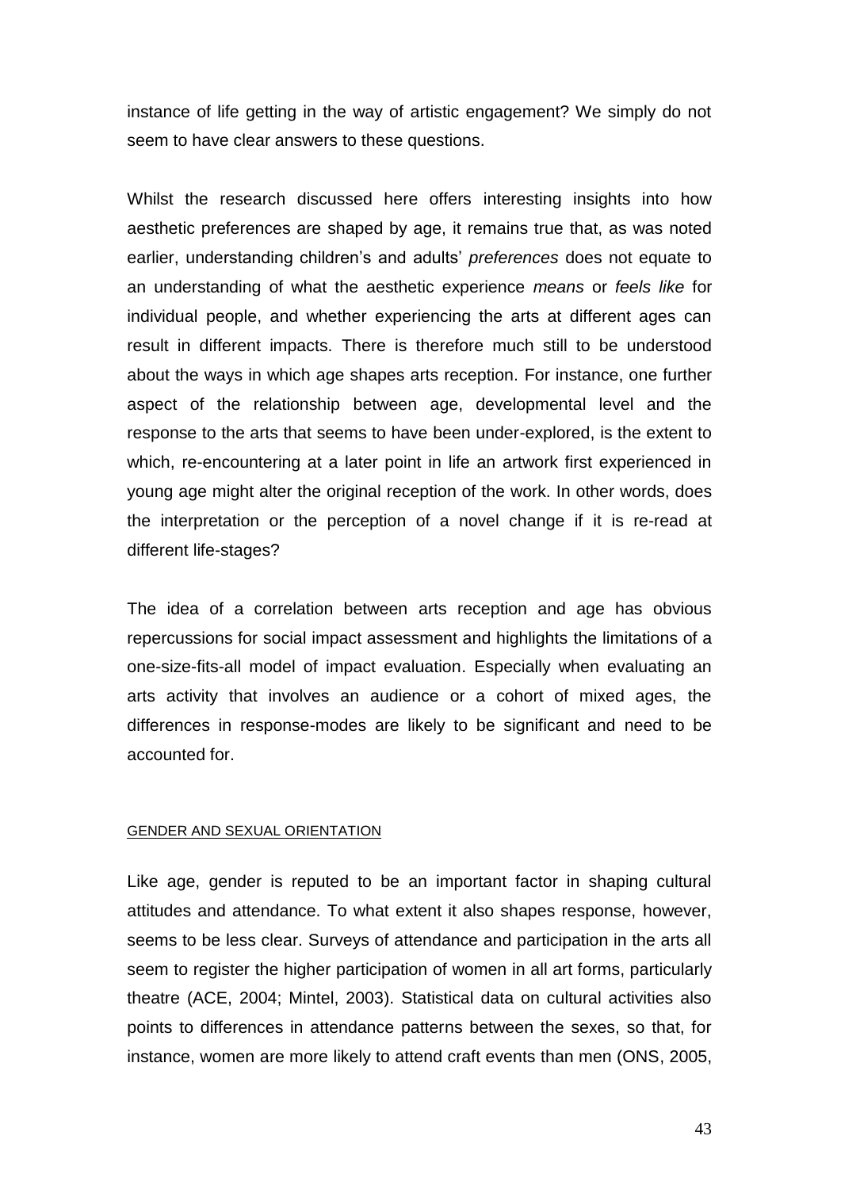instance of life getting in the way of artistic engagement? We simply do not seem to have clear answers to these questions.

Whilst the research discussed here offers interesting insights into how aesthetic preferences are shaped by age, it remains true that, as was noted earlier, understanding children's and adults' *preferences* does not equate to an understanding of what the aesthetic experience *means* or *feels like* for individual people, and whether experiencing the arts at different ages can result in different impacts. There is therefore much still to be understood about the ways in which age shapes arts reception. For instance, one further aspect of the relationship between age, developmental level and the response to the arts that seems to have been under-explored, is the extent to which, re-encountering at a later point in life an artwork first experienced in young age might alter the original reception of the work. In other words, does the interpretation or the perception of a novel change if it is re-read at different life-stages?

The idea of a correlation between arts reception and age has obvious repercussions for social impact assessment and highlights the limitations of a one-size-fits-all model of impact evaluation. Especially when evaluating an arts activity that involves an audience or a cohort of mixed ages, the differences in response-modes are likely to be significant and need to be accounted for.

### GENDER AND SEXUAL ORIENTATION

Like age, gender is reputed to be an important factor in shaping cultural attitudes and attendance. To what extent it also shapes response, however, seems to be less clear. Surveys of attendance and participation in the arts all seem to register the higher participation of women in all art forms, particularly theatre (ACE, 2004; Mintel, 2003). Statistical data on cultural activities also points to differences in attendance patterns between the sexes, so that, for instance, women are more likely to attend craft events than men (ONS, 2005,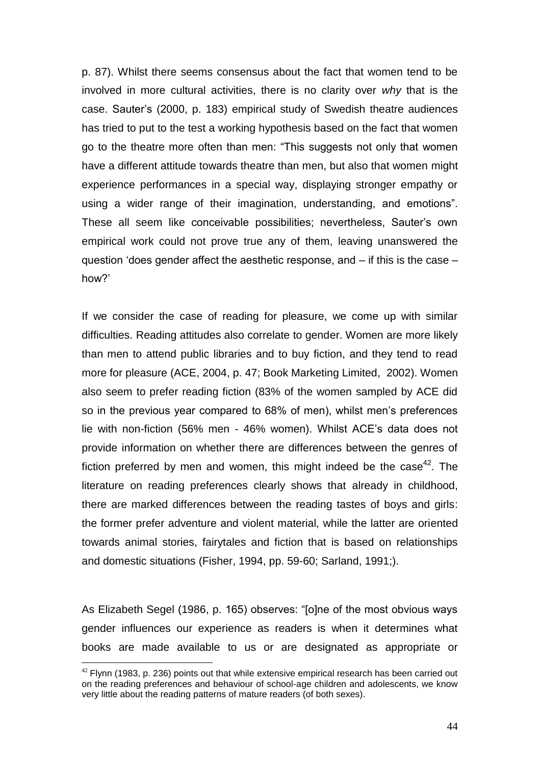p. 87). Whilst there seems consensus about the fact that women tend to be involved in more cultural activities, there is no clarity over *why* that is the case. Sauter's (2000, p. 183) empirical study of Swedish theatre audiences has tried to put to the test a working hypothesis based on the fact that women go to the theatre more often than men: "This suggests not only that women have a different attitude towards theatre than men, but also that women might experience performances in a special way, displaying stronger empathy or using a wider range of their imagination, understanding, and emotions". These all seem like conceivable possibilities; nevertheless, Sauter's own empirical work could not prove true any of them, leaving unanswered the question 'does gender affect the aesthetic response, and – if this is the case – how?'

If we consider the case of reading for pleasure, we come up with similar difficulties. Reading attitudes also correlate to gender. Women are more likely than men to attend public libraries and to buy fiction, and they tend to read more for pleasure (ACE, 2004, p. 47; Book Marketing Limited, 2002). Women also seem to prefer reading fiction (83% of the women sampled by ACE did so in the previous year compared to 68% of men), whilst men's preferences lie with non-fiction (56% men - 46% women). Whilst ACE's data does not provide information on whether there are differences between the genres of fiction preferred by men and women, this might indeed be the case[42]. The literature on reading preferences clearly shows that already in childhood, there are marked differences between the reading tastes of boys and girls: the former prefer adventure and violent material, while the latter are oriented towards animal stories, fairytales and fiction that is based on relationships and domestic situations (Fisher, 1994, pp. 59-60; Sarland, 1991;).

As Elizabeth Segel (1986, p. 165) observes: "[o]ne of the most obvious ways gender influences our experience as readers is when it determines what books are made available to us or are designated as appropriate or

[42] Flynn (1983, p. 236) points out that while extensive empirical research has been carried out on the reading preferences and behaviour of school-age children and adolescents, we know very little about the reading patterns of mature readers (of both sexes).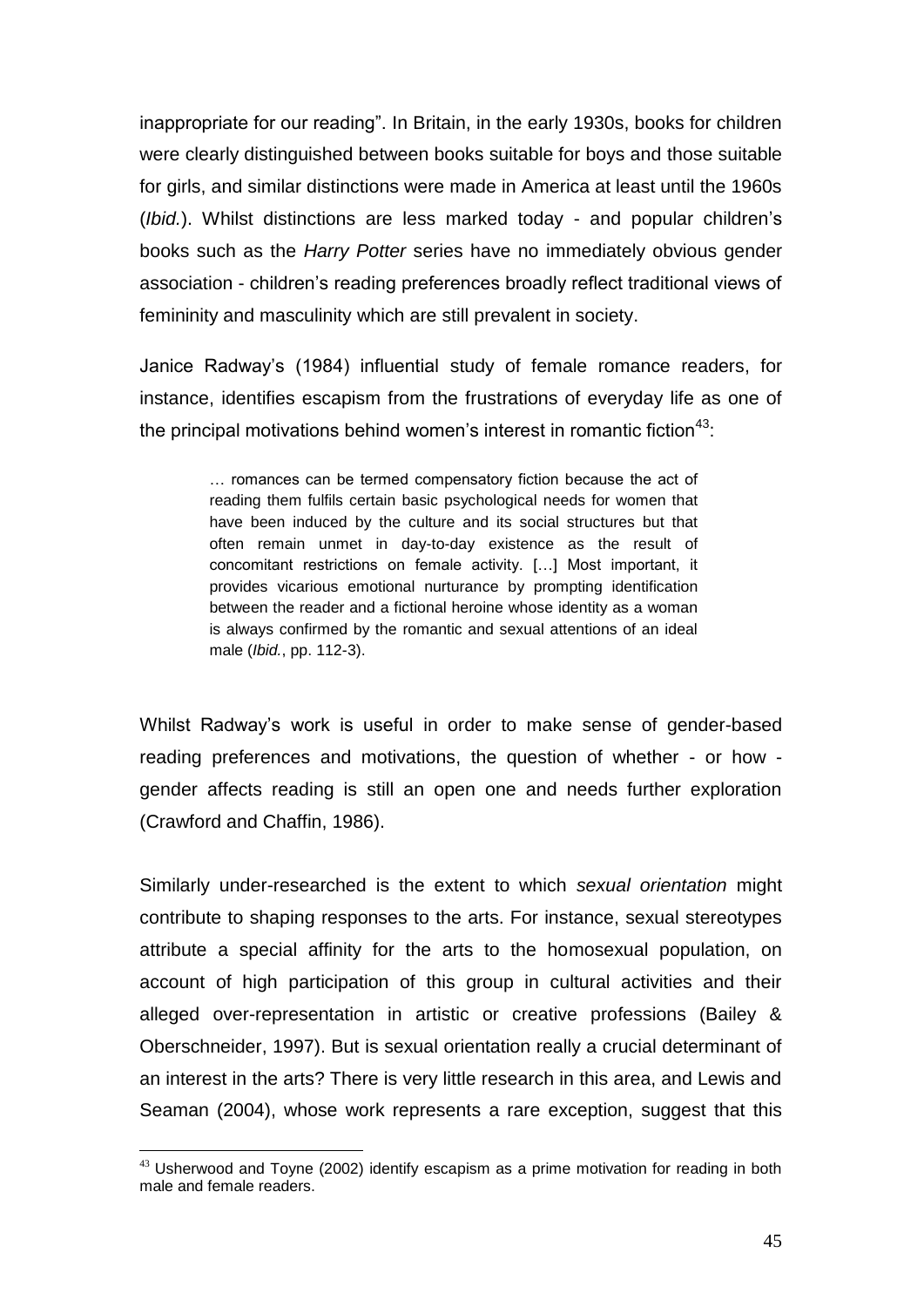inappropriate for our reading". In Britain, in the early 1930s, books for children were clearly distinguished between books suitable for boys and those suitable for girls, and similar distinctions were made in America at least until the 1960s (*Ibid.*). Whilst distinctions are less marked today - and popular children's books such as the *Harry Potter* series have no immediately obvious gender association - children's reading preferences broadly reflect traditional views of femininity and masculinity which are still prevalent in society.

Janice Radway's (1984) influential study of female romance readers, for instance, identifies escapism from the frustrations of everyday life as one of the principal motivations behind women's interest in romantic fiction[43]:

> … romances can be termed compensatory fiction because the act of reading them fulfils certain basic psychological needs for women that have been induced by the culture and its social structures but that often remain unmet in day-to-day existence as the result of concomitant restrictions on female activity. […] Most important, it provides vicarious emotional nurturance by prompting identification between the reader and a fictional heroine whose identity as a woman is always confirmed by the romantic and sexual attentions of an ideal male (*Ibid.*, pp. 112-3).

Whilst Radway's work is useful in order to make sense of gender-based reading preferences and motivations, the question of whether - or how - gender affects reading is still an open one and needs further exploration (Crawford and Chaffin, 1986).

Similarly under-researched is the extent to which *sexual orientation* might contribute to shaping responses to the arts. For instance, sexual stereotypes attribute a special affinity for the arts to the homosexual population, on account of high participation of this group in cultural activities and their alleged over-representation in artistic or creative professions (Bailey & Oberschneider, 1997). But is sexual orientation really a crucial determinant of an interest in the arts? There is very little research in this area, and Lewis and Seaman (2004), whose work represents a rare exception, suggest that this

[43] Usherwood and Toyne (2002) identify escapism as a prime motivation for reading in both male and female readers.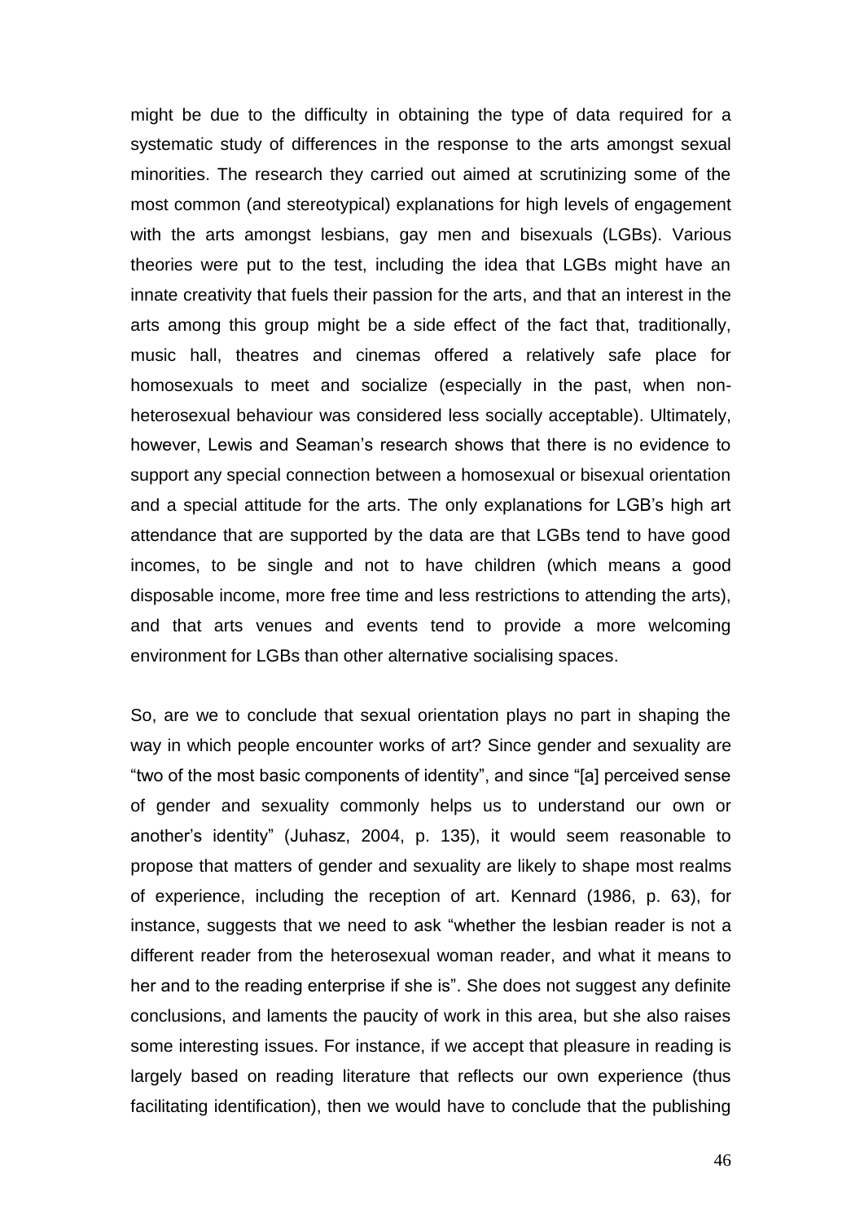might be due to the difficulty in obtaining the type of data required for a systematic study of differences in the response to the arts amongst sexual minorities. The research they carried out aimed at scrutinizing some of the most common (and stereotypical) explanations for high levels of engagement with the arts amongst lesbians, gay men and bisexuals (LGBs). Various theories were put to the test, including the idea that LGBs might have an innate creativity that fuels their passion for the arts, and that an interest in the arts among this group might be a side effect of the fact that, traditionally, music hall, theatres and cinemas offered a relatively safe place for homosexuals to meet and socialize (especially in the past, when non-heterosexual behaviour was considered less socially acceptable). Ultimately, however, Lewis and Seaman's research shows that there is no evidence to support any special connection between a homosexual or bisexual orientation and a special attitude for the arts. The only explanations for LGB's high art attendance that are supported by the data are that LGBs tend to have good incomes, to be single and not to have children (which means a good disposable income, more free time and less restrictions to attending the arts), and that arts venues and events tend to provide a more welcoming environment for LGBs than other alternative socialising spaces.

So, are we to conclude that sexual orientation plays no part in shaping the way in which people encounter works of art? Since gender and sexuality are "two of the most basic components of identity", and since "[a] perceived sense of gender and sexuality commonly helps us to understand our own or another's identity" (Juhasz, 2004, p. 135), it would seem reasonable to propose that matters of gender and sexuality are likely to shape most realms of experience, including the reception of art. Kennard (1986, p. 63), for instance, suggests that we need to ask "whether the lesbian reader is not a different reader from the heterosexual woman reader, and what it means to her and to the reading enterprise if she is". She does not suggest any definite conclusions, and laments the paucity of work in this area, but she also raises some interesting issues. For instance, if we accept that pleasure in reading is largely based on reading literature that reflects our own experience (thus facilitating identification), then we would have to conclude that the publishing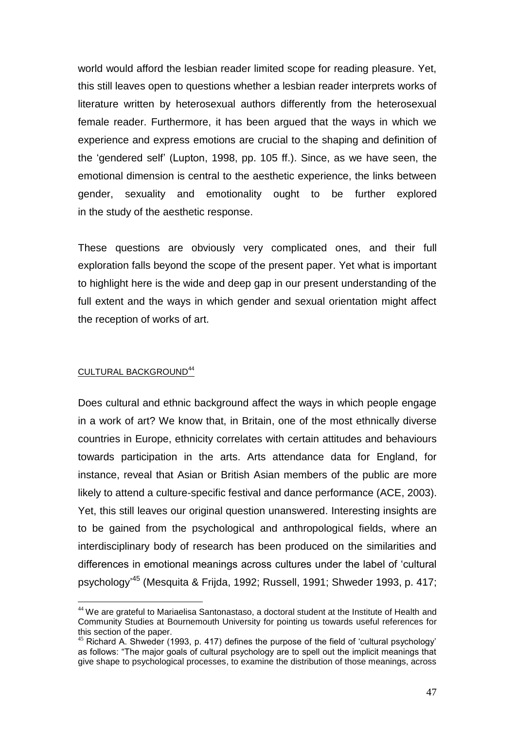world would afford the lesbian reader limited scope for reading pleasure. Yet, this still leaves open to questions whether a lesbian reader interprets works of literature written by heterosexual authors differently from the heterosexual female reader. Furthermore, it has been argued that the ways in which we experience and express emotions are crucial to the shaping and definition of the 'gendered self' (Lupton, 1998, pp. 105 ff.). Since, as we have seen, the emotional dimension is central to the aesthetic experience, the links between gender, sexuality and emotionality ought to be further explored in the study of the aesthetic response.

These questions are obviously very complicated ones, and their full exploration falls beyond the scope of the present paper. Yet what is important to highlight here is the wide and deep gap in our present understanding of the full extent and the ways in which gender and sexual orientation might affect the reception of works of art.

## CULTURAL BACKGROUND[44]

Does cultural and ethnic background affect the ways in which people engage in a work of art? We know that, in Britain, one of the most ethnically diverse countries in Europe, ethnicity correlates with certain attitudes and behaviours towards participation in the arts. Arts attendance data for England, for instance, reveal that Asian or British Asian members of the public are more likely to attend a culture-specific festival and dance performance (ACE, 2003). Yet, this still leaves our original question unanswered. Interesting insights are to be gained from the psychological and anthropological fields, where an interdisciplinary body of research has been produced on the similarities and differences in emotional meanings across cultures under the label of 'cultural psychology'[45] (Mesquita & Frijda, 1992; Russell, 1991; Shweder 1993, p. 417;

---

[44] We are grateful to Mariaelisa Santonastaso, a doctoral student at the Institute of Health and Community Studies at Bournemouth University for pointing us towards useful references for this section of the paper.

[45] Richard A. Shweder (1993, p. 417) defines the purpose of the field of 'cultural psychology' as follows: "The major goals of cultural psychology are to spell out the implicit meanings that give shape to psychological processes, to examine the distribution of those meanings, across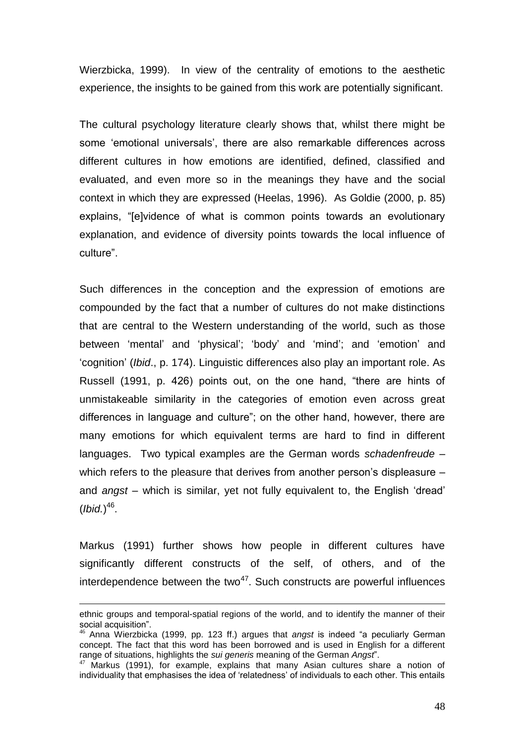Wierzbicka, 1999). In view of the centrality of emotions to the aesthetic experience, the insights to be gained from this work are potentially significant.

The cultural psychology literature clearly shows that, whilst there might be some 'emotional universals', there are also remarkable differences across different cultures in how emotions are identified, defined, classified and evaluated, and even more so in the meanings they have and the social context in which they are expressed (Heelas, 1996). As Goldie (2000, p. 85) explains, "[e]vidence of what is common points towards an evolutionary explanation, and evidence of diversity points towards the local influence of culture".

Such differences in the conception and the expression of emotions are compounded by the fact that a number of cultures do not make distinctions that are central to the Western understanding of the world, such as those between 'mental' and 'physical'; 'body' and 'mind'; and 'emotion' and 'cognition' (*Ibid*., p. 174). Linguistic differences also play an important role. As Russell (1991, p. 426) points out, on the one hand, "there are hints of unmistakeable similarity in the categories of emotion even across great differences in language and culture"; on the other hand, however, there are many emotions for which equivalent terms are hard to find in different languages. Two typical examples are the German words *schadenfreude* – which refers to the pleasure that derives from another person's displeasure – and *angst* – which is similar, yet not fully equivalent to, the English 'dread' (*Ibid.*)[46].

Markus (1991) further shows how people in different cultures have significantly different constructs of the self, of others, and of the interdependence between the two[47]. Such constructs are powerful influences

---

ethnic groups and temporal-spatial regions of the world, and to identify the manner of their social acquisition".

[46] Anna Wierzbicka (1999, pp. 123 ff.) argues that *angst* is indeed "a peculiarly German concept. The fact that this word has been borrowed and is used in English for a different range of situations, highlights the *sui generis* meaning of the German *Angst*".

[47] Markus (1991), for example, explains that many Asian cultures share a notion of individuality that emphasises the idea of 'relatedness' of individuals to each other. This entails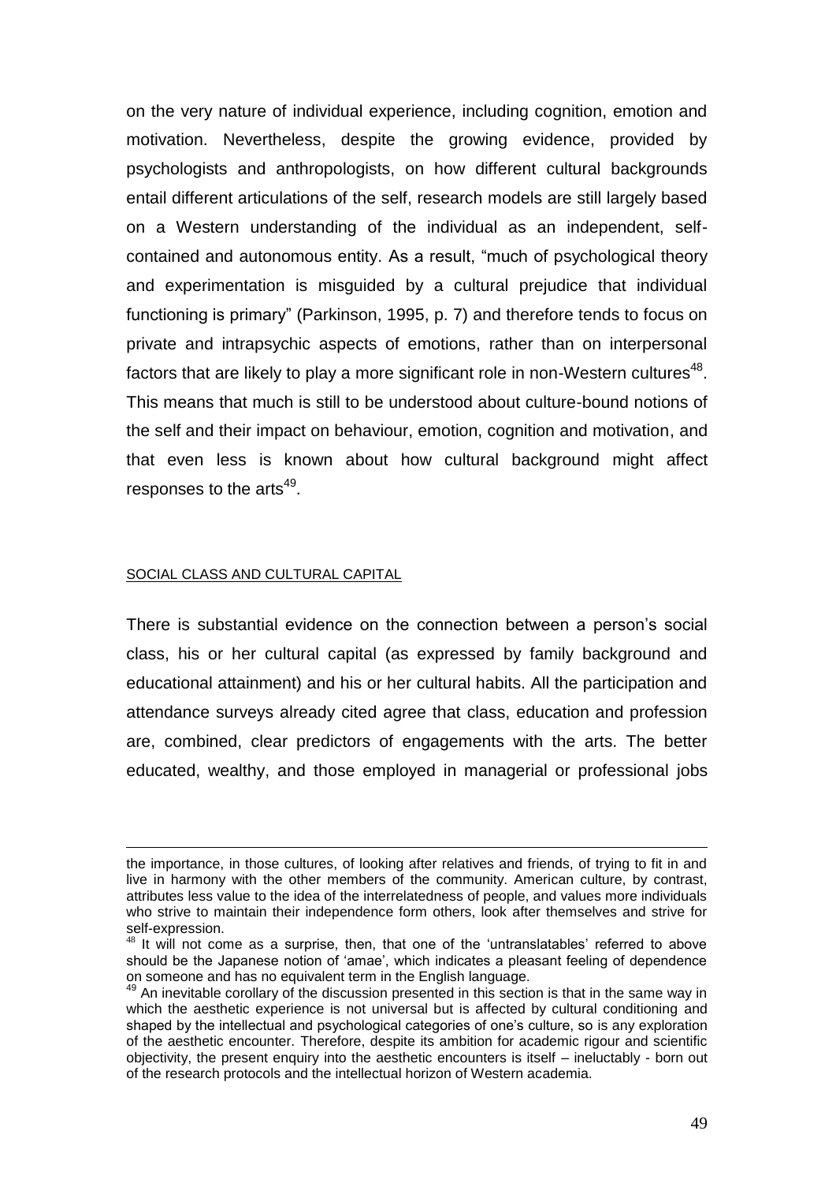on the very nature of individual experience, including cognition, emotion and motivation. Nevertheless, despite the growing evidence, provided by psychologists and anthropologists, on how different cultural backgrounds entail different articulations of the self, research models are still largely based on a Western understanding of the individual as an independent, self-contained and autonomous entity. As a result, "much of psychological theory and experimentation is misguided by a cultural prejudice that individual functioning is primary" (Parkinson, 1995, p. 7) and therefore tends to focus on private and intrapsychic aspects of emotions, rather than on interpersonal factors that are likely to play a more significant role in non-Western cultures[48]. This means that much is still to be understood about culture-bound notions of the self and their impact on behaviour, emotion, cognition and motivation, and that even less is known about how cultural background might affect responses to the arts[49].

## SOCIAL CLASS AND CULTURAL CAPITAL

There is substantial evidence on the connection between a person's social class, his or her cultural capital (as expressed by family background and educational attainment) and his or her cultural habits. All the participation and attendance surveys already cited agree that class, education and profession are, combined, clear predictors of engagements with the arts. The better educated, wealthy, and those employed in managerial or professional jobs

---

the importance, in those cultures, of looking after relatives and friends, of trying to fit in and live in harmony with the other members of the community. American culture, by contrast, attributes less value to the idea of the interrelatedness of people, and values more individuals who strive to maintain their independence form others, look after themselves and strive for self-expression.

[48] It will not come as a surprise, then, that one of the 'untranslatables' referred to above should be the Japanese notion of 'amae', which indicates a pleasant feeling of dependence on someone and has no equivalent term in the English language.

[49] An inevitable corollary of the discussion presented in this section is that in the same way in which the aesthetic experience is not universal but is affected by cultural conditioning and shaped by the intellectual and psychological categories of one's culture, so is any exploration of the aesthetic encounter. Therefore, despite its ambition for academic rigour and scientific objectivity, the present enquiry into the aesthetic encounters is itself – ineluctably - born out of the research protocols and the intellectual horizon of Western academia.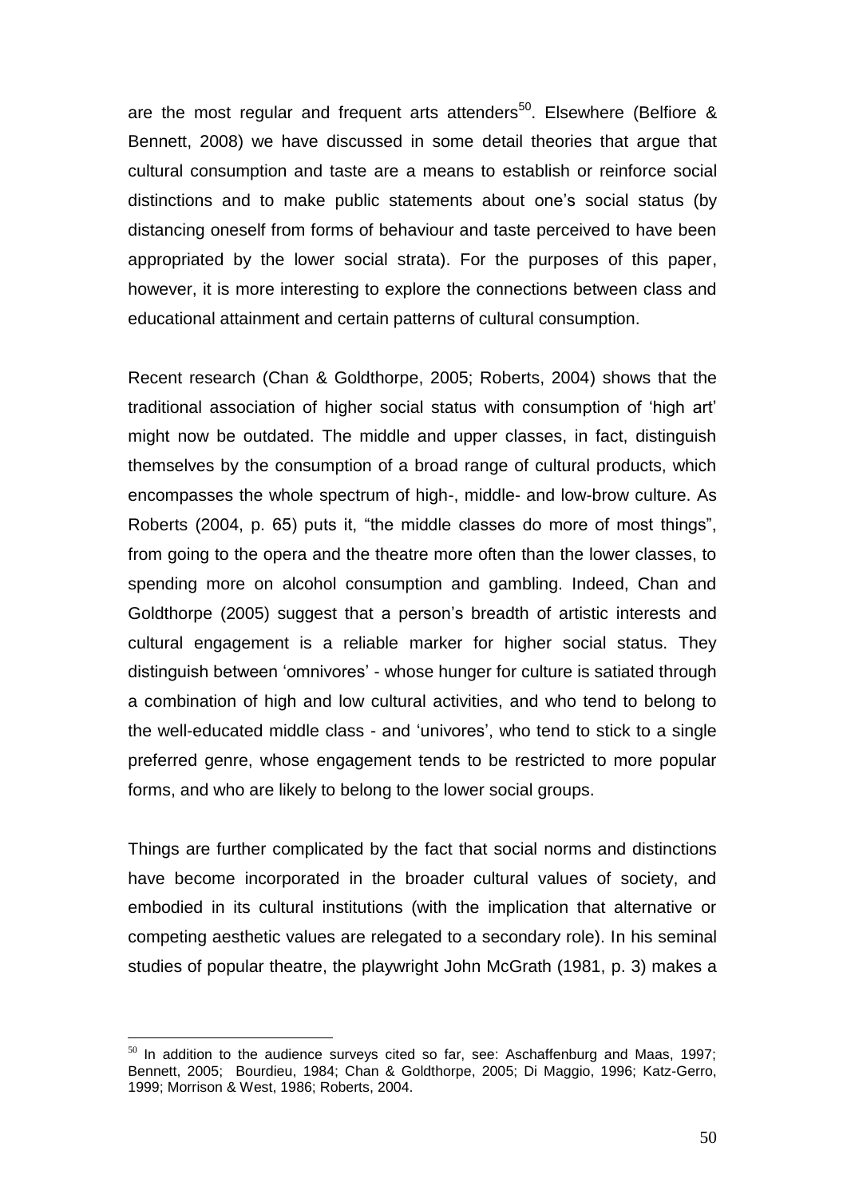are the most regular and frequent arts attenders[50]. Elsewhere (Belfiore & Bennett, 2008) we have discussed in some detail theories that argue that cultural consumption and taste are a means to establish or reinforce social distinctions and to make public statements about one's social status (by distancing oneself from forms of behaviour and taste perceived to have been appropriated by the lower social strata). For the purposes of this paper, however, it is more interesting to explore the connections between class and educational attainment and certain patterns of cultural consumption.

Recent research (Chan & Goldthorpe, 2005; Roberts, 2004) shows that the traditional association of higher social status with consumption of 'high art' might now be outdated. The middle and upper classes, in fact, distinguish themselves by the consumption of a broad range of cultural products, which encompasses the whole spectrum of high-, middle- and low-brow culture. As Roberts (2004, p. 65) puts it, "the middle classes do more of most things", from going to the opera and the theatre more often than the lower classes, to spending more on alcohol consumption and gambling. Indeed, Chan and Goldthorpe (2005) suggest that a person's breadth of artistic interests and cultural engagement is a reliable marker for higher social status. They distinguish between 'omnivores' - whose hunger for culture is satiated through a combination of high and low cultural activities, and who tend to belong to the well-educated middle class - and 'univores', who tend to stick to a single preferred genre, whose engagement tends to be restricted to more popular forms, and who are likely to belong to the lower social groups.

Things are further complicated by the fact that social norms and distinctions have become incorporated in the broader cultural values of society, and embodied in its cultural institutions (with the implication that alternative or competing aesthetic values are relegated to a secondary role). In his seminal studies of popular theatre, the playwright John McGrath (1981, p. 3) makes a

[50] In addition to the audience surveys cited so far, see: Aschaffenburg and Maas, 1997; Bennett, 2005; Bourdieu, 1984; Chan & Goldthorpe, 2005; Di Maggio, 1996; Katz-Gerro, 1999; Morrison & West, 1986; Roberts, 2004.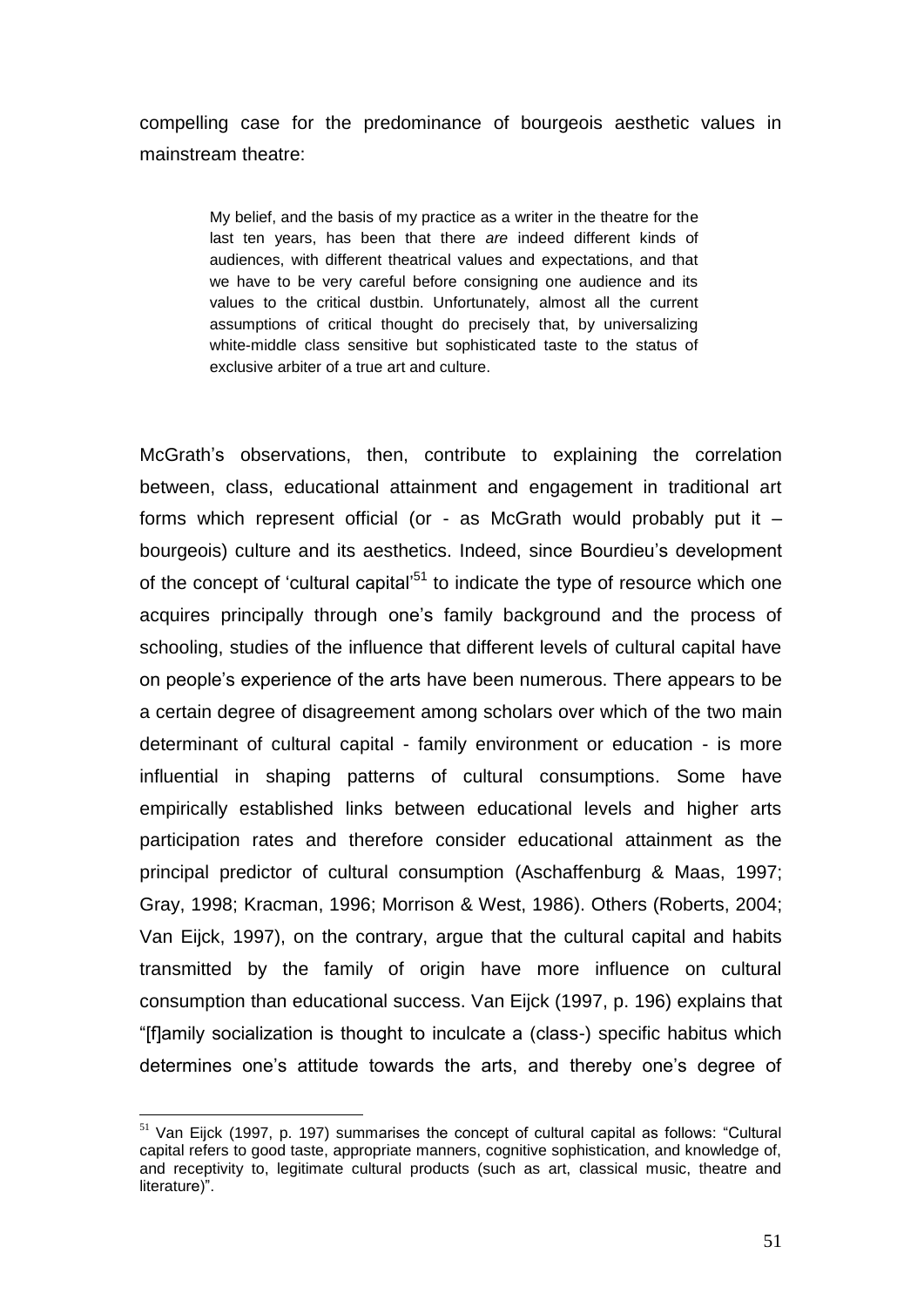compelling case for the predominance of bourgeois aesthetic values in mainstream theatre:

> My belief, and the basis of my practice as a writer in the theatre for the last ten years, has been that there *are* indeed different kinds of audiences, with different theatrical values and expectations, and that we have to be very careful before consigning one audience and its values to the critical dustbin. Unfortunately, almost all the current assumptions of critical thought do precisely that, by universalizing white-middle class sensitive but sophisticated taste to the status of exclusive arbiter of a true art and culture.

McGrath's observations, then, contribute to explaining the correlation between, class, educational attainment and engagement in traditional art forms which represent official (or - as McGrath would probably put it – bourgeois) culture and its aesthetics. Indeed, since Bourdieu's development of the concept of 'cultural capital'[51] to indicate the type of resource which one acquires principally through one's family background and the process of schooling, studies of the influence that different levels of cultural capital have on people's experience of the arts have been numerous. There appears to be a certain degree of disagreement among scholars over which of the two main determinant of cultural capital - family environment or education - is more influential in shaping patterns of cultural consumptions. Some have empirically established links between educational levels and higher arts participation rates and therefore consider educational attainment as the principal predictor of cultural consumption (Aschaffenburg & Maas, 1997; Gray, 1998; Kracman, 1996; Morrison & West, 1986). Others (Roberts, 2004; Van Eijck, 1997), on the contrary, argue that the cultural capital and habits transmitted by the family of origin have more influence on cultural consumption than educational success. Van Eijck (1997, p. 196) explains that "[f]amily socialization is thought to inculcate a (class-) specific habitus which determines one's attitude towards the arts, and thereby one's degree of

[51] Van Eijck (1997, p. 197) summarises the concept of cultural capital as follows: "Cultural capital refers to good taste, appropriate manners, cognitive sophistication, and knowledge of, and receptivity to, legitimate cultural products (such as art, classical music, theatre and literature)".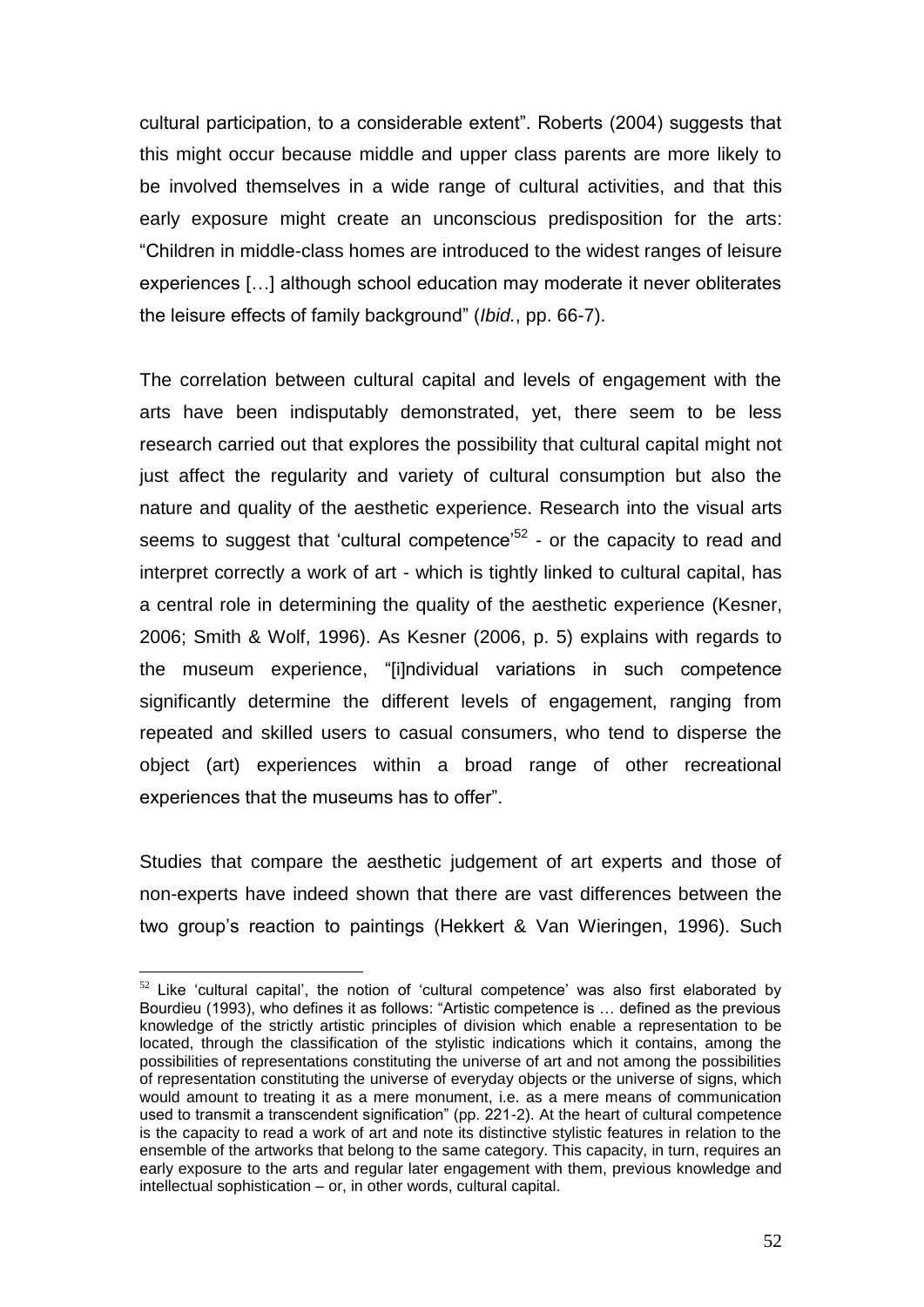cultural participation, to a considerable extent". Roberts (2004) suggests that this might occur because middle and upper class parents are more likely to be involved themselves in a wide range of cultural activities, and that this early exposure might create an unconscious predisposition for the arts: "Children in middle-class homes are introduced to the widest ranges of leisure experiences […] although school education may moderate it never obliterates the leisure effects of family background" (*Ibid.*, pp. 66-7).

The correlation between cultural capital and levels of engagement with the arts have been indisputably demonstrated, yet, there seem to be less research carried out that explores the possibility that cultural capital might not just affect the regularity and variety of cultural consumption but also the nature and quality of the aesthetic experience. Research into the visual arts seems to suggest that 'cultural competence'[52] - or the capacity to read and interpret correctly a work of art - which is tightly linked to cultural capital, has a central role in determining the quality of the aesthetic experience (Kesner, 2006; Smith & Wolf, 1996). As Kesner (2006, p. 5) explains with regards to the museum experience, "[i]ndividual variations in such competence significantly determine the different levels of engagement, ranging from repeated and skilled users to casual consumers, who tend to disperse the object (art) experiences within a broad range of other recreational experiences that the museums has to offer".

Studies that compare the aesthetic judgement of art experts and those of non-experts have indeed shown that there are vast differences between the two group's reaction to paintings (Hekkert & Van Wieringen, 1996). Such

---

[52] Like 'cultural capital', the notion of 'cultural competence' was also first elaborated by Bourdieu (1993), who defines it as follows: "Artistic competence is … defined as the previous knowledge of the strictly artistic principles of division which enable a representation to be located, through the classification of the stylistic indications which it contains, among the possibilities of representations constituting the universe of art and not among the possibilities of representation constituting the universe of everyday objects or the universe of signs, which would amount to treating it as a mere monument, i.e. as a mere means of communication used to transmit a transcendent signification" (pp. 221-2). At the heart of cultural competence is the capacity to read a work of art and note its distinctive stylistic features in relation to the ensemble of the artworks that belong to the same category. This capacity, in turn, requires an early exposure to the arts and regular later engagement with them, previous knowledge and intellectual sophistication – or, in other words, cultural capital.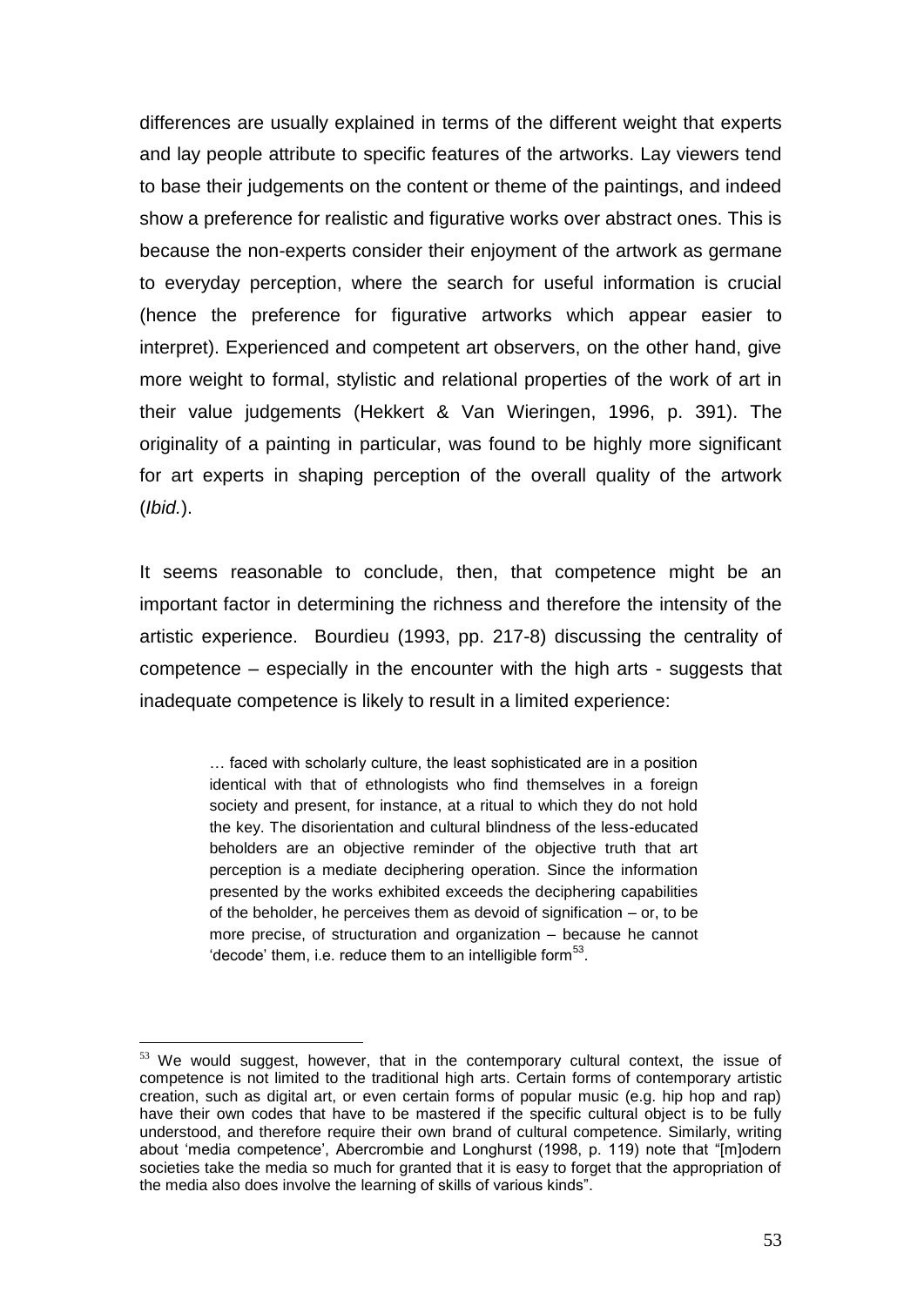differences are usually explained in terms of the different weight that experts and lay people attribute to specific features of the artworks. Lay viewers tend to base their judgements on the content or theme of the paintings, and indeed show a preference for realistic and figurative works over abstract ones. This is because the non-experts consider their enjoyment of the artwork as germane to everyday perception, where the search for useful information is crucial (hence the preference for figurative artworks which appear easier to interpret). Experienced and competent art observers, on the other hand, give more weight to formal, stylistic and relational properties of the work of art in their value judgements (Hekkert & Van Wieringen, 1996, p. 391). The originality of a painting in particular, was found to be highly more significant for art experts in shaping perception of the overall quality of the artwork (*Ibid.*).

It seems reasonable to conclude, then, that competence might be an important factor in determining the richness and therefore the intensity of the artistic experience. Bourdieu (1993, pp. 217-8) discussing the centrality of competence – especially in the encounter with the high arts - suggests that inadequate competence is likely to result in a limited experience:

> … faced with scholarly culture, the least sophisticated are in a position identical with that of ethnologists who find themselves in a foreign society and present, for instance, at a ritual to which they do not hold the key. The disorientation and cultural blindness of the less-educated beholders are an objective reminder of the objective truth that art perception is a mediate deciphering operation. Since the information presented by the works exhibited exceeds the deciphering capabilities of the beholder, he perceives them as devoid of signification – or, to be more precise, of structuration and organization – because he cannot 'decode' them, i.e. reduce them to an intelligible form[53].

[53] We would suggest, however, that in the contemporary cultural context, the issue of competence is not limited to the traditional high arts. Certain forms of contemporary artistic creation, such as digital art, or even certain forms of popular music (e.g. hip hop and rap) have their own codes that have to be mastered if the specific cultural object is to be fully understood, and therefore require their own brand of cultural competence. Similarly, writing about 'media competence', Abercrombie and Longhurst (1998, p. 119) note that "[m]odern societies take the media so much for granted that it is easy to forget that the appropriation of the media also does involve the learning of skills of various kinds".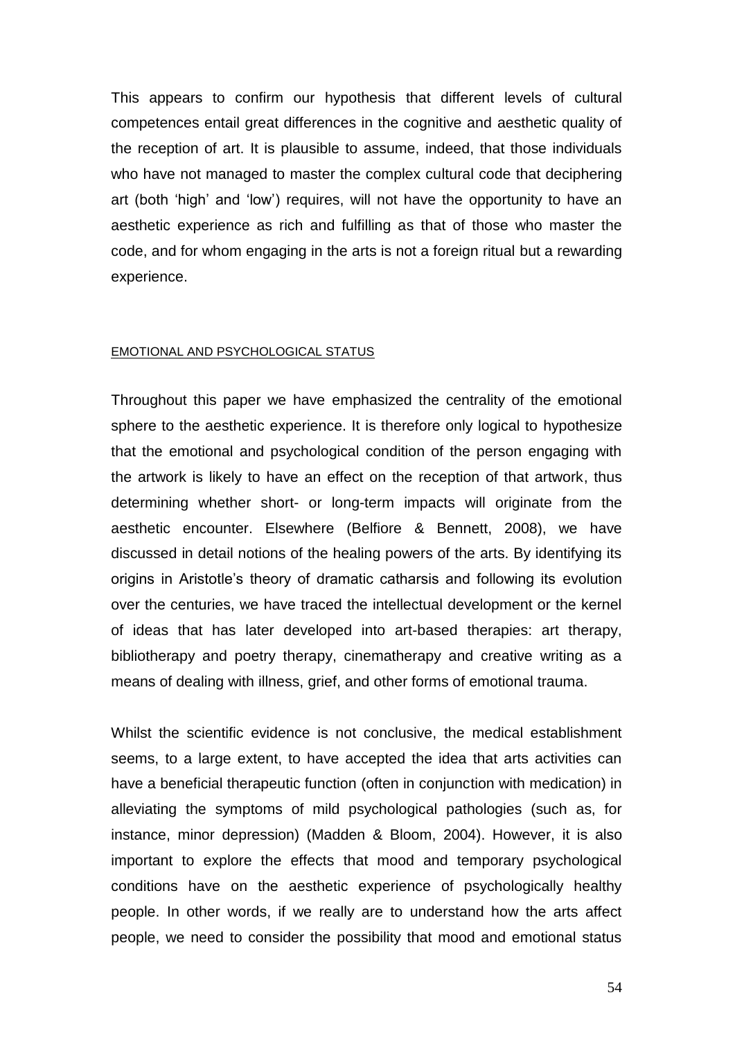This appears to confirm our hypothesis that different levels of cultural competences entail great differences in the cognitive and aesthetic quality of the reception of art. It is plausible to assume, indeed, that those individuals who have not managed to master the complex cultural code that deciphering art (both 'high' and 'low') requires, will not have the opportunity to have an aesthetic experience as rich and fulfilling as that of those who master the code, and for whom engaging in the arts is not a foreign ritual but a rewarding experience.

### EMOTIONAL AND PSYCHOLOGICAL STATUS

Throughout this paper we have emphasized the centrality of the emotional sphere to the aesthetic experience. It is therefore only logical to hypothesize that the emotional and psychological condition of the person engaging with the artwork is likely to have an effect on the reception of that artwork, thus determining whether short- or long-term impacts will originate from the aesthetic encounter. Elsewhere (Belfiore & Bennett, 2008), we have discussed in detail notions of the healing powers of the arts. By identifying its origins in Aristotle's theory of dramatic catharsis and following its evolution over the centuries, we have traced the intellectual development or the kernel of ideas that has later developed into art-based therapies: art therapy, bibliotherapy and poetry therapy, cinematherapy and creative writing as a means of dealing with illness, grief, and other forms of emotional trauma.

Whilst the scientific evidence is not conclusive, the medical establishment seems, to a large extent, to have accepted the idea that arts activities can have a beneficial therapeutic function (often in conjunction with medication) in alleviating the symptoms of mild psychological pathologies (such as, for instance, minor depression) (Madden & Bloom, 2004). However, it is also important to explore the effects that mood and temporary psychological conditions have on the aesthetic experience of psychologically healthy people. In other words, if we really are to understand how the arts affect people, we need to consider the possibility that mood and emotional status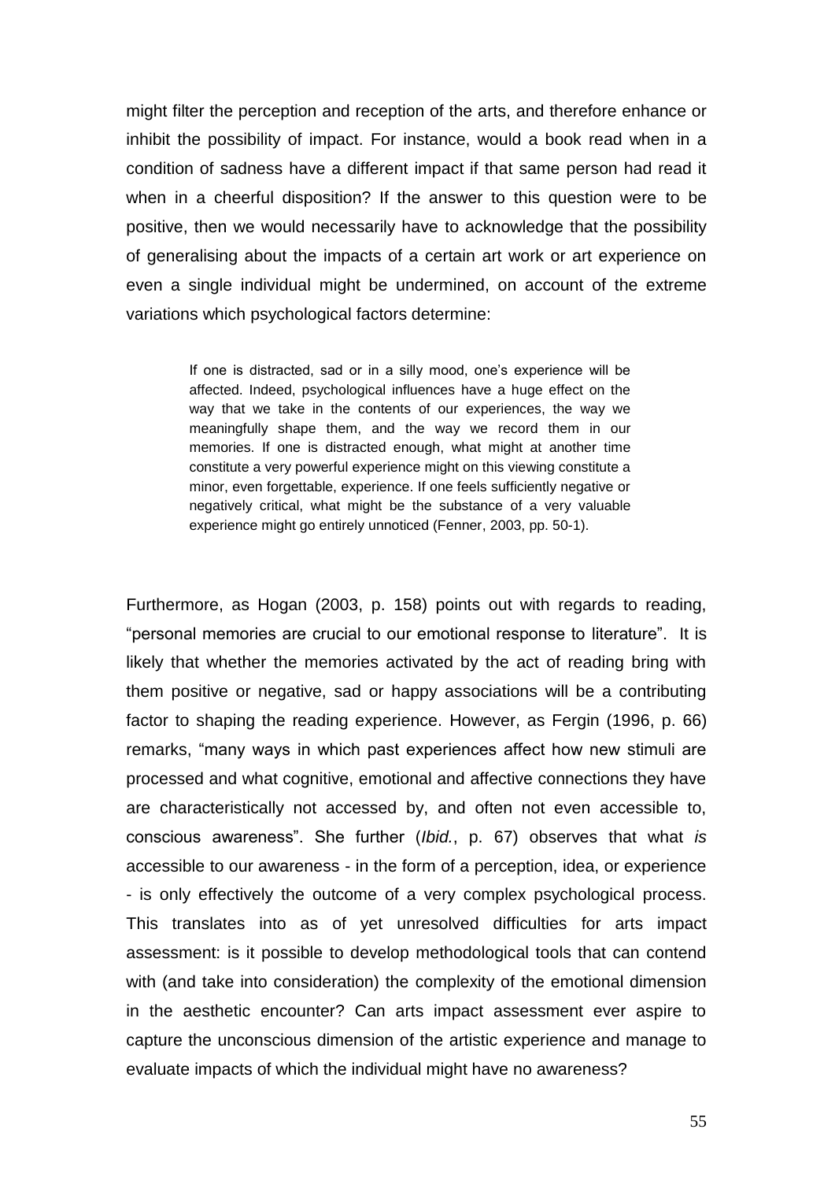might filter the perception and reception of the arts, and therefore enhance or inhibit the possibility of impact. For instance, would a book read when in a condition of sadness have a different impact if that same person had read it when in a cheerful disposition? If the answer to this question were to be positive, then we would necessarily have to acknowledge that the possibility of generalising about the impacts of a certain art work or art experience on even a single individual might be undermined, on account of the extreme variations which psychological factors determine:

> If one is distracted, sad or in a silly mood, one's experience will be affected. Indeed, psychological influences have a huge effect on the way that we take in the contents of our experiences, the way we meaningfully shape them, and the way we record them in our memories. If one is distracted enough, what might at another time constitute a very powerful experience might on this viewing constitute a minor, even forgettable, experience. If one feels sufficiently negative or negatively critical, what might be the substance of a very valuable experience might go entirely unnoticed (Fenner, 2003, pp. 50-1).

Furthermore, as Hogan (2003, p. 158) points out with regards to reading, "personal memories are crucial to our emotional response to literature". It is likely that whether the memories activated by the act of reading bring with them positive or negative, sad or happy associations will be a contributing factor to shaping the reading experience. However, as Fergin (1996, p. 66) remarks, "many ways in which past experiences affect how new stimuli are processed and what cognitive, emotional and affective connections they have are characteristically not accessed by, and often not even accessible to, conscious awareness". She further (*Ibid.*, p. 67) observes that what *is* accessible to our awareness - in the form of a perception, idea, or experience - is only effectively the outcome of a very complex psychological process. This translates into as of yet unresolved difficulties for arts impact assessment: is it possible to develop methodological tools that can contend with (and take into consideration) the complexity of the emotional dimension in the aesthetic encounter? Can arts impact assessment ever aspire to capture the unconscious dimension of the artistic experience and manage to evaluate impacts of which the individual might have no awareness?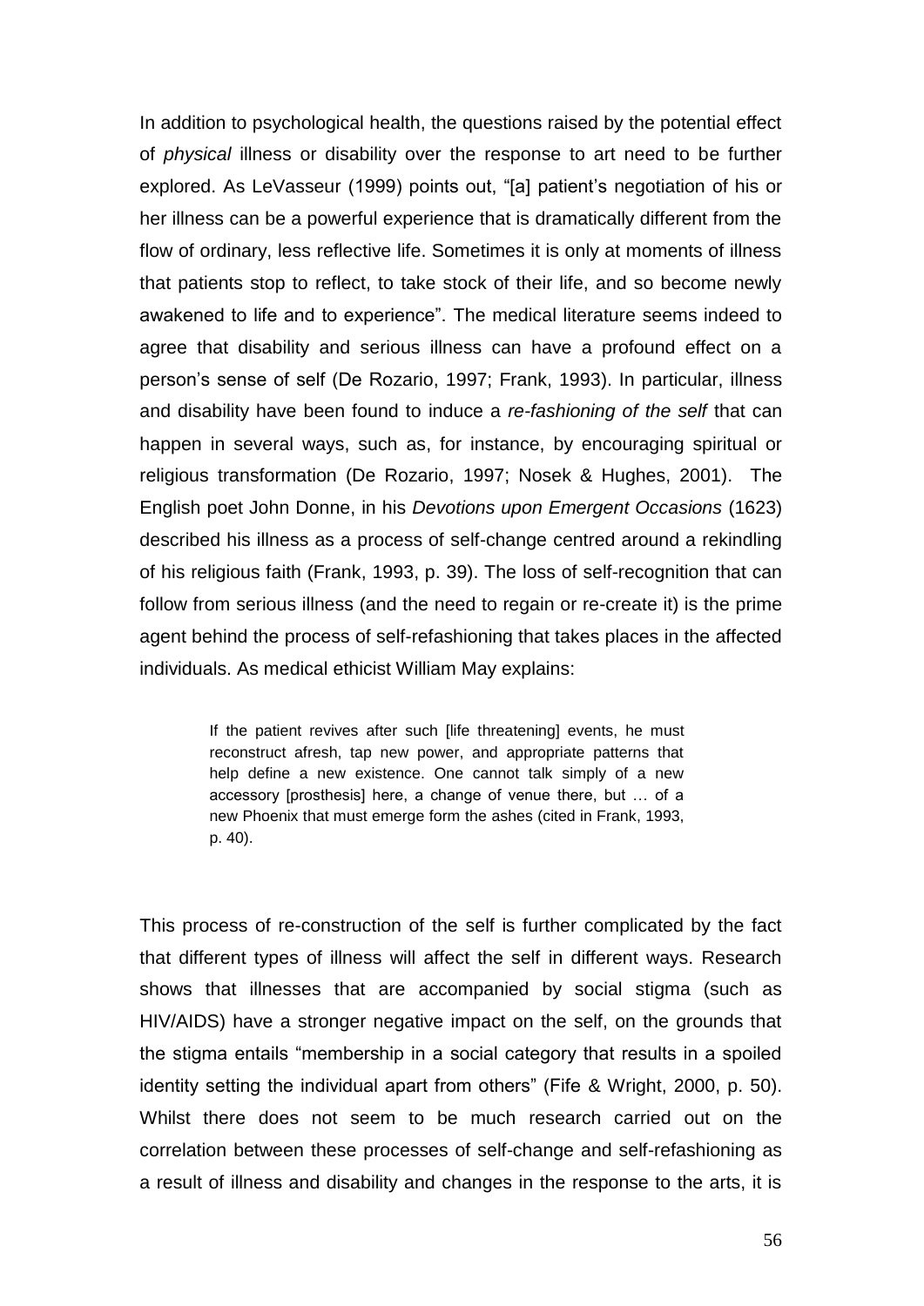In addition to psychological health, the questions raised by the potential effect of *physical* illness or disability over the response to art need to be further explored. As LeVasseur (1999) points out, "[a] patient's negotiation of his or her illness can be a powerful experience that is dramatically different from the flow of ordinary, less reflective life. Sometimes it is only at moments of illness that patients stop to reflect, to take stock of their life, and so become newly awakened to life and to experience". The medical literature seems indeed to agree that disability and serious illness can have a profound effect on a person's sense of self (De Rozario, 1997; Frank, 1993). In particular, illness and disability have been found to induce a *re-fashioning of the self* that can happen in several ways, such as, for instance, by encouraging spiritual or religious transformation (De Rozario, 1997; Nosek & Hughes, 2001). The English poet John Donne, in his *Devotions upon Emergent Occasions* (1623) described his illness as a process of self-change centred around a rekindling of his religious faith (Frank, 1993, p. 39). The loss of self-recognition that can follow from serious illness (and the need to regain or re-create it) is the prime agent behind the process of self-refashioning that takes places in the affected individuals. As medical ethicist William May explains:

> If the patient revives after such [life threatening] events, he must reconstruct afresh, tap new power, and appropriate patterns that help define a new existence. One cannot talk simply of a new accessory [prosthesis] here, a change of venue there, but … of a new Phoenix that must emerge form the ashes (cited in Frank, 1993, p. 40).

This process of re-construction of the self is further complicated by the fact that different types of illness will affect the self in different ways. Research shows that illnesses that are accompanied by social stigma (such as HIV/AIDS) have a stronger negative impact on the self, on the grounds that the stigma entails "membership in a social category that results in a spoiled identity setting the individual apart from others" (Fife & Wright, 2000, p. 50). Whilst there does not seem to be much research carried out on the correlation between these processes of self-change and self-refashioning as a result of illness and disability and changes in the response to the arts, it is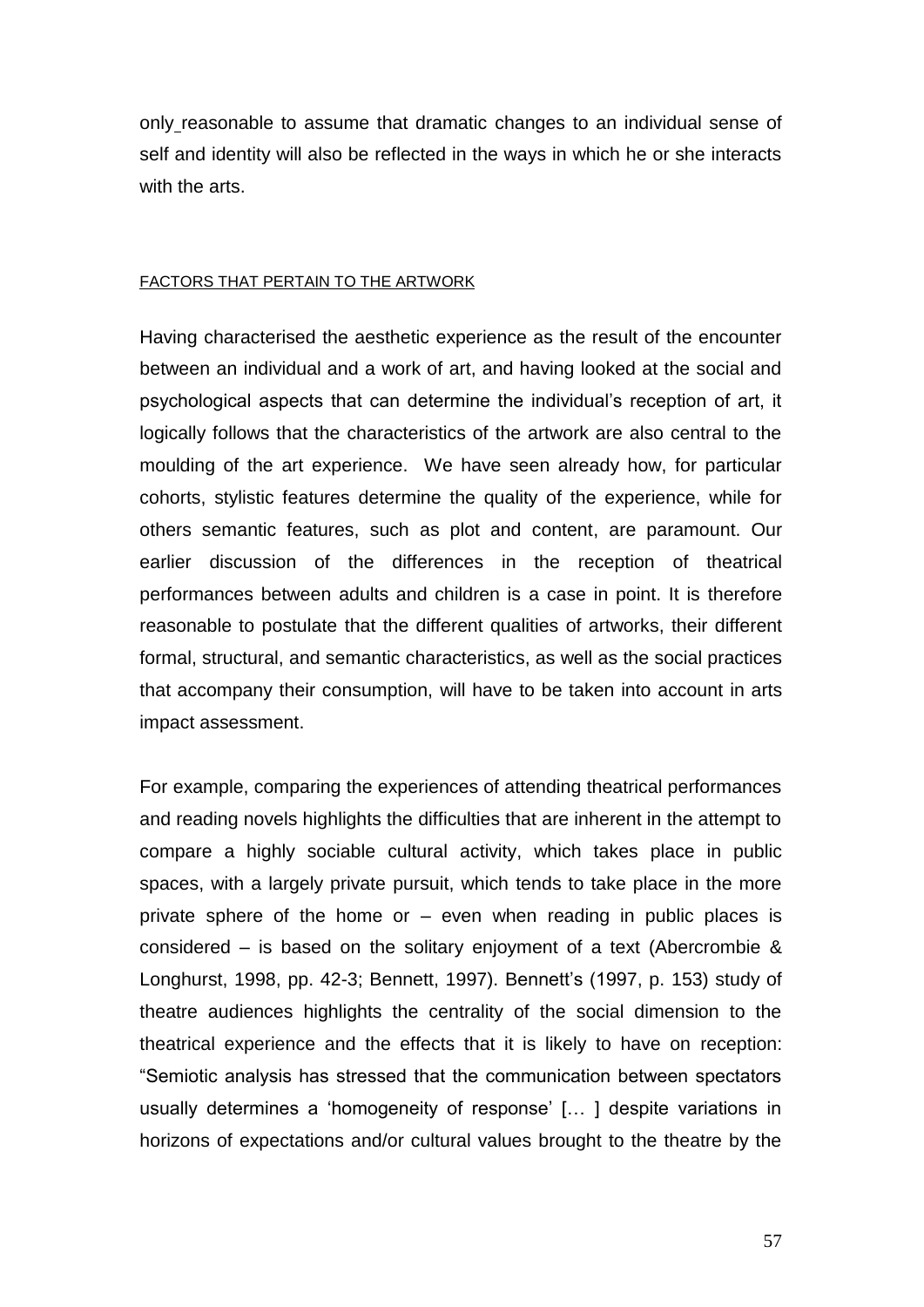only reasonable to assume that dramatic changes to an individual sense of self and identity will also be reflected in the ways in which he or she interacts with the arts.

FACTORS THAT PERTAIN TO THE ARTWORK

Having characterised the aesthetic experience as the result of the encounter between an individual and a work of art, and having looked at the social and psychological aspects that can determine the individual's reception of art, it logically follows that the characteristics of the artwork are also central to the moulding of the art experience. We have seen already how, for particular cohorts, stylistic features determine the quality of the experience, while for others semantic features, such as plot and content, are paramount. Our earlier discussion of the differences in the reception of theatrical performances between adults and children is a case in point. It is therefore reasonable to postulate that the different qualities of artworks, their different formal, structural, and semantic characteristics, as well as the social practices that accompany their consumption, will have to be taken into account in arts impact assessment.

For example, comparing the experiences of attending theatrical performances and reading novels highlights the difficulties that are inherent in the attempt to compare a highly sociable cultural activity, which takes place in public spaces, with a largely private pursuit, which tends to take place in the more private sphere of the home or – even when reading in public places is considered – is based on the solitary enjoyment of a text (Abercrombie & Longhurst, 1998, pp. 42-3; Bennett, 1997). Bennett's (1997, p. 153) study of theatre audiences highlights the centrality of the social dimension to the theatrical experience and the effects that it is likely to have on reception: "Semiotic analysis has stressed that the communication between spectators usually determines a 'homogeneity of response' [… ] despite variations in horizons of expectations and/or cultural values brought to the theatre by the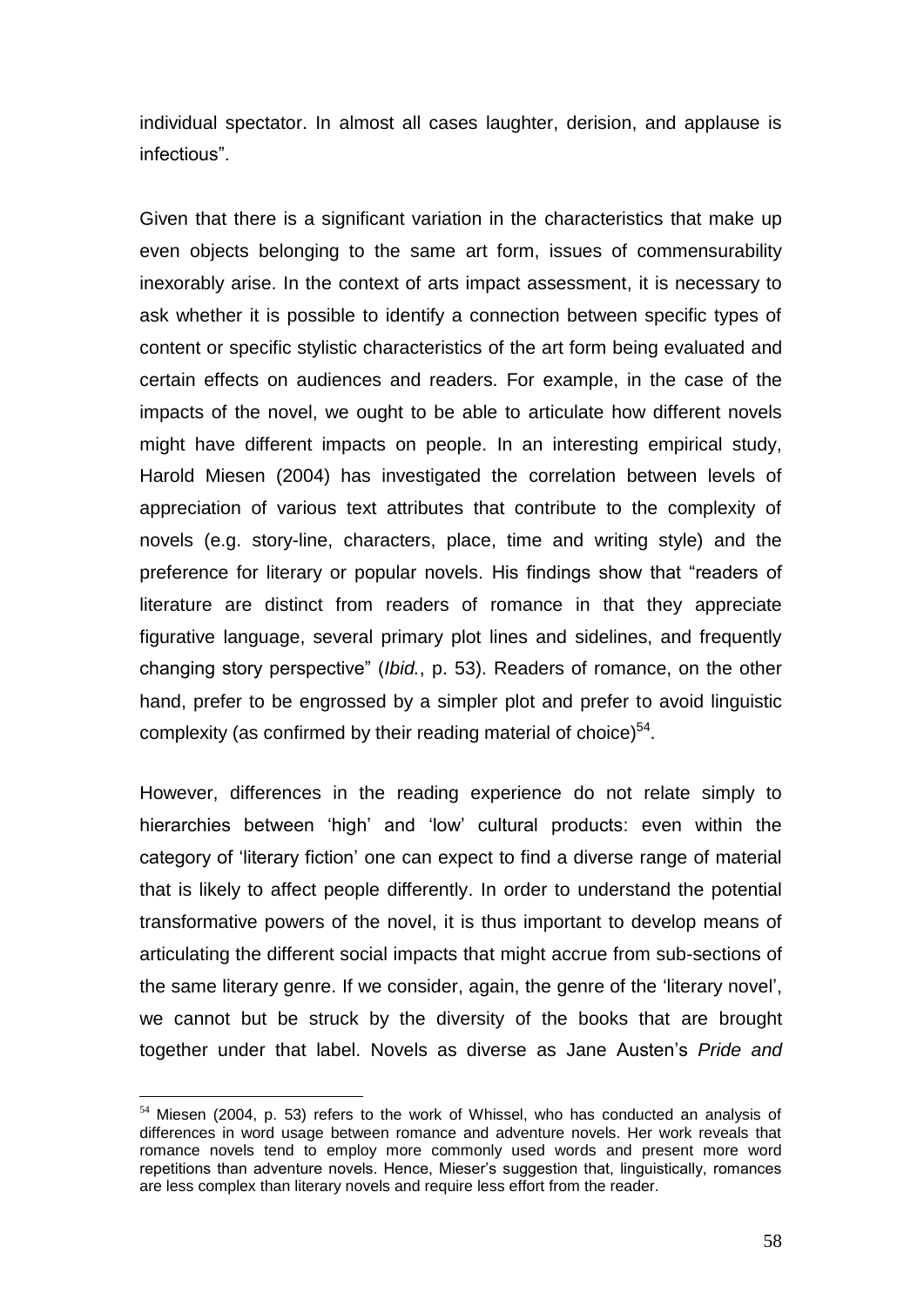individual spectator. In almost all cases laughter, derision, and applause is infectious".

Given that there is a significant variation in the characteristics that make up even objects belonging to the same art form, issues of commensurability inexorably arise. In the context of arts impact assessment, it is necessary to ask whether it is possible to identify a connection between specific types of content or specific stylistic characteristics of the art form being evaluated and certain effects on audiences and readers. For example, in the case of the impacts of the novel, we ought to be able to articulate how different novels might have different impacts on people. In an interesting empirical study, Harold Miesen (2004) has investigated the correlation between levels of appreciation of various text attributes that contribute to the complexity of novels (e.g. story-line, characters, place, time and writing style) and the preference for literary or popular novels. His findings show that "readers of literature are distinct from readers of romance in that they appreciate figurative language, several primary plot lines and sidelines, and frequently changing story perspective" (*Ibid.*, p. 53). Readers of romance, on the other hand, prefer to be engrossed by a simpler plot and prefer to avoid linguistic complexity (as confirmed by their reading material of choice)[54].

However, differences in the reading experience do not relate simply to hierarchies between 'high' and 'low' cultural products: even within the category of 'literary fiction' one can expect to find a diverse range of material that is likely to affect people differently. In order to understand the potential transformative powers of the novel, it is thus important to develop means of articulating the different social impacts that might accrue from sub-sections of the same literary genre. If we consider, again, the genre of the 'literary novel', we cannot but be struck by the diversity of the books that are brought together under that label. Novels as diverse as Jane Austen's *Pride and*

---

[54] Miesen (2004, p. 53) refers to the work of Whissel, who has conducted an analysis of differences in word usage between romance and adventure novels. Her work reveals that romance novels tend to employ more commonly used words and present more word repetitions than adventure novels. Hence, Mieser's suggestion that, linguistically, romances are less complex than literary novels and require less effort from the reader.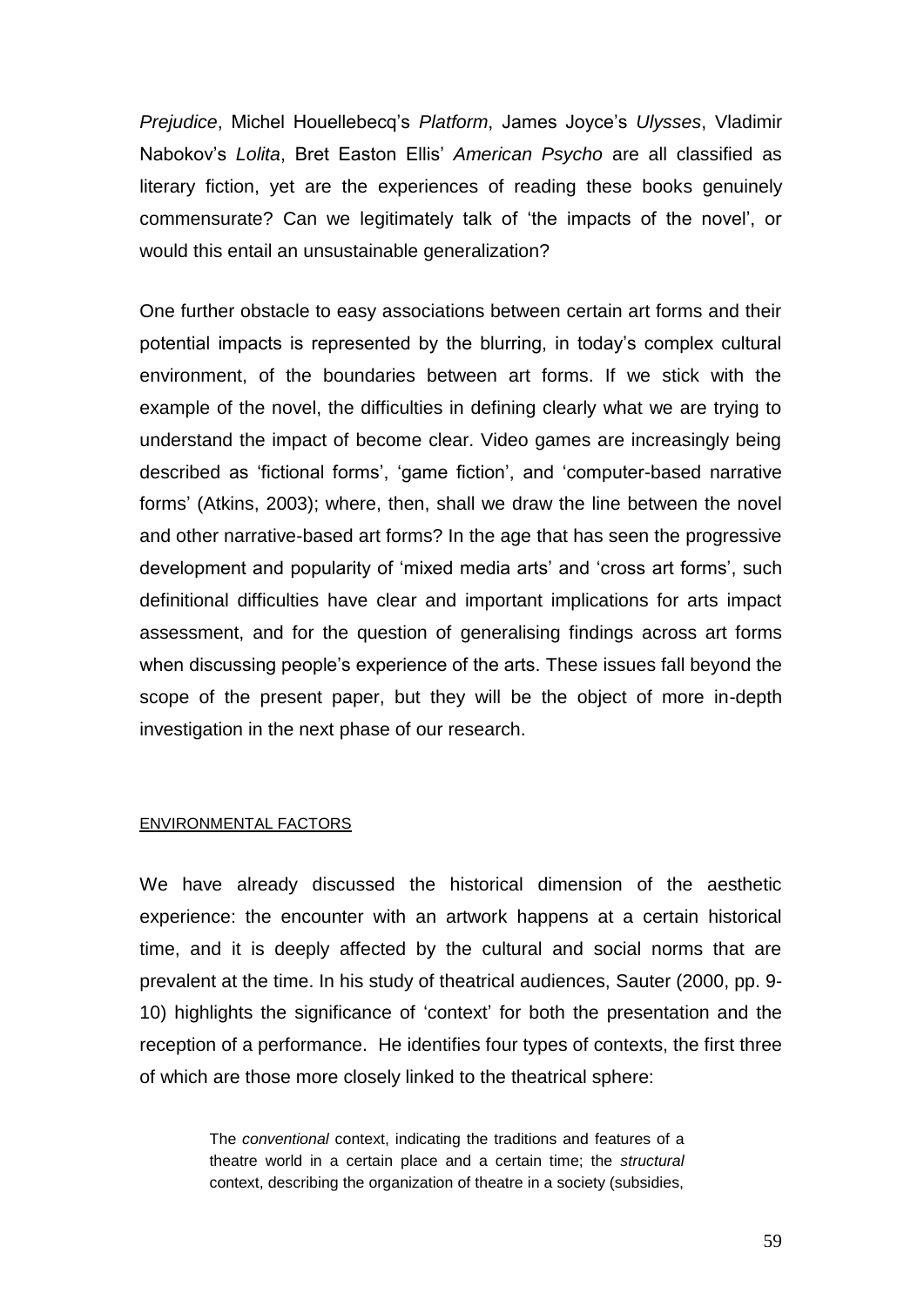*Prejudice*, Michel Houellebecq's *Platform*, James Joyce's *Ulysses*, Vladimir Nabokov's *Lolita*, Bret Easton Ellis' *American Psycho* are all classified as literary fiction, yet are the experiences of reading these books genuinely commensurate? Can we legitimately talk of 'the impacts of the novel', or would this entail an unsustainable generalization?

One further obstacle to easy associations between certain art forms and their potential impacts is represented by the blurring, in today's complex cultural environment, of the boundaries between art forms. If we stick with the example of the novel, the difficulties in defining clearly what we are trying to understand the impact of become clear. Video games are increasingly being described as 'fictional forms', 'game fiction', and 'computer-based narrative forms' (Atkins, 2003); where, then, shall we draw the line between the novel and other narrative-based art forms? In the age that has seen the progressive development and popularity of 'mixed media arts' and 'cross art forms', such definitional difficulties have clear and important implications for arts impact assessment, and for the question of generalising findings across art forms when discussing people's experience of the arts. These issues fall beyond the scope of the present paper, but they will be the object of more in-depth investigation in the next phase of our research.

ENVIRONMENTAL FACTORS

We have already discussed the historical dimension of the aesthetic experience: the encounter with an artwork happens at a certain historical time, and it is deeply affected by the cultural and social norms that are prevalent at the time. In his study of theatrical audiences, Sauter (2000, pp. 9-10) highlights the significance of 'context' for both the presentation and the reception of a performance. He identifies four types of contexts, the first three of which are those more closely linked to the theatrical sphere:

> The *conventional* context, indicating the traditions and features of a theatre world in a certain place and a certain time; the *structural* context, describing the organization of theatre in a society (subsidies,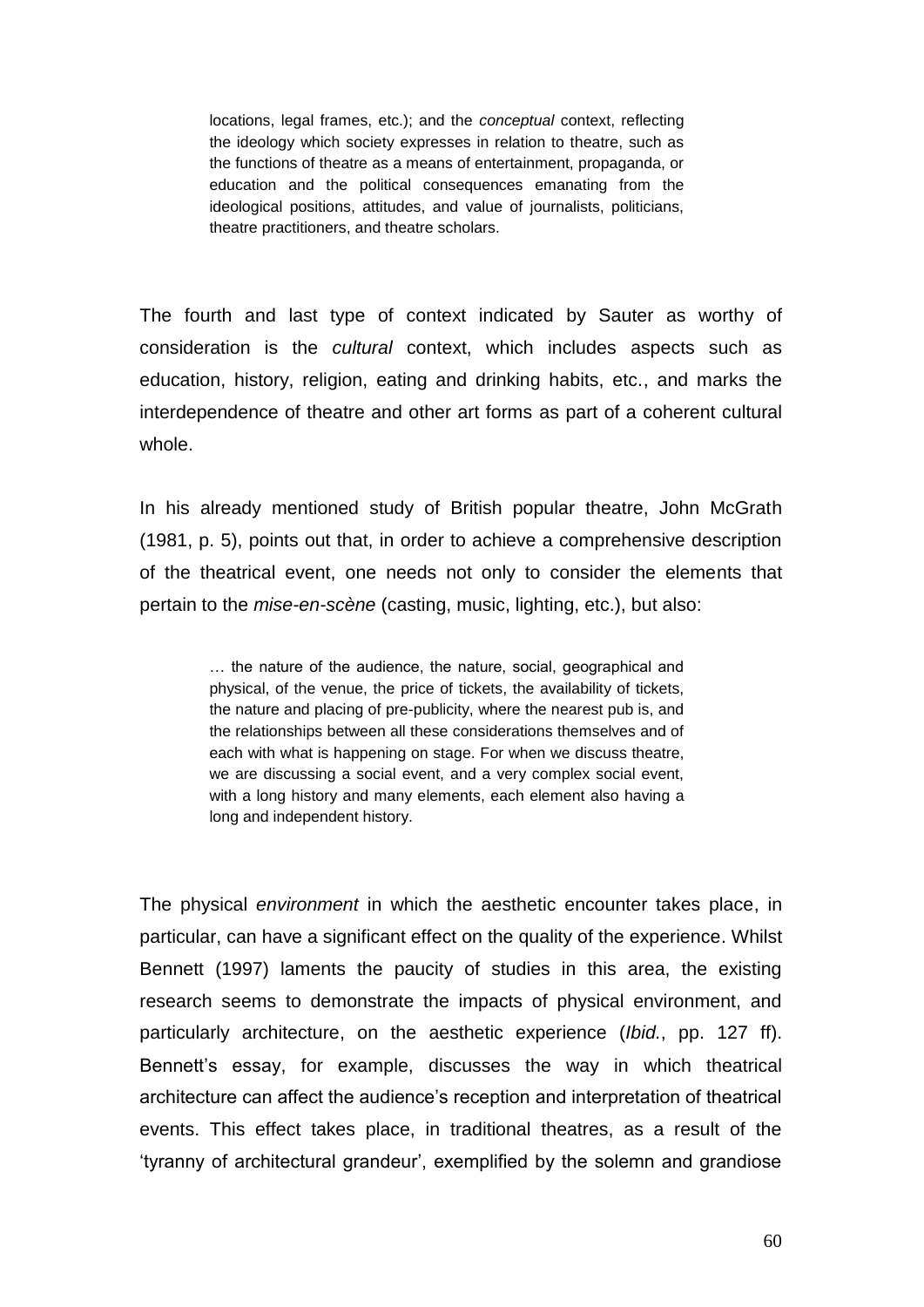> locations, legal frames, etc.); and the *conceptual* context, reflecting the ideology which society expresses in relation to theatre, such as the functions of theatre as a means of entertainment, propaganda, or education and the political consequences emanating from the ideological positions, attitudes, and value of journalists, politicians, theatre practitioners, and theatre scholars.

The fourth and last type of context indicated by Sauter as worthy of consideration is the *cultural* context, which includes aspects such as education, history, religion, eating and drinking habits, etc., and marks the interdependence of theatre and other art forms as part of a coherent cultural whole.

In his already mentioned study of British popular theatre, John McGrath (1981, p. 5), points out that, in order to achieve a comprehensive description of the theatrical event, one needs not only to consider the elements that pertain to the *mise-en-scène* (casting, music, lighting, etc.), but also:

> … the nature of the audience, the nature, social, geographical and physical, of the venue, the price of tickets, the availability of tickets, the nature and placing of pre-publicity, where the nearest pub is, and the relationships between all these considerations themselves and of each with what is happening on stage. For when we discuss theatre, we are discussing a social event, and a very complex social event, with a long history and many elements, each element also having a long and independent history.

The physical *environment* in which the aesthetic encounter takes place, in particular, can have a significant effect on the quality of the experience. Whilst Bennett (1997) laments the paucity of studies in this area, the existing research seems to demonstrate the impacts of physical environment, and particularly architecture, on the aesthetic experience (*Ibid.*, pp. 127 ff). Bennett's essay, for example, discusses the way in which theatrical architecture can affect the audience's reception and interpretation of theatrical events. This effect takes place, in traditional theatres, as a result of the 'tyranny of architectural grandeur', exemplified by the solemn and grandiose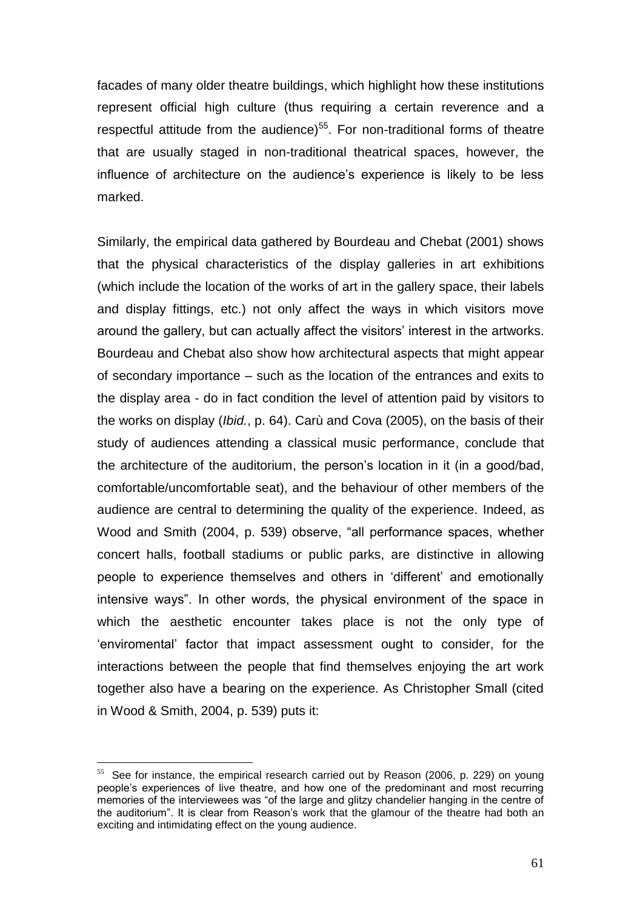facades of many older theatre buildings, which highlight how these institutions represent official high culture (thus requiring a certain reverence and a respectful attitude from the audience)[55]. For non-traditional forms of theatre that are usually staged in non-traditional theatrical spaces, however, the influence of architecture on the audience's experience is likely to be less marked.

Similarly, the empirical data gathered by Bourdeau and Chebat (2001) shows that the physical characteristics of the display galleries in art exhibitions (which include the location of the works of art in the gallery space, their labels and display fittings, etc.) not only affect the ways in which visitors move around the gallery, but can actually affect the visitors' interest in the artworks. Bourdeau and Chebat also show how architectural aspects that might appear of secondary importance – such as the location of the entrances and exits to the display area - do in fact condition the level of attention paid by visitors to the works on display (*Ibid.*, p. 64). Carù and Cova (2005), on the basis of their study of audiences attending a classical music performance, conclude that the architecture of the auditorium, the person's location in it (in a good/bad, comfortable/uncomfortable seat), and the behaviour of other members of the audience are central to determining the quality of the experience. Indeed, as Wood and Smith (2004, p. 539) observe, "all performance spaces, whether concert halls, football stadiums or public parks, are distinctive in allowing people to experience themselves and others in 'different' and emotionally intensive ways". In other words, the physical environment of the space in which the aesthetic encounter takes place is not the only type of 'enviromental' factor that impact assessment ought to consider, for the interactions between the people that find themselves enjoying the art work together also have a bearing on the experience. As Christopher Small (cited in Wood & Smith, 2004, p. 539) puts it:

---

[55] See for instance, the empirical research carried out by Reason (2006, p. 229) on young people's experiences of live theatre, and how one of the predominant and most recurring memories of the interviewees was "of the large and glitzy chandelier hanging in the centre of the auditorium". It is clear from Reason's work that the glamour of the theatre had both an exciting and intimidating effect on the young audience.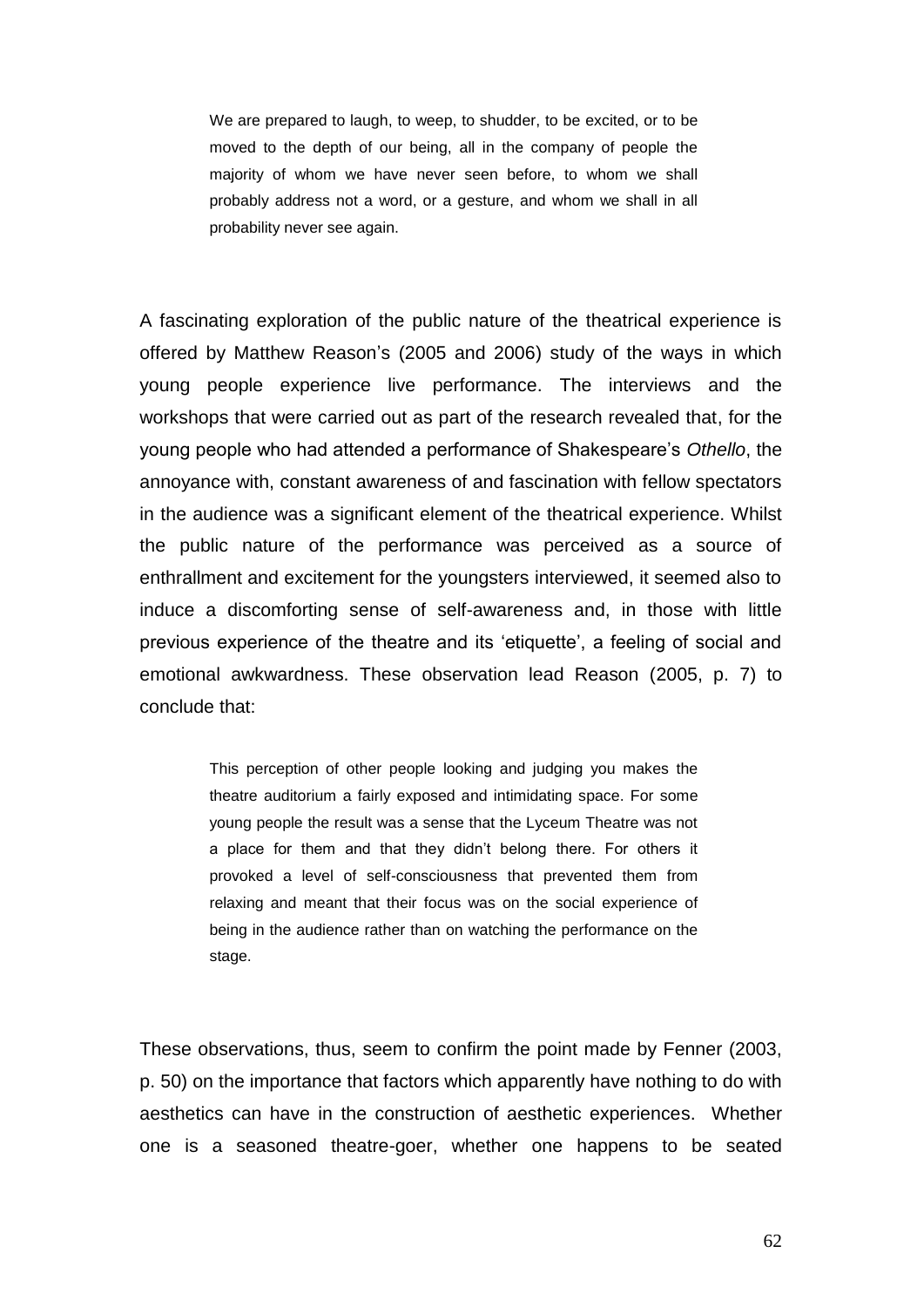> We are prepared to laugh, to weep, to shudder, to be excited, or to be moved to the depth of our being, all in the company of people the majority of whom we have never seen before, to whom we shall probably address not a word, or a gesture, and whom we shall in all probability never see again.

A fascinating exploration of the public nature of the theatrical experience is offered by Matthew Reason's (2005 and 2006) study of the ways in which young people experience live performance. The interviews and the workshops that were carried out as part of the research revealed that, for the young people who had attended a performance of Shakespeare's *Othello*, the annoyance with, constant awareness of and fascination with fellow spectators in the audience was a significant element of the theatrical experience. Whilst the public nature of the performance was perceived as a source of enthrallment and excitement for the youngsters interviewed, it seemed also to induce a discomforting sense of self-awareness and, in those with little previous experience of the theatre and its 'etiquette', a feeling of social and emotional awkwardness. These observation lead Reason (2005, p. 7) to conclude that:

> This perception of other people looking and judging you makes the theatre auditorium a fairly exposed and intimidating space. For some young people the result was a sense that the Lyceum Theatre was not a place for them and that they didn't belong there. For others it provoked a level of self-consciousness that prevented them from relaxing and meant that their focus was on the social experience of being in the audience rather than on watching the performance on the stage.

These observations, thus, seem to confirm the point made by Fenner (2003, p. 50) on the importance that factors which apparently have nothing to do with aesthetics can have in the construction of aesthetic experiences. Whether one is a seasoned theatre-goer, whether one happens to be seated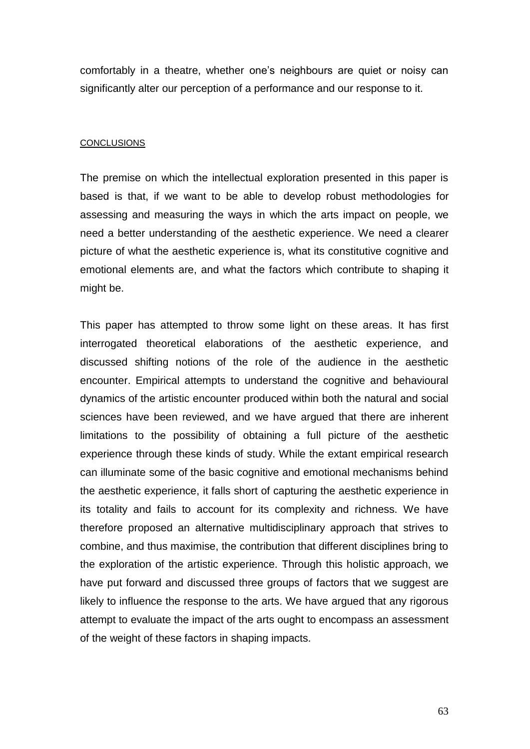comfortably in a theatre, whether one's neighbours are quiet or noisy can significantly alter our perception of a performance and our response to it.

## CONCLUSIONS

The premise on which the intellectual exploration presented in this paper is based is that, if we want to be able to develop robust methodologies for assessing and measuring the ways in which the arts impact on people, we need a better understanding of the aesthetic experience. We need a clearer picture of what the aesthetic experience is, what its constitutive cognitive and emotional elements are, and what the factors which contribute to shaping it might be.

This paper has attempted to throw some light on these areas. It has first interrogated theoretical elaborations of the aesthetic experience, and discussed shifting notions of the role of the audience in the aesthetic encounter. Empirical attempts to understand the cognitive and behavioural dynamics of the artistic encounter produced within both the natural and social sciences have been reviewed, and we have argued that there are inherent limitations to the possibility of obtaining a full picture of the aesthetic experience through these kinds of study. While the extant empirical research can illuminate some of the basic cognitive and emotional mechanisms behind the aesthetic experience, it falls short of capturing the aesthetic experience in its totality and fails to account for its complexity and richness. We have therefore proposed an alternative multidisciplinary approach that strives to combine, and thus maximise, the contribution that different disciplines bring to the exploration of the artistic experience. Through this holistic approach, we have put forward and discussed three groups of factors that we suggest are likely to influence the response to the arts. We have argued that any rigorous attempt to evaluate the impact of the arts ought to encompass an assessment of the weight of these factors in shaping impacts.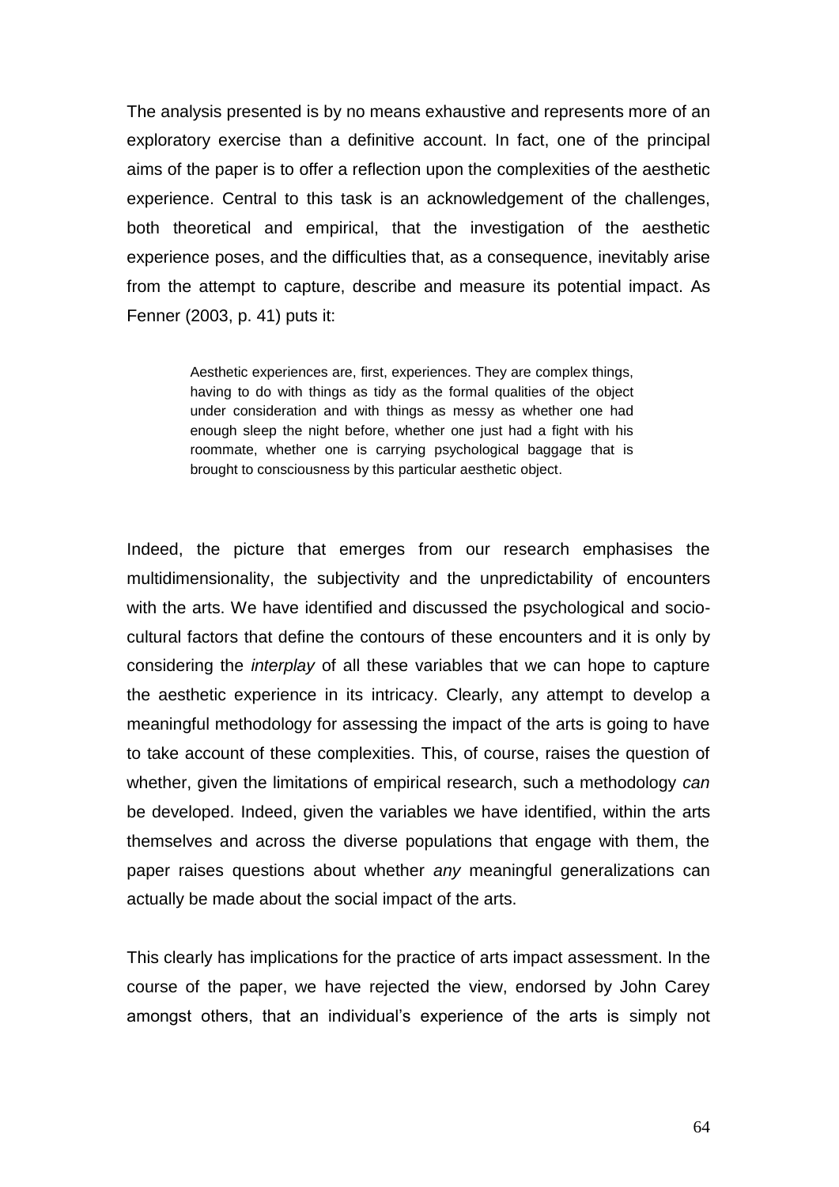The analysis presented is by no means exhaustive and represents more of an exploratory exercise than a definitive account. In fact, one of the principal aims of the paper is to offer a reflection upon the complexities of the aesthetic experience. Central to this task is an acknowledgement of the challenges, both theoretical and empirical, that the investigation of the aesthetic experience poses, and the difficulties that, as a consequence, inevitably arise from the attempt to capture, describe and measure its potential impact. As Fenner (2003, p. 41) puts it:

> Aesthetic experiences are, first, experiences. They are complex things, having to do with things as tidy as the formal qualities of the object under consideration and with things as messy as whether one had enough sleep the night before, whether one just had a fight with his roommate, whether one is carrying psychological baggage that is brought to consciousness by this particular aesthetic object.

Indeed, the picture that emerges from our research emphasises the multidimensionality, the subjectivity and the unpredictability of encounters with the arts. We have identified and discussed the psychological and socio-cultural factors that define the contours of these encounters and it is only by considering the *interplay* of all these variables that we can hope to capture the aesthetic experience in its intricacy. Clearly, any attempt to develop a meaningful methodology for assessing the impact of the arts is going to have to take account of these complexities. This, of course, raises the question of whether, given the limitations of empirical research, such a methodology *can* be developed. Indeed, given the variables we have identified, within the arts themselves and across the diverse populations that engage with them, the paper raises questions about whether *any* meaningful generalizations can actually be made about the social impact of the arts.

This clearly has implications for the practice of arts impact assessment. In the course of the paper, we have rejected the view, endorsed by John Carey amongst others, that an individual's experience of the arts is simply not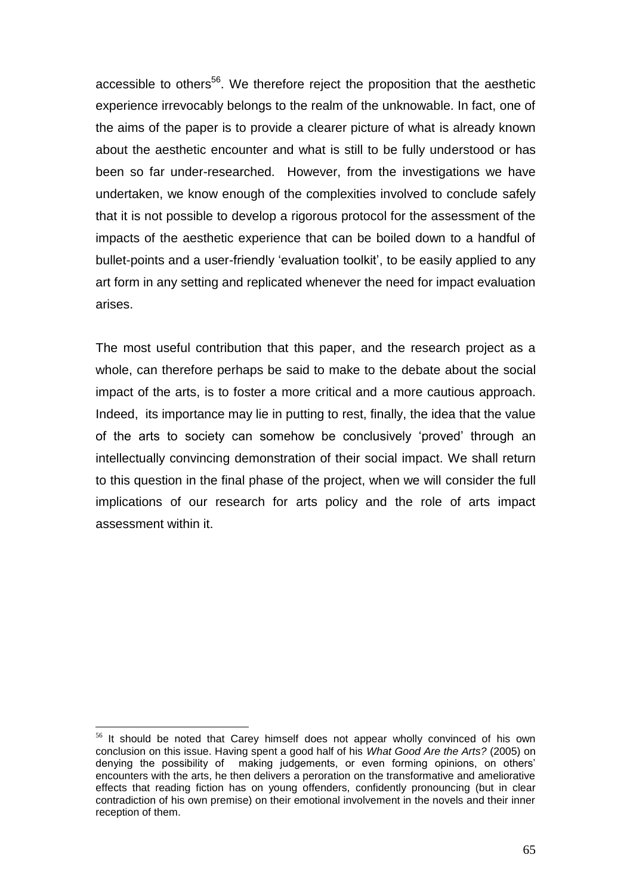accessible to others[56]. We therefore reject the proposition that the aesthetic experience irrevocably belongs to the realm of the unknowable. In fact, one of the aims of the paper is to provide a clearer picture of what is already known about the aesthetic encounter and what is still to be fully understood or has been so far under-researched. However, from the investigations we have undertaken, we know enough of the complexities involved to conclude safely that it is not possible to develop a rigorous protocol for the assessment of the impacts of the aesthetic experience that can be boiled down to a handful of bullet-points and a user-friendly 'evaluation toolkit', to be easily applied to any art form in any setting and replicated whenever the need for impact evaluation arises.

The most useful contribution that this paper, and the research project as a whole, can therefore perhaps be said to make to the debate about the social impact of the arts, is to foster a more critical and a more cautious approach. Indeed, its importance may lie in putting to rest, finally, the idea that the value of the arts to society can somehow be conclusively 'proved' through an intellectually convincing demonstration of their social impact. We shall return to this question in the final phase of the project, when we will consider the full implications of our research for arts policy and the role of arts impact assessment within it.

---

[56] It should be noted that Carey himself does not appear wholly convinced of his own conclusion on this issue. Having spent a good half of his *What Good Are the Arts?* (2005) on denying the possibility of making judgements, or even forming opinions, on others' encounters with the arts, he then delivers a peroration on the transformative and ameliorative effects that reading fiction has on young offenders, confidently pronouncing (but in clear contradiction of his own premise) on their emotional involvement in the novels and their inner reception of them.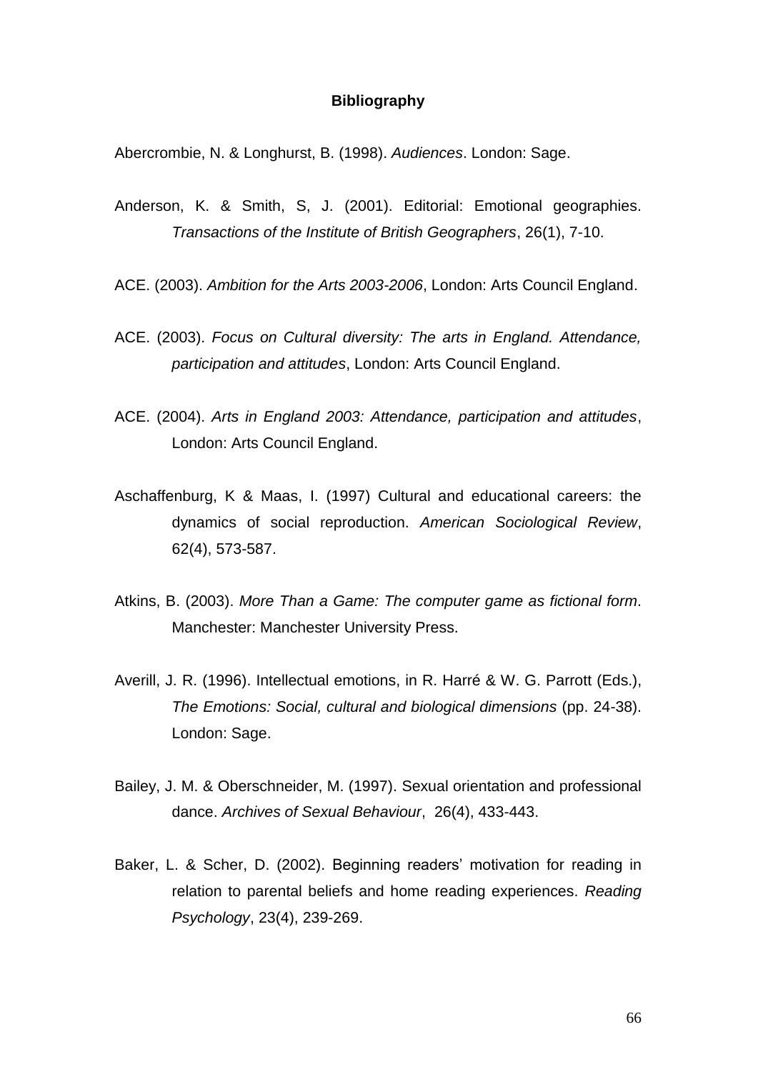# Bibliography

Abercrombie, N. & Longhurst, B. (1998). *Audiences*. London: Sage.

Anderson, K. & Smith, S, J. (2001). Editorial: Emotional geographies. *Transactions of the Institute of British Geographers*, 26(1), 7-10.

ACE. (2003). *Ambition for the Arts 2003-2006*, London: Arts Council England.

ACE. (2003). *Focus on Cultural diversity: The arts in England. Attendance, participation and attitudes*, London: Arts Council England.

ACE. (2004). *Arts in England 2003: Attendance, participation and attitudes*, London: Arts Council England.

Aschaffenburg, K & Maas, I. (1997) Cultural and educational careers: the dynamics of social reproduction. *American Sociological Review*, 62(4), 573-587.

Atkins, B. (2003). *More Than a Game: The computer game as fictional form*. Manchester: Manchester University Press.

Averill, J. R. (1996). Intellectual emotions, in R. Harré & W. G. Parrott (Eds.), *The Emotions: Social, cultural and biological dimensions* (pp. 24-38). London: Sage.

Bailey, J. M. & Oberschneider, M. (1997). Sexual orientation and professional dance. *Archives of Sexual Behaviour*, 26(4), 433-443.

Baker, L. & Scher, D. (2002). Beginning readers' motivation for reading in relation to parental beliefs and home reading experiences. *Reading Psychology*, 23(4), 239-269.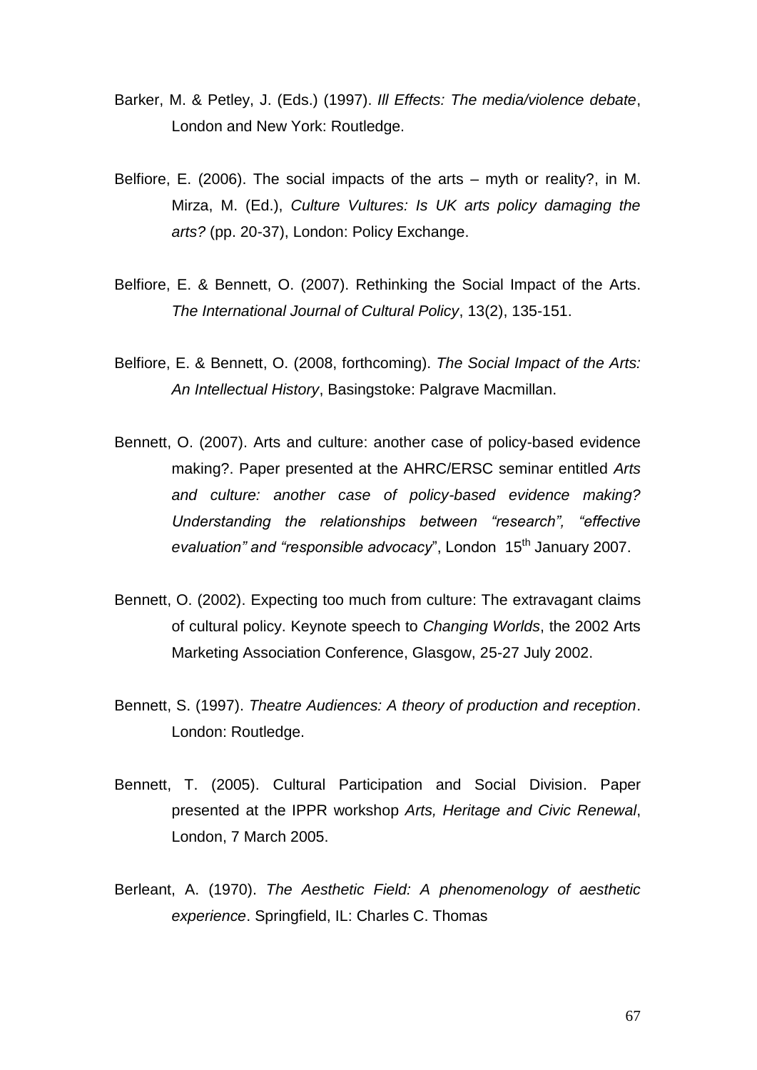Barker, M. & Petley, J. (Eds.) (1997). *Ill Effects: The media/violence debate*, London and New York: Routledge.

Belfiore, E. (2006). The social impacts of the arts – myth or reality?, in M. Mirza, M. (Ed.), *Culture Vultures: Is UK arts policy damaging the arts?* (pp. 20-37), London: Policy Exchange.

Belfiore, E. & Bennett, O. (2007). Rethinking the Social Impact of the Arts. *The International Journal of Cultural Policy*, 13(2), 135-151.

Belfiore, E. & Bennett, O. (2008, forthcoming). *The Social Impact of the Arts: An Intellectual History*, Basingstoke: Palgrave Macmillan.

Bennett, O. (2007). Arts and culture: another case of policy-based evidence making?. Paper presented at the AHRC/ERSC seminar entitled *Arts and culture: another case of policy-based evidence making? Understanding the relationships between "research", "effective evaluation" and "responsible advocacy*", London 15th January 2007.

Bennett, O. (2002). Expecting too much from culture: The extravagant claims of cultural policy. Keynote speech to *Changing Worlds*, the 2002 Arts Marketing Association Conference, Glasgow, 25-27 July 2002.

Bennett, S. (1997). *Theatre Audiences: A theory of production and reception*. London: Routledge.

Bennett, T. (2005). Cultural Participation and Social Division. Paper presented at the IPPR workshop *Arts, Heritage and Civic Renewal*, London, 7 March 2005.

Berleant, A. (1970). *The Aesthetic Field: A phenomenology of aesthetic experience*. Springfield, IL: Charles C. Thomas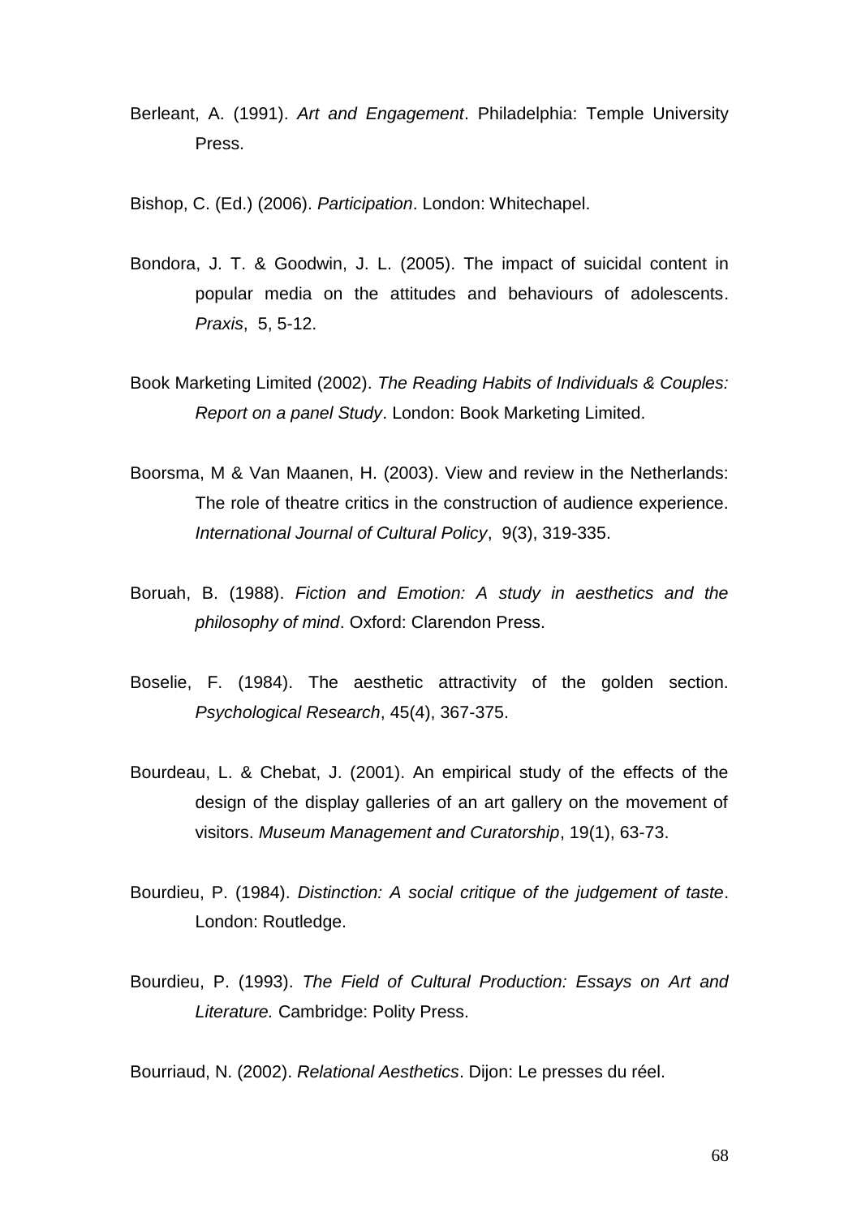Berleant, A. (1991). *Art and Engagement*. Philadelphia: Temple University Press.

Bishop, C. (Ed.) (2006). *Participation*. London: Whitechapel.

Bondora, J. T. & Goodwin, J. L. (2005). The impact of suicidal content in popular media on the attitudes and behaviours of adolescents. *Praxis*, 5, 5-12.

Book Marketing Limited (2002). *The Reading Habits of Individuals & Couples: Report on a panel Study*. London: Book Marketing Limited.

Boorsma, M & Van Maanen, H. (2003). View and review in the Netherlands: The role of theatre critics in the construction of audience experience. *International Journal of Cultural Policy*, 9(3), 319-335.

Boruah, B. (1988). *Fiction and Emotion: A study in aesthetics and the philosophy of mind*. Oxford: Clarendon Press.

Boselie, F. (1984). The aesthetic attractivity of the golden section. *Psychological Research*, 45(4), 367-375.

Bourdeau, L. & Chebat, J. (2001). An empirical study of the effects of the design of the display galleries of an art gallery on the movement of visitors. *Museum Management and Curatorship*, 19(1), 63-73.

Bourdieu, P. (1984). *Distinction: A social critique of the judgement of taste*. London: Routledge.

Bourdieu, P. (1993). *The Field of Cultural Production: Essays on Art and Literature.* Cambridge: Polity Press.

Bourriaud, N. (2002). *Relational Aesthetics*. Dijon: Le presses du réel.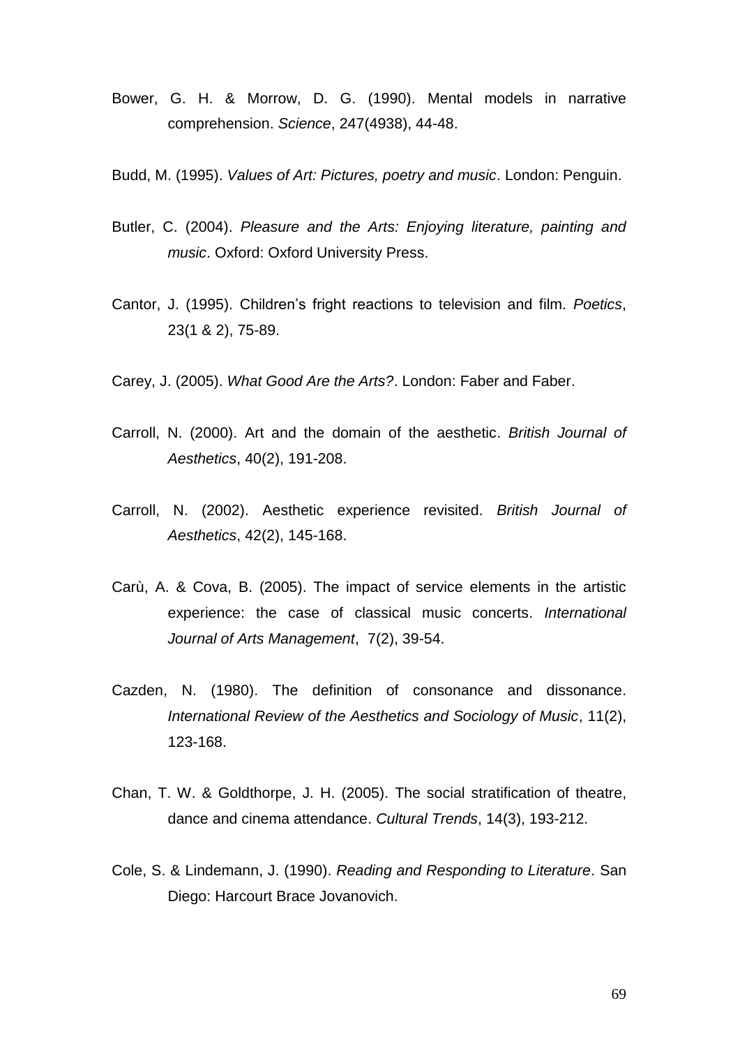Bower, G. H. & Morrow, D. G. (1990). Mental models in narrative comprehension. *Science*, 247(4938), 44-48.

Budd, M. (1995). *Values of Art: Pictures, poetry and music*. London: Penguin.

Butler, C. (2004). *Pleasure and the Arts: Enjoying literature, painting and music*. Oxford: Oxford University Press.

Cantor, J. (1995). Children's fright reactions to television and film. *Poetics*, 23(1 & 2), 75-89.

Carey, J. (2005). *What Good Are the Arts?*. London: Faber and Faber.

Carroll, N. (2000). Art and the domain of the aesthetic. *British Journal of Aesthetics*, 40(2), 191-208.

Carroll, N. (2002). Aesthetic experience revisited. *British Journal of Aesthetics*, 42(2), 145-168.

Carù, A. & Cova, B. (2005). The impact of service elements in the artistic experience: the case of classical music concerts. *International Journal of Arts Management*, 7(2), 39-54.

Cazden, N. (1980). The definition of consonance and dissonance. *International Review of the Aesthetics and Sociology of Music*, 11(2), 123-168.

Chan, T. W. & Goldthorpe, J. H. (2005). The social stratification of theatre, dance and cinema attendance. *Cultural Trends*, 14(3), 193-212.

Cole, S. & Lindemann, J. (1990). *Reading and Responding to Literature*. San Diego: Harcourt Brace Jovanovich.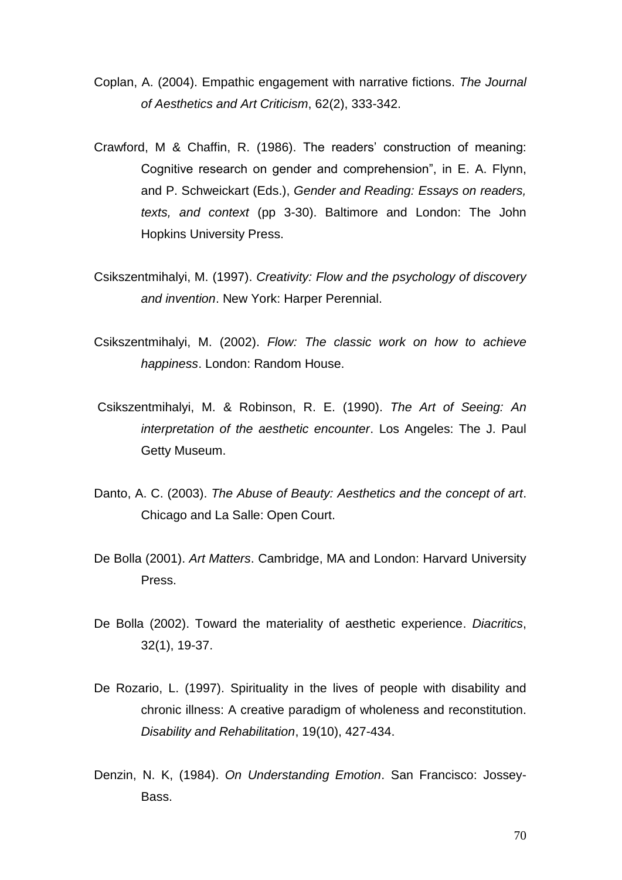Coplan, A. (2004). Empathic engagement with narrative fictions. *The Journal of Aesthetics and Art Criticism*, 62(2), 333-342.

Crawford, M & Chaffin, R. (1986). The readers' construction of meaning: Cognitive research on gender and comprehension", in E. A. Flynn, and P. Schweickart (Eds.), *Gender and Reading: Essays on readers, texts, and context* (pp 3-30). Baltimore and London: The John Hopkins University Press.

Csikszentmihalyi, M. (1997). *Creativity: Flow and the psychology of discovery and invention*. New York: Harper Perennial.

Csikszentmihalyi, M. (2002). *Flow: The classic work on how to achieve happiness*. London: Random House.

Csikszentmihalyi, M. & Robinson, R. E. (1990). *The Art of Seeing: An interpretation of the aesthetic encounter*. Los Angeles: The J. Paul Getty Museum.

Danto, A. C. (2003). *The Abuse of Beauty: Aesthetics and the concept of art*. Chicago and La Salle: Open Court.

De Bolla (2001). *Art Matters*. Cambridge, MA and London: Harvard University Press.

De Bolla (2002). Toward the materiality of aesthetic experience. *Diacritics*, 32(1), 19-37.

De Rozario, L. (1997). Spirituality in the lives of people with disability and chronic illness: A creative paradigm of wholeness and reconstitution. *Disability and Rehabilitation*, 19(10), 427-434.

Denzin, N. K, (1984). *On Understanding Emotion*. San Francisco: Jossey-Bass.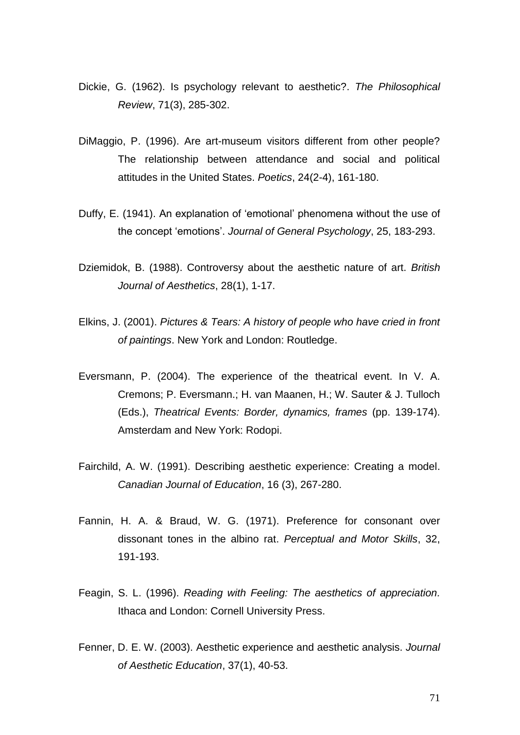Dickie, G. (1962). Is psychology relevant to aesthetic?. *The Philosophical Review*, 71(3), 285-302.

DiMaggio, P. (1996). Are art-museum visitors different from other people? The relationship between attendance and social and political attitudes in the United States. *Poetics*, 24(2-4), 161-180.

Duffy, E. (1941). An explanation of 'emotional' phenomena without the use of the concept 'emotions'. *Journal of General Psychology*, 25, 183-293.

Dziemidok, B. (1988). Controversy about the aesthetic nature of art. *British Journal of Aesthetics*, 28(1), 1-17.

Elkins, J. (2001). *Pictures & Tears: A history of people who have cried in front of paintings*. New York and London: Routledge.

Eversmann, P. (2004). The experience of the theatrical event. In V. A. Cremons; P. Eversmann.; H. van Maanen, H.; W. Sauter & J. Tulloch (Eds.), *Theatrical Events: Border, dynamics, frames* (pp. 139-174). Amsterdam and New York: Rodopi.

Fairchild, A. W. (1991). Describing aesthetic experience: Creating a model. *Canadian Journal of Education*, 16 (3), 267-280.

Fannin, H. A. & Braud, W. G. (1971). Preference for consonant over dissonant tones in the albino rat. *Perceptual and Motor Skills*, 32, 191-193.

Feagin, S. L. (1996). *Reading with Feeling: The aesthetics of appreciation.* Ithaca and London: Cornell University Press.

Fenner, D. E. W. (2003). Aesthetic experience and aesthetic analysis. *Journal of Aesthetic Education*, 37(1), 40-53.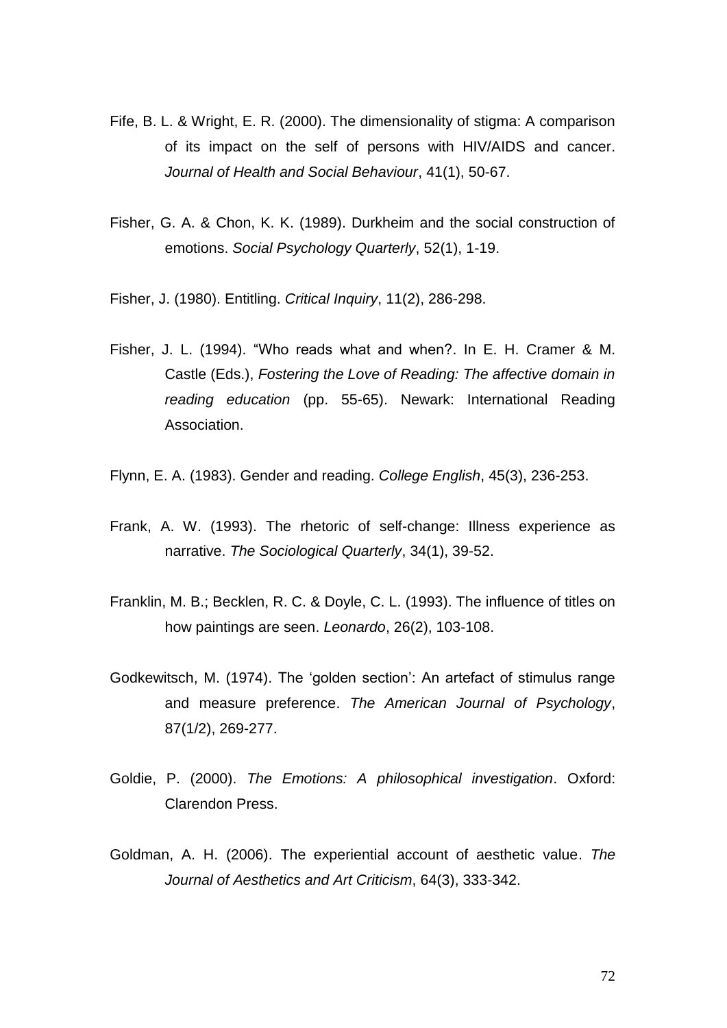Fife, B. L. & Wright, E. R. (2000). The dimensionality of stigma: A comparison of its impact on the self of persons with HIV/AIDS and cancer. *Journal of Health and Social Behaviour*, 41(1), 50-67.

Fisher, G. A. & Chon, K. K. (1989). Durkheim and the social construction of emotions. *Social Psychology Quarterly*, 52(1), 1-19.

Fisher, J. (1980). Entitling. *Critical Inquiry*, 11(2), 286-298.

Fisher, J. L. (1994). "Who reads what and when?. In E. H. Cramer & M. Castle (Eds.), *Fostering the Love of Reading: The affective domain in reading education* (pp. 55-65). Newark: International Reading Association.

Flynn, E. A. (1983). Gender and reading. *College English*, 45(3), 236-253.

Frank, A. W. (1993). The rhetoric of self-change: Illness experience as narrative. *The Sociological Quarterly*, 34(1), 39-52.

Franklin, M. B.; Becklen, R. C. & Doyle, C. L. (1993). The influence of titles on how paintings are seen. *Leonardo*, 26(2), 103-108.

Godkewitsch, M. (1974). The 'golden section': An artefact of stimulus range and measure preference. *The American Journal of Psychology*, 87(1/2), 269-277.

Goldie, P. (2000). *The Emotions: A philosophical investigation*. Oxford: Clarendon Press.

Goldman, A. H. (2006). The experiential account of aesthetic value. *The Journal of Aesthetics and Art Criticism*, 64(3), 333-342.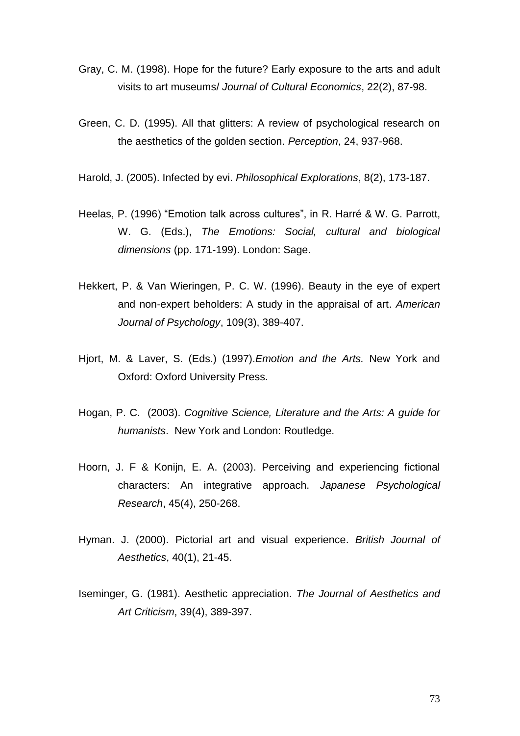Gray, C. M. (1998). Hope for the future? Early exposure to the arts and adult visits to art museums/ *Journal of Cultural Economics*, 22(2), 87-98.

Green, C. D. (1995). All that glitters: A review of psychological research on the aesthetics of the golden section. *Perception*, 24, 937-968.

Harold, J. (2005). Infected by evi. *Philosophical Explorations*, 8(2), 173-187.

Heelas, P. (1996) "Emotion talk across cultures", in R. Harré & W. G. Parrott, W. G. (Eds.), *The Emotions: Social, cultural and biological dimensions* (pp. 171-199). London: Sage.

Hekkert, P. & Van Wieringen, P. C. W. (1996). Beauty in the eye of expert and non-expert beholders: A study in the appraisal of art. *American Journal of Psychology*, 109(3), 389-407.

Hjort, M. & Laver, S. (Eds.) (1997).*Emotion and the Arts.* New York and Oxford: Oxford University Press.

Hogan, P. C. (2003). *Cognitive Science, Literature and the Arts: A guide for humanists*. New York and London: Routledge.

Hoorn, J. F & Konijn, E. A. (2003). Perceiving and experiencing fictional characters: An integrative approach. *Japanese Psychological Research*, 45(4), 250-268.

Hyman. J. (2000). Pictorial art and visual experience. *British Journal of Aesthetics*, 40(1), 21-45.

Iseminger, G. (1981). Aesthetic appreciation. *The Journal of Aesthetics and Art Criticism*, 39(4), 389-397.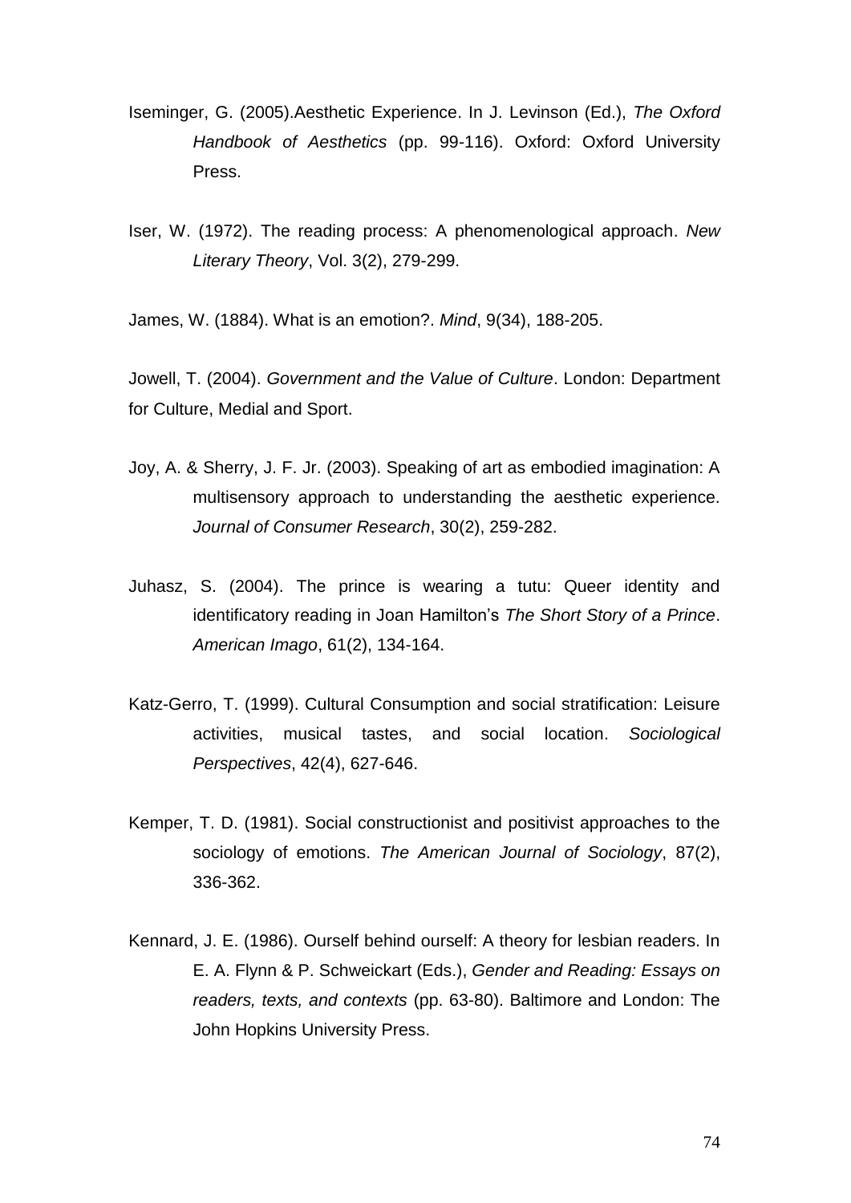Iseminger, G. (2005).Aesthetic Experience. In J. Levinson (Ed.), *The Oxford Handbook of Aesthetics* (pp. 99-116). Oxford: Oxford University Press.

Iser, W. (1972). The reading process: A phenomenological approach. *New Literary Theory*, Vol. 3(2), 279-299.

James, W. (1884). What is an emotion?. *Mind*, 9(34), 188-205.

Jowell, T. (2004). *Government and the Value of Culture*. London: Department for Culture, Medial and Sport.

Joy, A. & Sherry, J. F. Jr. (2003). Speaking of art as embodied imagination: A multisensory approach to understanding the aesthetic experience. *Journal of Consumer Research*, 30(2), 259-282.

Juhasz, S. (2004). The prince is wearing a tutu: Queer identity and identificatory reading in Joan Hamilton's *The Short Story of a Prince*. *American Imago*, 61(2), 134-164.

Katz-Gerro, T. (1999). Cultural Consumption and social stratification: Leisure activities, musical tastes, and social location. *Sociological Perspectives*, 42(4), 627-646.

Kemper, T. D. (1981). Social constructionist and positivist approaches to the sociology of emotions. *The American Journal of Sociology*, 87(2), 336-362.

Kennard, J. E. (1986). Ourself behind ourself: A theory for lesbian readers. In E. A. Flynn & P. Schweickart (Eds.), *Gender and Reading: Essays on readers, texts, and contexts* (pp. 63-80). Baltimore and London: The John Hopkins University Press.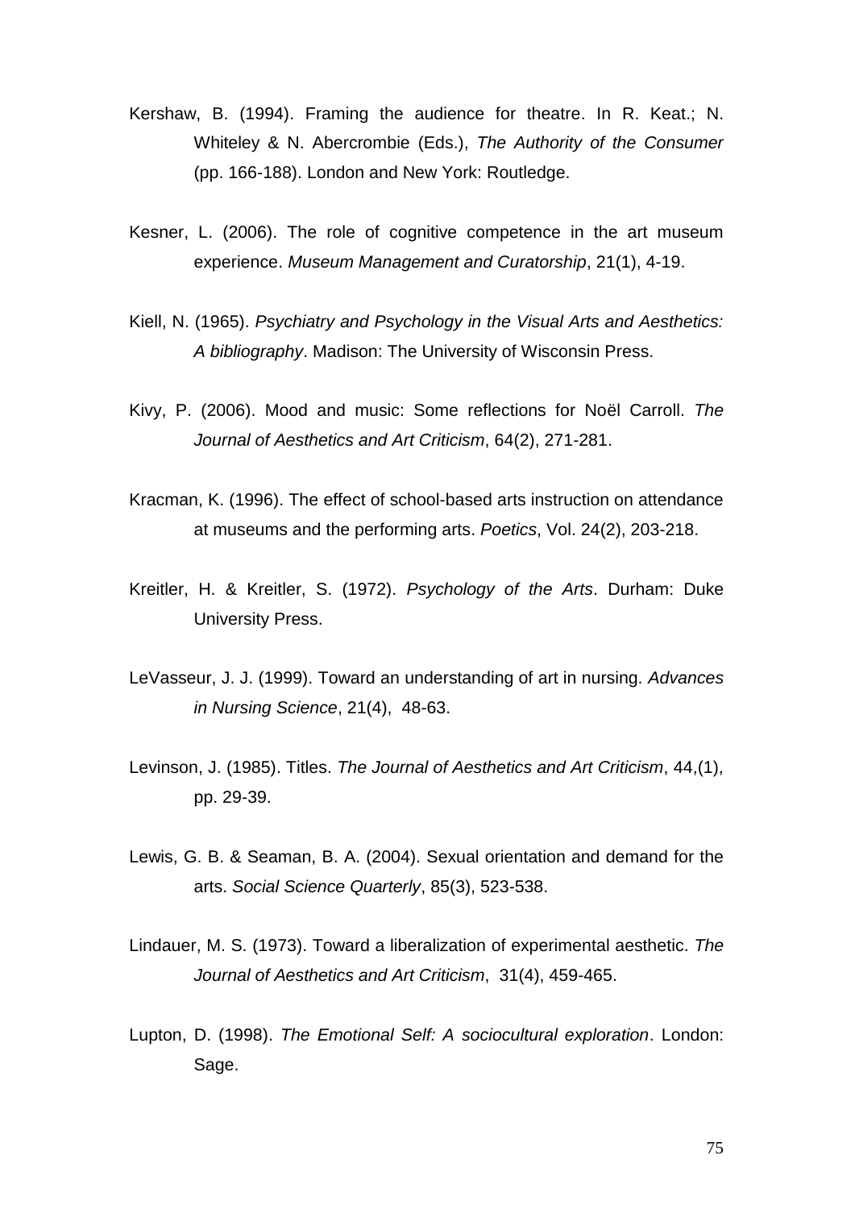Kershaw, B. (1994). Framing the audience for theatre. In R. Keat.; N. Whiteley & N. Abercrombie (Eds.), *The Authority of the Consumer* (pp. 166-188). London and New York: Routledge.

Kesner, L. (2006). The role of cognitive competence in the art museum experience. *Museum Management and Curatorship*, 21(1), 4-19.

Kiell, N. (1965). *Psychiatry and Psychology in the Visual Arts and Aesthetics: A bibliography*. Madison: The University of Wisconsin Press.

Kivy, P. (2006). Mood and music: Some reflections for Noël Carroll. *The Journal of Aesthetics and Art Criticism*, 64(2), 271-281.

Kracman, K. (1996). The effect of school-based arts instruction on attendance at museums and the performing arts. *Poetics*, Vol. 24(2), 203-218.

Kreitler, H. & Kreitler, S. (1972). *Psychology of the Arts*. Durham: Duke University Press.

LeVasseur, J. J. (1999). Toward an understanding of art in nursing. *Advances in Nursing Science*, 21(4), 48-63.

Levinson, J. (1985). Titles. *The Journal of Aesthetics and Art Criticism*, 44,(1), pp. 29-39.

Lewis, G. B. & Seaman, B. A. (2004). Sexual orientation and demand for the arts. *Social Science Quarterly*, 85(3), 523-538.

Lindauer, M. S. (1973). Toward a liberalization of experimental aesthetic. *The Journal of Aesthetics and Art Criticism*, 31(4), 459-465.

Lupton, D. (1998). *The Emotional Self: A sociocultural exploration*. London: Sage.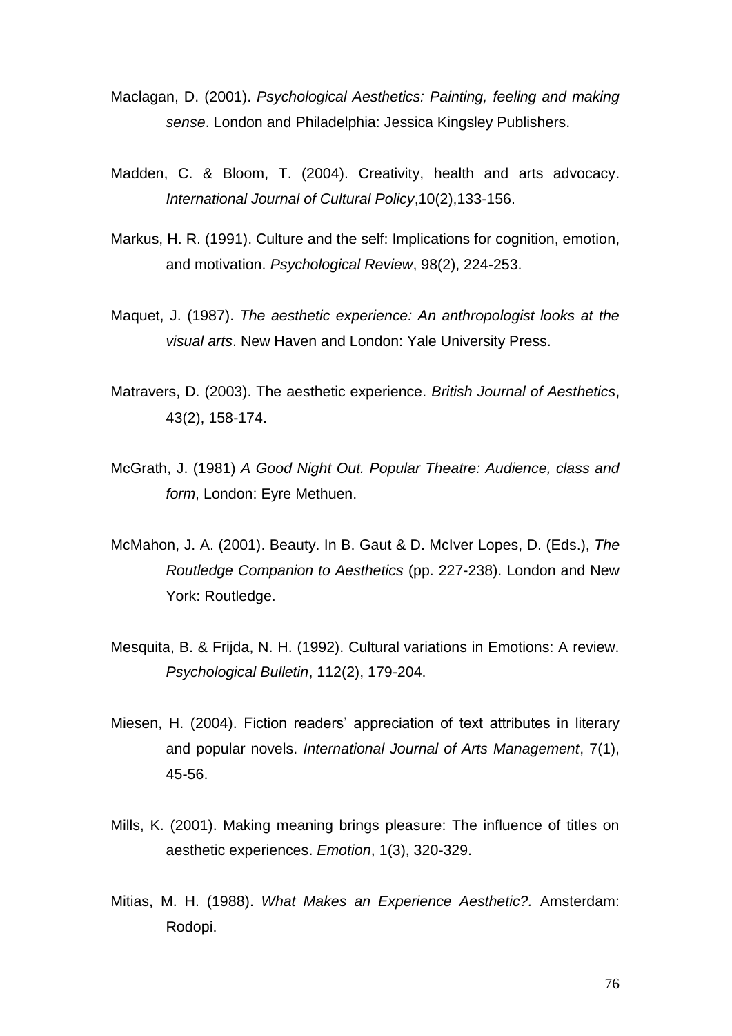Maclagan, D. (2001). *Psychological Aesthetics: Painting, feeling and making sense*. London and Philadelphia: Jessica Kingsley Publishers.

Madden, C. & Bloom, T. (2004). Creativity, health and arts advocacy. *International Journal of Cultural Policy*,10(2),133-156.

Markus, H. R. (1991). Culture and the self: Implications for cognition, emotion, and motivation. *Psychological Review*, 98(2), 224-253.

Maquet, J. (1987). *The aesthetic experience: An anthropologist looks at the visual arts*. New Haven and London: Yale University Press.

Matravers, D. (2003). The aesthetic experience. *British Journal of Aesthetics*, 43(2), 158-174.

McGrath, J. (1981) *A Good Night Out. Popular Theatre: Audience, class and form*, London: Eyre Methuen.

McMahon, J. A. (2001). Beauty. In B. Gaut & D. McIver Lopes, D. (Eds.), *The Routledge Companion to Aesthetics* (pp. 227-238). London and New York: Routledge.

Mesquita, B. & Frijda, N. H. (1992). Cultural variations in Emotions: A review. *Psychological Bulletin*, 112(2), 179-204.

Miesen, H. (2004). Fiction readers' appreciation of text attributes in literary and popular novels. *International Journal of Arts Management*, 7(1), 45-56.

Mills, K. (2001). Making meaning brings pleasure: The influence of titles on aesthetic experiences. *Emotion*, 1(3), 320-329.

Mitias, M. H. (1988). *What Makes an Experience Aesthetic?.* Amsterdam: Rodopi.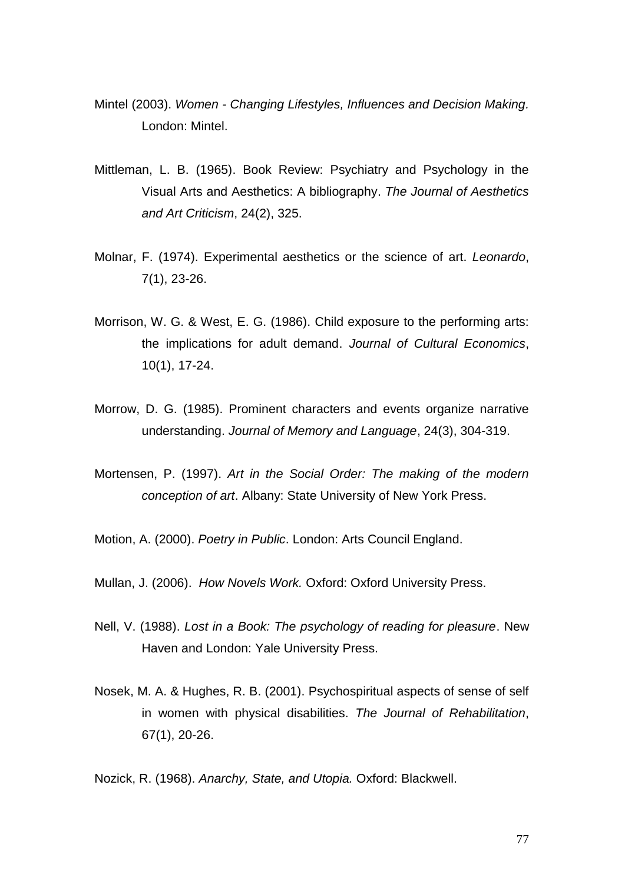Mintel (2003). *Women - Changing Lifestyles, Influences and Decision Making.* London: Mintel.

Mittleman, L. B. (1965). Book Review: Psychiatry and Psychology in the Visual Arts and Aesthetics: A bibliography. *The Journal of Aesthetics and Art Criticism*, 24(2), 325.

Molnar, F. (1974). Experimental aesthetics or the science of art. *Leonardo*, 7(1), 23-26.

Morrison, W. G. & West, E. G. (1986). Child exposure to the performing arts: the implications for adult demand. *Journal of Cultural Economics*, 10(1), 17-24.

Morrow, D. G. (1985). Prominent characters and events organize narrative understanding. *Journal of Memory and Language*, 24(3), 304-319.

Mortensen, P. (1997). *Art in the Social Order: The making of the modern conception of art*. Albany: State University of New York Press.

Motion, A. (2000). *Poetry in Public*. London: Arts Council England.

Mullan, J. (2006). *How Novels Work.* Oxford: Oxford University Press.

Nell, V. (1988). *Lost in a Book: The psychology of reading for pleasure*. New Haven and London: Yale University Press.

Nosek, M. A. & Hughes, R. B. (2001). Psychospiritual aspects of sense of self in women with physical disabilities. *The Journal of Rehabilitation*, 67(1), 20-26.

Nozick, R. (1968). *Anarchy, State, and Utopia.* Oxford: Blackwell.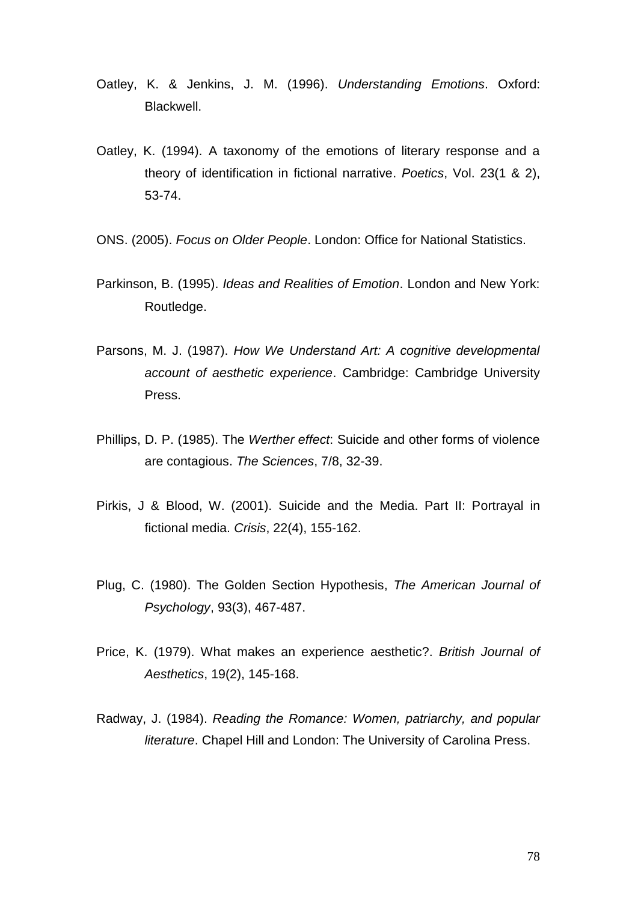Oatley, K. & Jenkins, J. M. (1996). *Understanding Emotions*. Oxford: Blackwell.

Oatley, K. (1994). A taxonomy of the emotions of literary response and a theory of identification in fictional narrative. *Poetics*, Vol. 23(1 & 2), 53-74.

ONS. (2005). *Focus on Older People*. London: Office for National Statistics.

Parkinson, B. (1995). *Ideas and Realities of Emotion*. London and New York: Routledge.

Parsons, M. J. (1987). *How We Understand Art: A cognitive developmental account of aesthetic experience*. Cambridge: Cambridge University Press.

Phillips, D. P. (1985). The *Werther effect*: Suicide and other forms of violence are contagious. *The Sciences*, 7/8, 32-39.

Pirkis, J & Blood, W. (2001). Suicide and the Media. Part II: Portrayal in fictional media. *Crisis*, 22(4), 155-162.

Plug, C. (1980). The Golden Section Hypothesis, *The American Journal of Psychology*, 93(3), 467-487.

Price, K. (1979). What makes an experience aesthetic?. *British Journal of Aesthetics*, 19(2), 145-168.

Radway, J. (1984). *Reading the Romance: Women, patriarchy, and popular literature*. Chapel Hill and London: The University of Carolina Press.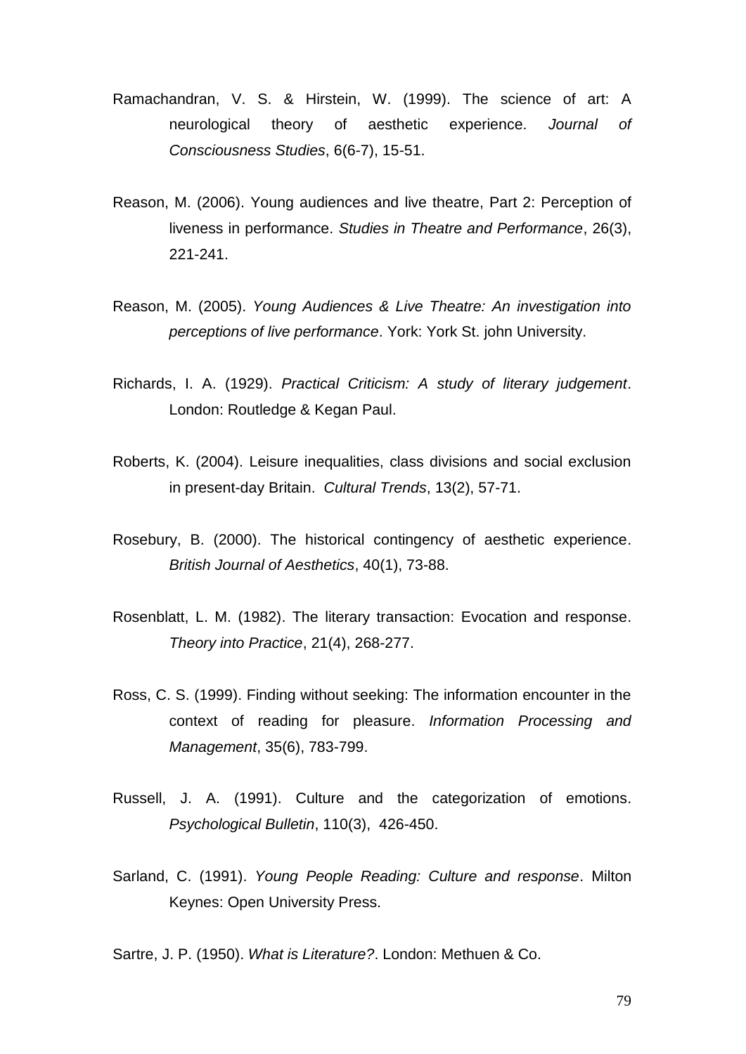Ramachandran, V. S. & Hirstein, W. (1999). The science of art: A neurological theory of aesthetic experience. *Journal of Consciousness Studies*, 6(6-7), 15-51.

Reason, M. (2006). Young audiences and live theatre, Part 2: Perception of liveness in performance. *Studies in Theatre and Performance*, 26(3), 221-241.

Reason, M. (2005). *Young Audiences & Live Theatre: An investigation into perceptions of live performance*. York: York St. john University.

Richards, I. A. (1929). *Practical Criticism: A study of literary judgement*. London: Routledge & Kegan Paul.

Roberts, K. (2004). Leisure inequalities, class divisions and social exclusion in present-day Britain. *Cultural Trends*, 13(2), 57-71.

Rosebury, B. (2000). The historical contingency of aesthetic experience. *British Journal of Aesthetics*, 40(1), 73-88.

Rosenblatt, L. M. (1982). The literary transaction: Evocation and response. *Theory into Practice*, 21(4), 268-277.

Ross, C. S. (1999). Finding without seeking: The information encounter in the context of reading for pleasure. *Information Processing and Management*, 35(6), 783-799.

Russell, J. A. (1991). Culture and the categorization of emotions. *Psychological Bulletin*, 110(3), 426-450.

Sarland, C. (1991). *Young People Reading: Culture and response*. Milton Keynes: Open University Press.

Sartre, J. P. (1950). *What is Literature?*. London: Methuen & Co.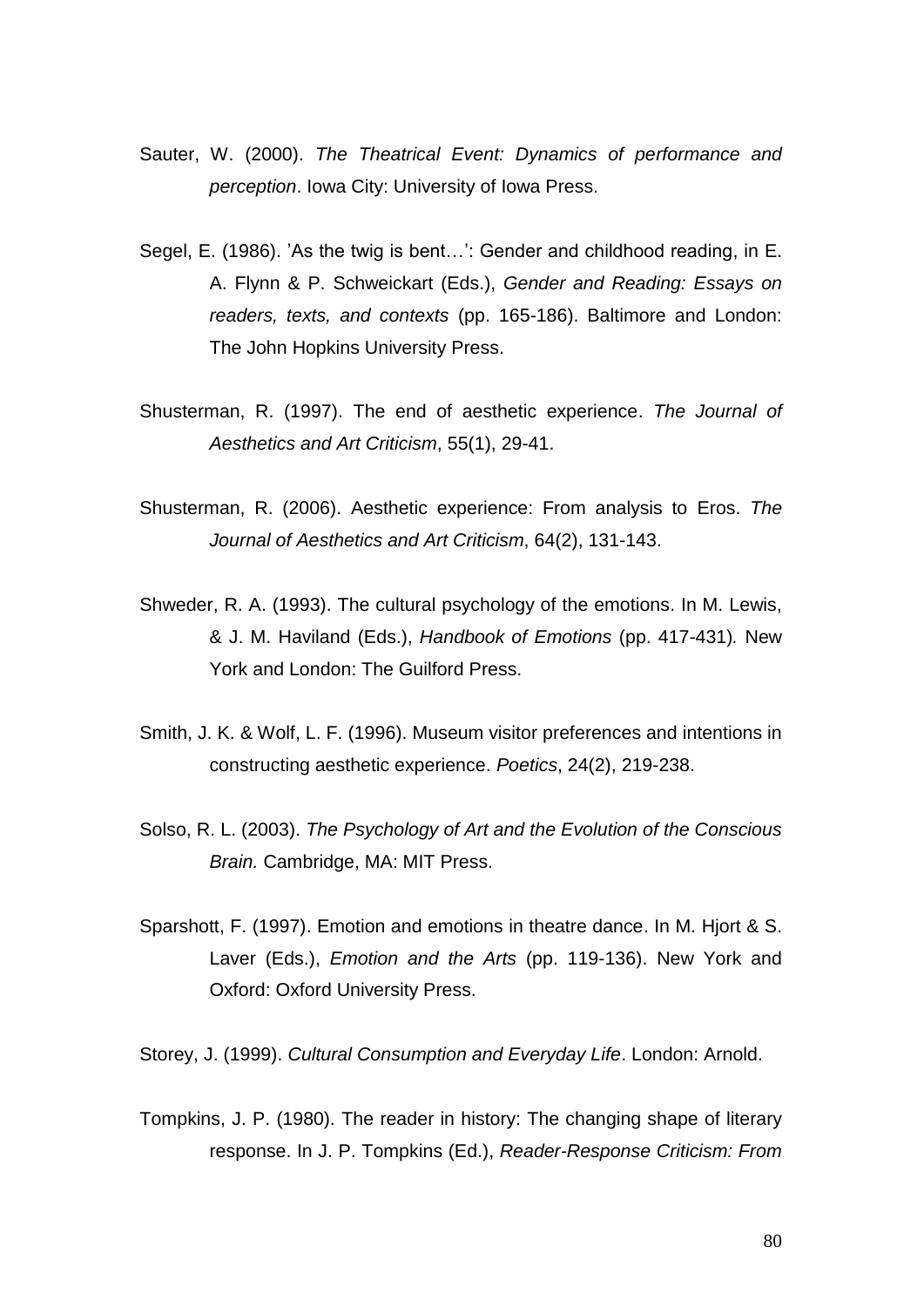Sauter, W. (2000). *The Theatrical Event: Dynamics of performance and perception*. Iowa City: University of Iowa Press.

Segel, E. (1986). 'As the twig is bent…': Gender and childhood reading, in E. A. Flynn & P. Schweickart (Eds.), *Gender and Reading: Essays on readers, texts, and contexts* (pp. 165-186). Baltimore and London: The John Hopkins University Press.

Shusterman, R. (1997). The end of aesthetic experience. *The Journal of Aesthetics and Art Criticism*, 55(1), 29-41.

Shusterman, R. (2006). Aesthetic experience: From analysis to Eros. *The Journal of Aesthetics and Art Criticism*, 64(2), 131-143.

Shweder, R. A. (1993). The cultural psychology of the emotions. In M. Lewis, & J. M. Haviland (Eds.), *Handbook of Emotions* (pp. 417-431)*.* New York and London: The Guilford Press.

Smith, J. K. & Wolf, L. F. (1996). Museum visitor preferences and intentions in constructing aesthetic experience. *Poetics*, 24(2), 219-238.

Solso, R. L. (2003). *The Psychology of Art and the Evolution of the Conscious Brain.* Cambridge, MA: MIT Press.

Sparshott, F. (1997). Emotion and emotions in theatre dance. In M. Hjort & S. Laver (Eds.), *Emotion and the Arts* (pp. 119-136). New York and Oxford: Oxford University Press.

Storey, J. (1999). *Cultural Consumption and Everyday Life*. London: Arnold.

Tompkins, J. P. (1980). The reader in history: The changing shape of literary response. In J. P. Tompkins (Ed.), *Reader-Response Criticism: From*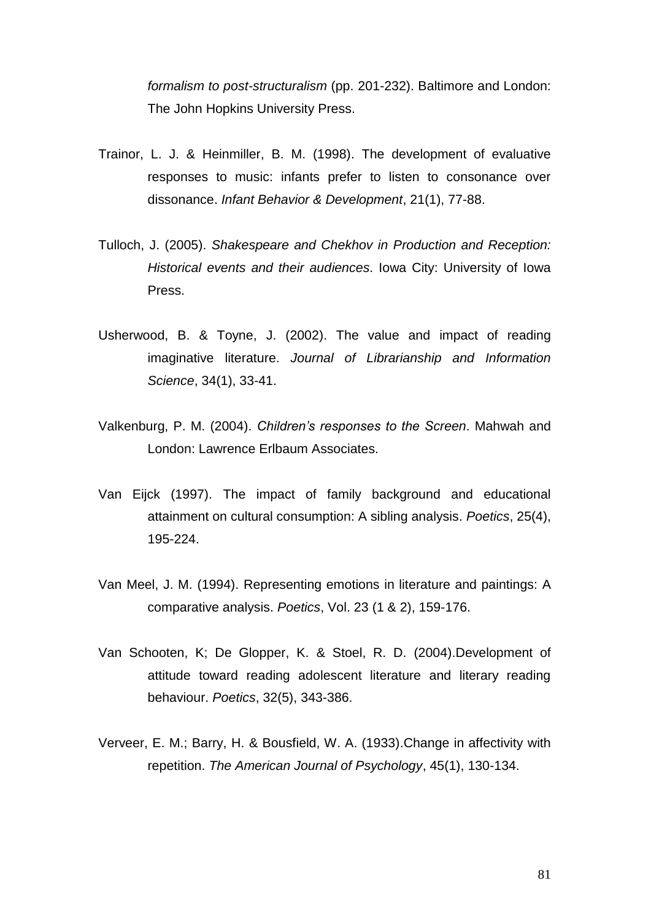*formalism to post-structuralism* (pp. 201-232). Baltimore and London: The John Hopkins University Press.

Trainor, L. J. & Heinmiller, B. M. (1998). The development of evaluative responses to music: infants prefer to listen to consonance over dissonance. *Infant Behavior & Development*, 21(1), 77-88.

Tulloch, J. (2005). *Shakespeare and Chekhov in Production and Reception: Historical events and their audiences*. Iowa City: University of Iowa Press.

Usherwood, B. & Toyne, J. (2002). The value and impact of reading imaginative literature. *Journal of Librarianship and Information Science*, 34(1), 33-41.

Valkenburg, P. M. (2004). *Children's responses to the Screen*. Mahwah and London: Lawrence Erlbaum Associates.

Van Eijck (1997). The impact of family background and educational attainment on cultural consumption: A sibling analysis. *Poetics*, 25(4), 195-224.

Van Meel, J. M. (1994). Representing emotions in literature and paintings: A comparative analysis. *Poetics*, Vol. 23 (1 & 2), 159-176.

Van Schooten, K; De Glopper, K. & Stoel, R. D. (2004).Development of attitude toward reading adolescent literature and literary reading behaviour. *Poetics*, 32(5), 343-386.

Verveer, E. M.; Barry, H. & Bousfield, W. A. (1933).Change in affectivity with repetition. *The American Journal of Psychology*, 45(1), 130-134.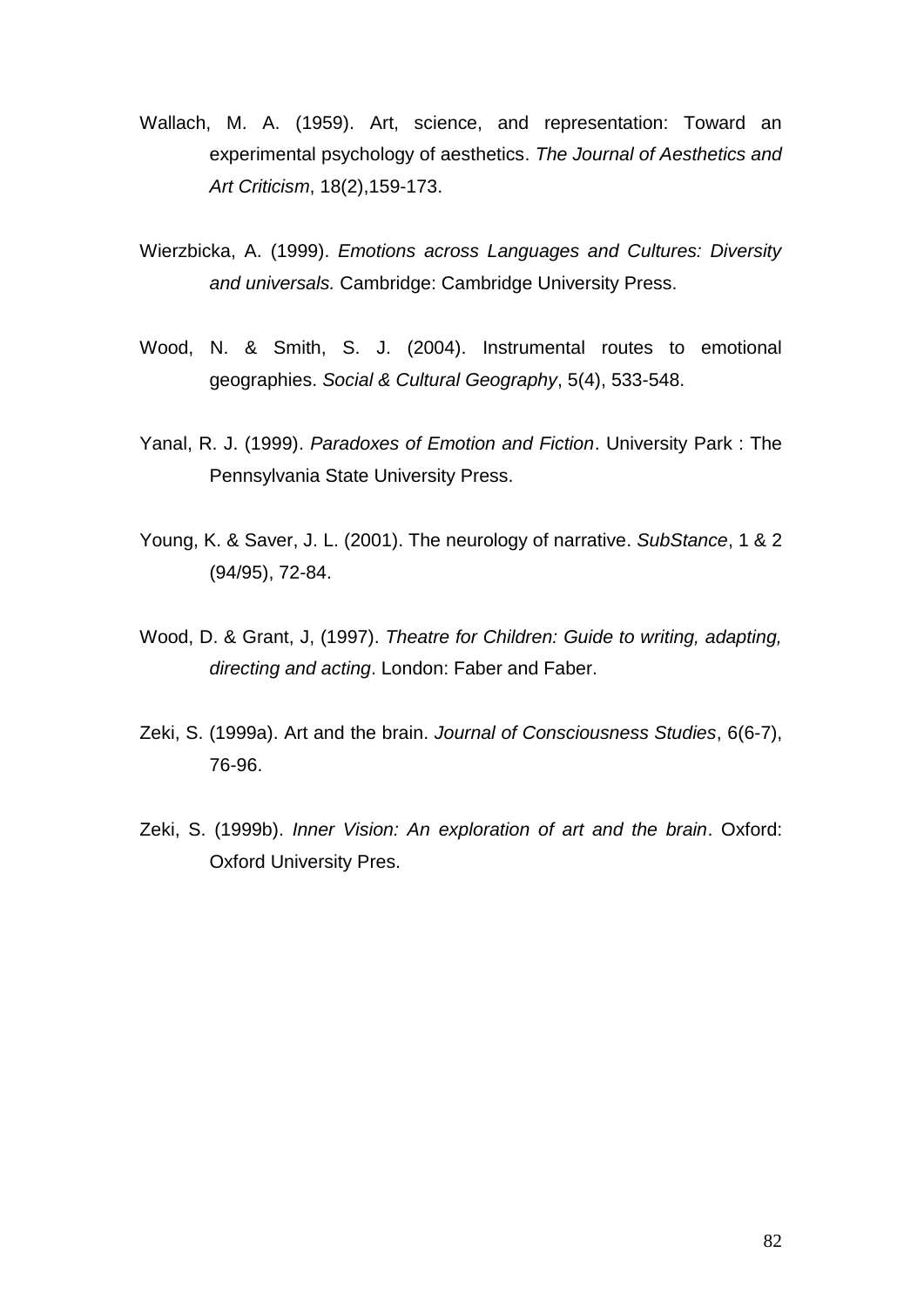Wallach, M. A. (1959). Art, science, and representation: Toward an experimental psychology of aesthetics. *The Journal of Aesthetics and Art Criticism*, 18(2),159-173.

Wierzbicka, A. (1999). *Emotions across Languages and Cultures: Diversity and universals.* Cambridge: Cambridge University Press.

Wood, N. & Smith, S. J. (2004). Instrumental routes to emotional geographies. *Social & Cultural Geography*, 5(4), 533-548.

Yanal, R. J. (1999). *Paradoxes of Emotion and Fiction*. University Park : The Pennsylvania State University Press.

Young, K. & Saver, J. L. (2001). The neurology of narrative. *SubStance*, 1 & 2 (94/95), 72-84.

Wood, D. & Grant, J, (1997). *Theatre for Children: Guide to writing, adapting, directing and acting*. London: Faber and Faber.

Zeki, S. (1999a). Art and the brain. *Journal of Consciousness Studies*, 6(6-7), 76-96.

Zeki, S. (1999b). *Inner Vision: An exploration of art and the brain*. Oxford: Oxford University Pres.